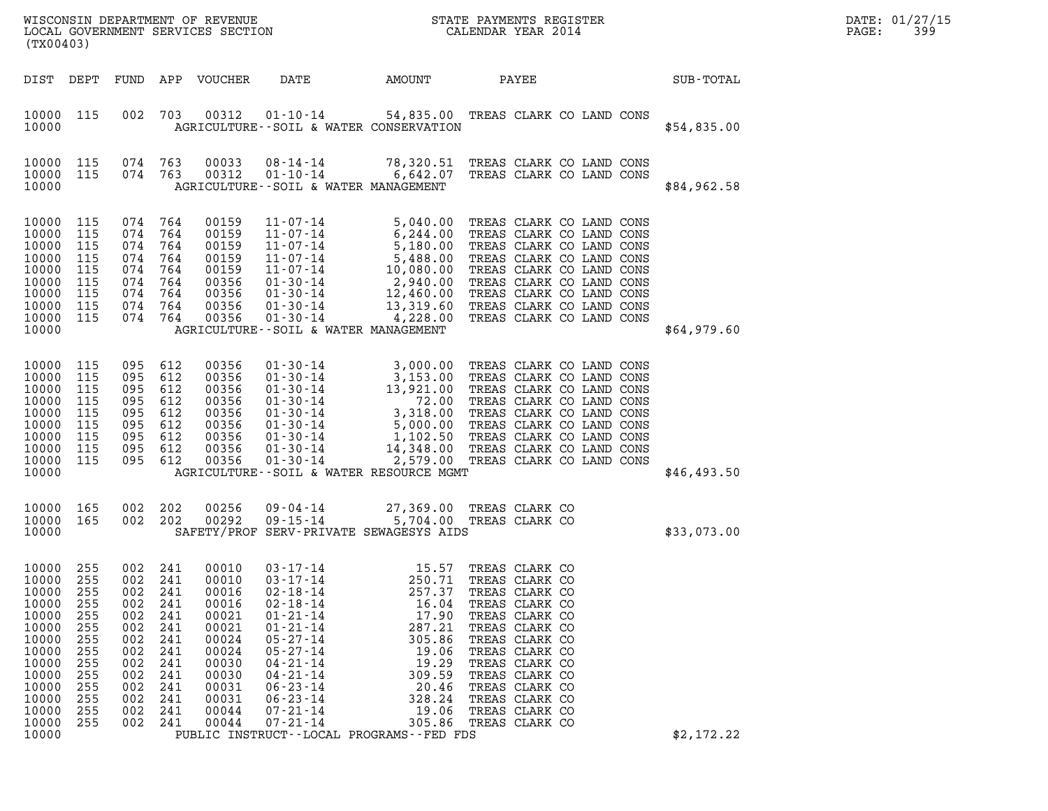WISCONSIN DEPARTMENT OF REVENUE
LOCAL GOVERNMENT SERVICES SECTION
(TX00403)

STATE PAYMENTS REGISTER
CALENDAR YEAR 2014

DATE: 01/27/15

| DIST | DEPT | FUND | APP | VOUCHER | DATE | AMOUNT | PAYEE | SUB-TOTAL |
|---|---|---|---|---|---|---|---|---|
| 10000 | 115 | 002 | 703 | 00312 | 01-10-14 | 54,835.00 | TREAS CLARK CO LAND CONS | |
| 10000 | | | | | AGRICULTURE--SOIL & WATER CONSERVATION | | | $54,835.00 |
| 10000 | 115 | 074 | 763 | 00033 | 08-14-14 | 78,320.51 | TREAS CLARK CO LAND CONS | |
| 10000 | 115 | 074 | 763 | 00312 | 01-10-14 | 6,642.07 | TREAS CLARK CO LAND CONS | |
| 10000 | | | | | AGRICULTURE--SOIL & WATER MANAGEMENT | | | $84,962.58 |
| 10000 | 115 | 074 | 764 | 00159 | 11-07-14 | 5,040.00 | TREAS CLARK CO LAND CONS | |
| 10000 | 115 | 074 | 764 | 00159 | 11-07-14 | 6,244.00 | TREAS CLARK CO LAND CONS | |
| 10000 | 115 | 074 | 764 | 00159 | 11-07-14 | 5,180.00 | TREAS CLARK CO LAND CONS | |
| 10000 | 115 | 074 | 764 | 00159 | 11-07-14 | 5,488.00 | TREAS CLARK CO LAND CONS | |
| 10000 | 115 | 074 | 764 | 00159 | 11-07-14 | 10,080.00 | TREAS CLARK CO LAND CONS | |
| 10000 | 115 | 074 | 764 | 00356 | 01-30-14 | 2,940.00 | TREAS CLARK CO LAND CONS | |
| 10000 | 115 | 074 | 764 | 00356 | 01-30-14 | 12,460.00 | TREAS CLARK CO LAND CONS | |
| 10000 | 115 | 074 | 764 | 00356 | 01-30-14 | 13,319.60 | TREAS CLARK CO LAND CONS | |
| 10000 | 115 | 074 | 764 | 00356 | 01-30-14 | 4,228.00 | TREAS CLARK CO LAND CONS | |
| 10000 | | | | | AGRICULTURE--SOIL & WATER MANAGEMENT | | | $64,979.60 |
| 10000 | 115 | 095 | 612 | 00356 | 01-30-14 | 3,000.00 | TREAS CLARK CO LAND CONS | |
| 10000 | 115 | 095 | 612 | 00356 | 01-30-14 | 3,153.00 | TREAS CLARK CO LAND CONS | |
| 10000 | 115 | 095 | 612 | 00356 | 01-30-14 | 13,921.00 | TREAS CLARK CO LAND CONS | |
| 10000 | 115 | 095 | 612 | 00356 | 01-30-14 | 72.00 | TREAS CLARK CO LAND CONS | |
| 10000 | 115 | 095 | 612 | 00356 | 01-30-14 | 3,318.00 | TREAS CLARK CO LAND CONS | |
| 10000 | 115 | 095 | 612 | 00356 | 01-30-14 | 5,000.00 | TREAS CLARK CO LAND CONS | |
| 10000 | 115 | 095 | 612 | 00356 | 01-30-14 | 1,102.50 | TREAS CLARK CO LAND CONS | |
| 10000 | 115 | 095 | 612 | 00356 | 01-30-14 | 14,348.00 | TREAS CLARK CO LAND CONS | |
| 10000 | 115 | 095 | 612 | 00356 | 01-30-14 | 2,579.00 | TREAS CLARK CO LAND CONS | |
| 10000 | | | | | AGRICULTURE--SOIL & WATER RESOURCE MGMT | | | $46,493.50 |
| 10000 | 165 | 002 | 202 | 00256 | 09-04-14 | 27,369.00 | TREAS CLARK CO | |
| 10000 | 165 | 002 | 202 | 00292 | 09-15-14 | 5,704.00 | TREAS CLARK CO | |
| 10000 | | | | | SAFETY/PROF SERV-PRIVATE SEWAGESYS AIDS | | | $33,073.00 |
| 10000 | 255 | 002 | 241 | 00010 | 03-17-14 | 15.57 | TREAS CLARK CO | |
| 10000 | 255 | 002 | 241 | 00010 | 03-17-14 | 250.71 | TREAS CLARK CO | |
| 10000 | 255 | 002 | 241 | 00016 | 02-18-14 | 257.37 | TREAS CLARK CO | |
| 10000 | 255 | 002 | 241 | 00016 | 02-18-14 | 16.04 | TREAS CLARK CO | |
| 10000 | 255 | 002 | 241 | 00021 | 01-21-14 | 17.90 | TREAS CLARK CO | |
| 10000 | 255 | 002 | 241 | 00021 | 01-21-14 | 287.21 | TREAS CLARK CO | |
| 10000 | 255 | 002 | 241 | 00024 | 05-27-14 | 305.86 | TREAS CLARK CO | |
| 10000 | 255 | 002 | 241 | 00024 | 05-27-14 | 19.06 | TREAS CLARK CO | |
| 10000 | 255 | 002 | 241 | 00030 | 04-21-14 | 19.29 | TREAS CLARK CO | |
| 10000 | 255 | 002 | 241 | 00030 | 04-21-14 | 309.59 | TREAS CLARK CO | |
| 10000 | 255 | 002 | 241 | 00031 | 06-23-14 | 20.46 | TREAS CLARK CO | |
| 10000 | 255 | 002 | 241 | 00031 | 06-23-14 | 328.24 | TREAS CLARK CO | |
| 10000 | 255 | 002 | 241 | 00044 | 07-21-14 | 19.06 | TREAS CLARK CO | |
| 10000 | 255 | 002 | 241 | 00044 | 07-21-14 | 305.86 | TREAS CLARK CO | |
| 10000 | | | | | PUBLIC INSTRUCT--LOCAL PROGRAMS--FED FDS | | | $2,172.22 |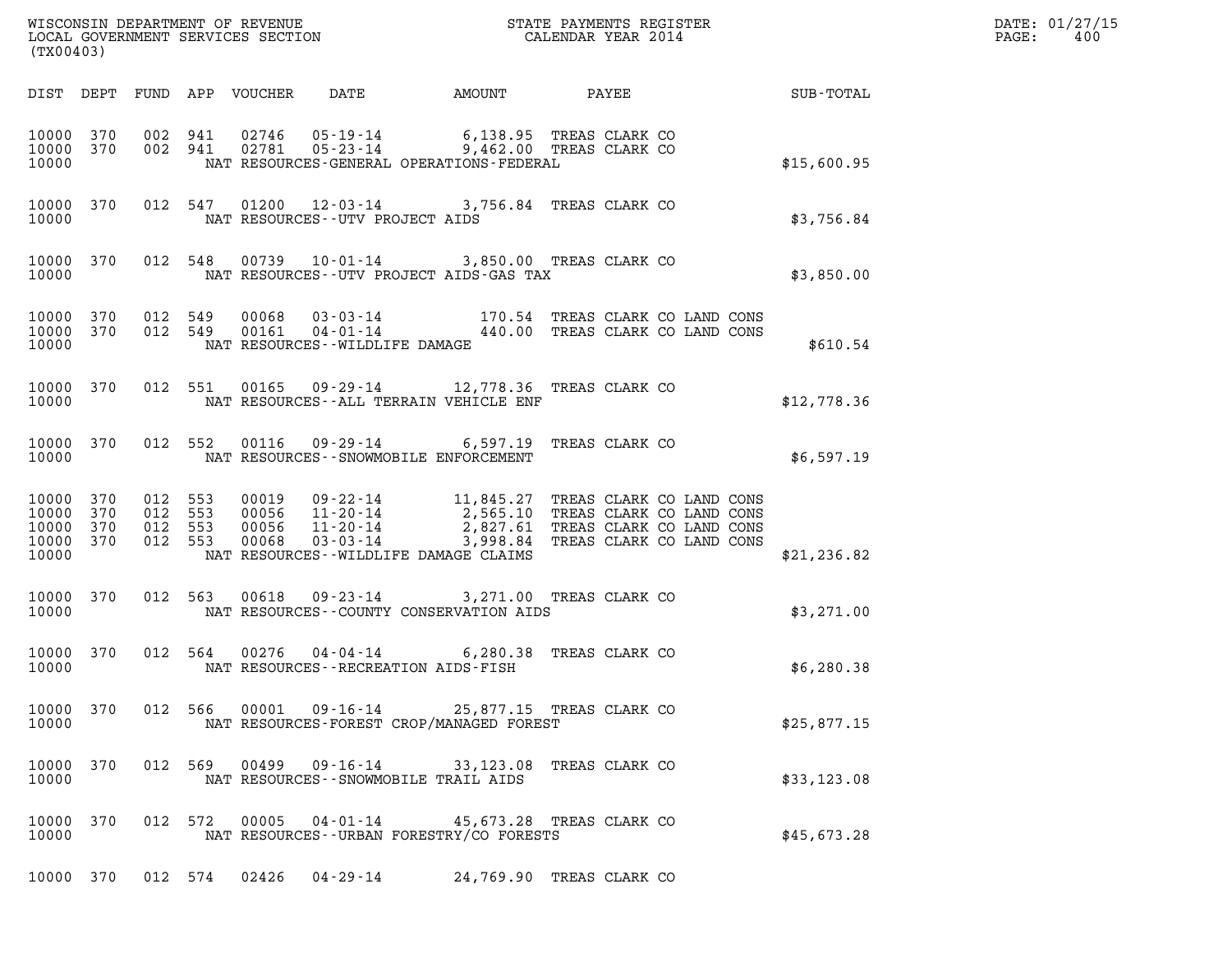WISCONSIN DEPARTMENT OF REVENUE
LOCAL GOVERNMENT SERVICES SECTION
(TX00403)

STATE PAYMENTS REGISTER
CALENDAR YEAR 2014

DATE: 01/27/15
PAGE: 400

| DIST | DEPT | FUND | APP | VOUCHER | DATE | AMOUNT | PAYEE | SUB-TOTAL |
|---|---|---|---|---|---|---|---|---|
| 10000 | 370 | 002 | 941 | 02746 | 05-19-14 | 6,138.95 | TREAS CLARK CO | |
| 10000 | 370 | 002 | 941 | 02781 | 05-23-14 | 9,462.00 | TREAS CLARK CO | |
| 10000 | | | | | NAT RESOURCES-GENERAL OPERATIONS-FEDERAL | | | $15,600.95 |
| 10000 | 370 | 012 | 547 | 01200 | 12-03-14 | 3,756.84 | TREAS CLARK CO | |
| 10000 | | | | | NAT RESOURCES--UTV PROJECT AIDS | | | $3,756.84 |
| 10000 | 370 | 012 | 548 | 00739 | 10-01-14 | 3,850.00 | TREAS CLARK CO | |
| 10000 | | | | | NAT RESOURCES--UTV PROJECT AIDS-GAS TAX | | | $3,850.00 |
| 10000 | 370 | 012 | 549 | 00068 | 03-03-14 | 170.54 | TREAS CLARK CO LAND CONS | |
| 10000 | 370 | 012 | 549 | 00161 | 04-01-14 | 440.00 | TREAS CLARK CO LAND CONS | |
| 10000 | | | | | NAT RESOURCES--WILDLIFE DAMAGE | | | $610.54 |
| 10000 | 370 | 012 | 551 | 00165 | 09-29-14 | 12,778.36 | TREAS CLARK CO | |
| 10000 | | | | | NAT RESOURCES--ALL TERRAIN VEHICLE ENF | | | $12,778.36 |
| 10000 | 370 | 012 | 552 | 00116 | 09-29-14 | 6,597.19 | TREAS CLARK CO | |
| 10000 | | | | | NAT RESOURCES--SNOWMOBILE ENFORCEMENT | | | $6,597.19 |
| 10000 | 370 | 012 | 553 | 00019 | 09-22-14 | 11,845.27 | TREAS CLARK CO LAND CONS | |
| 10000 | 370 | 012 | 553 | 00056 | 11-20-14 | 2,565.10 | TREAS CLARK CO LAND CONS | |
| 10000 | 370 | 012 | 553 | 00056 | 11-20-14 | 2,827.61 | TREAS CLARK CO LAND CONS | |
| 10000 | 370 | 012 | 553 | 00068 | 03-03-14 | 3,998.84 | TREAS CLARK CO LAND CONS | |
| 10000 | | | | | NAT RESOURCES--WILDLIFE DAMAGE CLAIMS | | | $21,236.82 |
| 10000 | 370 | 012 | 563 | 00618 | 09-23-14 | 3,271.00 | TREAS CLARK CO | |
| 10000 | | | | | NAT RESOURCES--COUNTY CONSERVATION AIDS | | | $3,271.00 |
| 10000 | 370 | 012 | 564 | 00276 | 04-04-14 | 6,280.38 | TREAS CLARK CO | |
| 10000 | | | | | NAT RESOURCES--RECREATION AIDS-FISH | | | $6,280.38 |
| 10000 | 370 | 012 | 566 | 00001 | 09-16-14 | 25,877.15 | TREAS CLARK CO | |
| 10000 | | | | | NAT RESOURCES-FOREST CROP/MANAGED FOREST | | | $25,877.15 |
| 10000 | 370 | 012 | 569 | 00499 | 09-16-14 | 33,123.08 | TREAS CLARK CO | |
| 10000 | | | | | NAT RESOURCES--SNOWMOBILE TRAIL AIDS | | | $33,123.08 |
| 10000 | 370 | 012 | 572 | 00005 | 04-01-14 | 45,673.28 | TREAS CLARK CO | |
| 10000 | | | | | NAT RESOURCES--URBAN FORESTRY/CO FORESTS | | | $45,673.28 |
| 10000 | 370 | 012 | 574 | 02426 | 04-29-14 | 24,769.90 | TREAS CLARK CO | |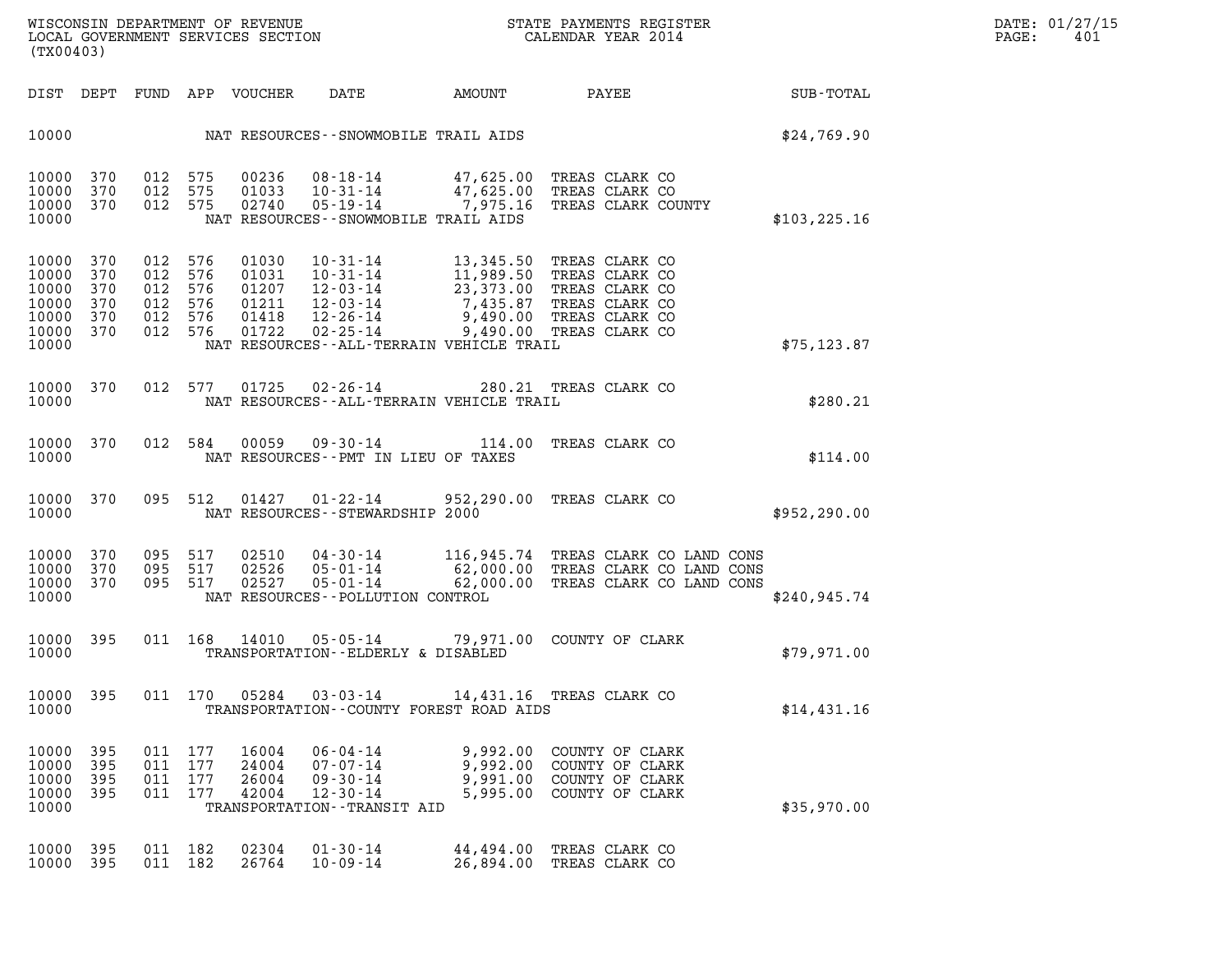WISCONSIN DEPARTMENT OF REVENUE
LOCAL GOVERNMENT SERVICES SECTION
(TX00403)

STATE PAYMENTS REGISTER
CALENDAR YEAR 2014

| DIST | DEPT | FUND | APP | VOUCHER | DATE | AMOUNT | PAYEE | SUB-TOTAL |
|---|---|---|---|---|---|---|---|---|
| 10000 | | | | NAT RESOURCES--SNOWMOBILE TRAIL AIDS | | | | $24,769.90 |
| 10000 | 370 | 012 | 575 | 00236 | 08-18-14 | 47,625.00 | TREAS CLARK CO | |
| 10000 | 370 | 012 | 575 | 01033 | 10-31-14 | 47,625.00 | TREAS CLARK CO | |
| 10000 | 370 | 012 | 575 | 02740 | 05-19-14 | 7,975.16 | TREAS CLARK COUNTY | |
| 10000 | | | | NAT RESOURCES--SNOWMOBILE TRAIL AIDS | | | | $103,225.16 |
| 10000 | 370 | 012 | 576 | 01030 | 10-31-14 | 13,345.50 | TREAS CLARK CO | |
| 10000 | 370 | 012 | 576 | 01031 | 10-31-14 | 11,989.50 | TREAS CLARK CO | |
| 10000 | 370 | 012 | 576 | 01207 | 12-03-14 | 23,373.00 | TREAS CLARK CO | |
| 10000 | 370 | 012 | 576 | 01211 | 12-03-14 | 7,435.87 | TREAS CLARK CO | |
| 10000 | 370 | 012 | 576 | 01418 | 12-26-14 | 9,490.00 | TREAS CLARK CO | |
| 10000 | 370 | 012 | 576 | 01722 | 02-25-14 | 9,490.00 | TREAS CLARK CO | |
| 10000 | | | | NAT RESOURCES--ALL-TERRAIN VEHICLE TRAIL | | | | $75,123.87 |
| 10000 | 370 | 012 | 577 | 01725 | 02-26-14 | 280.21 | TREAS CLARK CO | |
| 10000 | | | | NAT RESOURCES--ALL-TERRAIN VEHICLE TRAIL | | | | $280.21 |
| 10000 | 370 | 012 | 584 | 00059 | 09-30-14 | 114.00 | TREAS CLARK CO | |
| 10000 | | | | NAT RESOURCES--PMT IN LIEU OF TAXES | | | | $114.00 |
| 10000 | 370 | 095 | 512 | 01427 | 01-22-14 | 952,290.00 | TREAS CLARK CO | |
| 10000 | | | | NAT RESOURCES--STEWARDSHIP 2000 | | | | $952,290.00 |
| 10000 | 370 | 095 | 517 | 02510 | 04-30-14 | 116,945.74 | TREAS CLARK CO LAND CONS | |
| 10000 | 370 | 095 | 517 | 02526 | 05-01-14 | 62,000.00 | TREAS CLARK CO LAND CONS | |
| 10000 | 370 | 095 | 517 | 02527 | 05-01-14 | 62,000.00 | TREAS CLARK CO LAND CONS | |
| 10000 | | | | NAT RESOURCES--POLLUTION CONTROL | | | | $240,945.74 |
| 10000 | 395 | 011 | 168 | 14010 | 05-05-14 | 79,971.00 | COUNTY OF CLARK | |
| 10000 | | | | TRANSPORTATION--ELDERLY & DISABLED | | | | $79,971.00 |
| 10000 | 395 | 011 | 170 | 05284 | 03-03-14 | 14,431.16 | TREAS CLARK CO | |
| 10000 | | | | TRANSPORTATION--COUNTY FOREST ROAD AIDS | | | | $14,431.16 |
| 10000 | 395 | 011 | 177 | 16004 | 06-04-14 | 9,992.00 | COUNTY OF CLARK | |
| 10000 | 395 | 011 | 177 | 24004 | 07-07-14 | 9,992.00 | COUNTY OF CLARK | |
| 10000 | 395 | 011 | 177 | 26004 | 09-30-14 | 9,991.00 | COUNTY OF CLARK | |
| 10000 | 395 | 011 | 177 | 42004 | 12-30-14 | 5,995.00 | COUNTY OF CLARK | |
| 10000 | | | | TRANSPORTATION--TRANSIT AID | | | | $35,970.00 |
| 10000 | 395 | 011 | 182 | 02304 | 01-30-14 | 44,494.00 | TREAS CLARK CO | |
| 10000 | 395 | 011 | 182 | 26764 | 10-09-14 | 26,894.00 | TREAS CLARK CO | |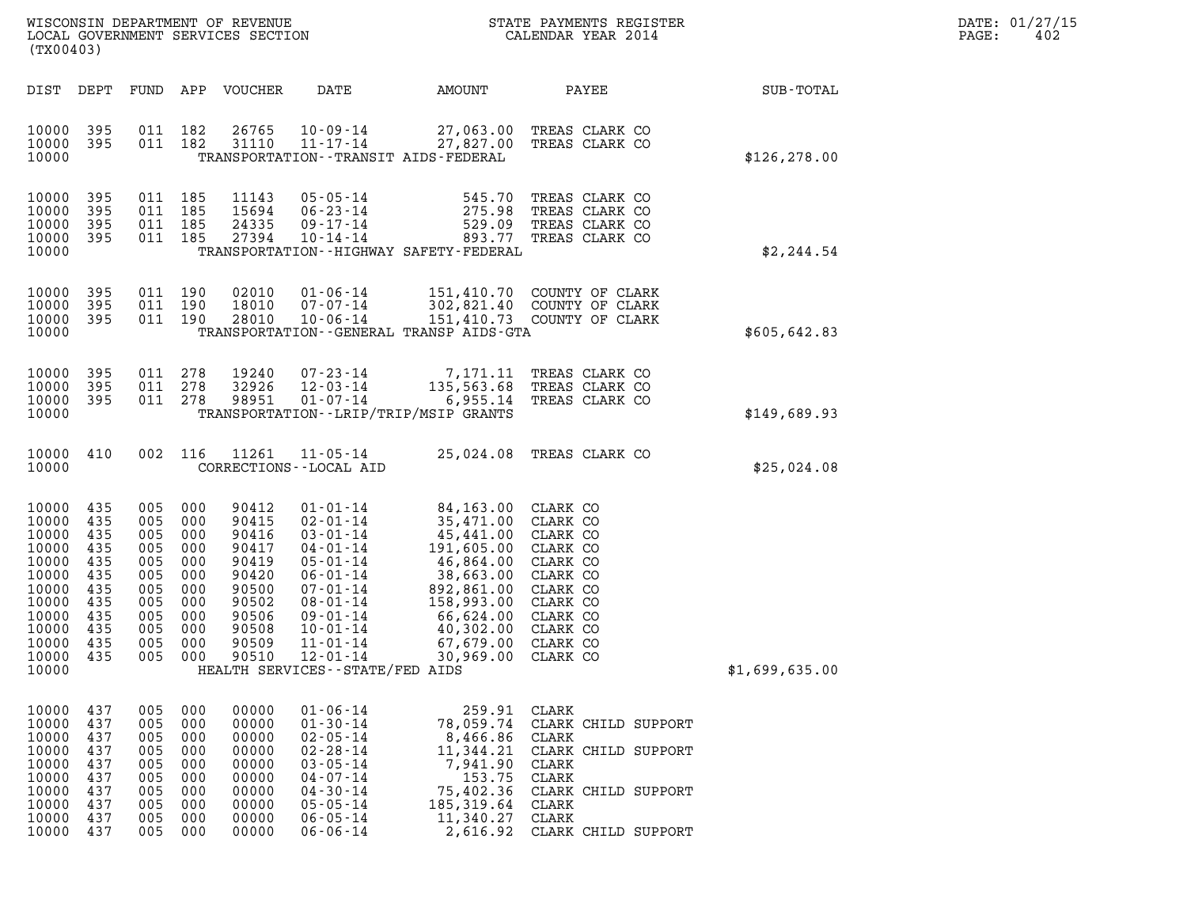WISCONSIN DEPARTMENT OF REVENUE
LOCAL GOVERNMENT SERVICES SECTION
(TX00403)

STATE PAYMENTS REGISTER
CALENDAR YEAR 2014

| DIST | DEPT | FUND | APP | VOUCHER | DATE | AMOUNT | PAYEE | SUB-TOTAL |
|---|---|---|---|---|---|---|---|---|
| 10000 | 395 | 011 | 182 | 26765 | 10-09-14 | 27,063.00 | TREAS CLARK CO | |
| 10000 | 395 | 011 | 182 | 31110 | 11-17-14 | 27,827.00 | TREAS CLARK CO | |
| 10000 | | | | | TRANSPORTATION--TRANSIT AIDS-FEDERAL | | | $126,278.00 |
| 10000 | 395 | 011 | 185 | 11143 | 05-05-14 | 545.70 | TREAS CLARK CO | |
| 10000 | 395 | 011 | 185 | 15694 | 06-23-14 | 275.98 | TREAS CLARK CO | |
| 10000 | 395 | 011 | 185 | 24335 | 09-17-14 | 529.09 | TREAS CLARK CO | |
| 10000 | 395 | 011 | 185 | 27394 | 10-14-14 | 893.77 | TREAS CLARK CO | |
| 10000 | | | | | TRANSPORTATION--HIGHWAY SAFETY-FEDERAL | | | $2,244.54 |
| 10000 | 395 | 011 | 190 | 02010 | 01-06-14 | 151,410.70 | COUNTY OF CLARK | |
| 10000 | 395 | 011 | 190 | 18010 | 07-07-14 | 302,821.40 | COUNTY OF CLARK | |
| 10000 | 395 | 011 | 190 | 28010 | 10-06-14 | 151,410.73 | COUNTY OF CLARK | |
| 10000 | | | | | TRANSPORTATION--GENERAL TRANSP AIDS-GTA | | | $605,642.83 |
| 10000 | 395 | 011 | 278 | 19240 | 07-23-14 | 7,171.11 | TREAS CLARK CO | |
| 10000 | 395 | 011 | 278 | 32926 | 12-03-14 | 135,563.68 | TREAS CLARK CO | |
| 10000 | 395 | 011 | 278 | 98951 | 01-07-14 | 6,955.14 | TREAS CLARK CO | |
| 10000 | | | | | TRANSPORTATION--LRIP/TRIP/MSIP GRANTS | | | $149,689.93 |
| 10000 | 410 | 002 | 116 | 11261 | 11-05-14 | 25,024.08 | TREAS CLARK CO | |
| 10000 | | | | | CORRECTIONS--LOCAL AID | | | $25,024.08 |
| 10000 | 435 | 005 | 000 | 90412 | 01-01-14 | 84,163.00 | CLARK CO | |
| 10000 | 435 | 005 | 000 | 90415 | 02-01-14 | 35,471.00 | CLARK CO | |
| 10000 | 435 | 005 | 000 | 90416 | 03-01-14 | 45,441.00 | CLARK CO | |
| 10000 | 435 | 005 | 000 | 90417 | 04-01-14 | 191,605.00 | CLARK CO | |
| 10000 | 435 | 005 | 000 | 90419 | 05-01-14 | 46,864.00 | CLARK CO | |
| 10000 | 435 | 005 | 000 | 90420 | 06-01-14 | 38,663.00 | CLARK CO | |
| 10000 | 435 | 005 | 000 | 90500 | 07-01-14 | 892,861.00 | CLARK CO | |
| 10000 | 435 | 005 | 000 | 90502 | 08-01-14 | 158,993.00 | CLARK CO | |
| 10000 | 435 | 005 | 000 | 90506 | 09-01-14 | 66,624.00 | CLARK CO | |
| 10000 | 435 | 005 | 000 | 90508 | 10-01-14 | 40,302.00 | CLARK CO | |
| 10000 | 435 | 005 | 000 | 90509 | 11-01-14 | 67,679.00 | CLARK CO | |
| 10000 | 435 | 005 | 000 | 90510 | 12-01-14 | 30,969.00 | CLARK CO | |
| 10000 | | | | | HEALTH SERVICES--STATE/FED AIDS | | | $1,699,635.00 |
| 10000 | 437 | 005 | 000 | 00000 | 01-06-14 | 259.91 | CLARK | |
| 10000 | 437 | 005 | 000 | 00000 | 01-30-14 | 78,059.74 | CLARK CHILD SUPPORT | |
| 10000 | 437 | 005 | 000 | 00000 | 02-05-14 | 8,466.86 | CLARK | |
| 10000 | 437 | 005 | 000 | 00000 | 02-28-14 | 11,344.21 | CLARK CHILD SUPPORT | |
| 10000 | 437 | 005 | 000 | 00000 | 03-05-14 | 7,941.90 | CLARK | |
| 10000 | 437 | 005 | 000 | 00000 | 04-07-14 | 153.75 | CLARK | |
| 10000 | 437 | 005 | 000 | 00000 | 04-30-14 | 75,402.36 | CLARK CHILD SUPPORT | |
| 10000 | 437 | 005 | 000 | 00000 | 05-05-14 | 185,319.64 | CLARK | |
| 10000 | 437 | 005 | 000 | 00000 | 06-05-14 | 11,340.27 | CLARK | |
| 10000 | 437 | 005 | 000 | 00000 | 06-06-14 | 2,616.92 | CLARK CHILD SUPPORT | |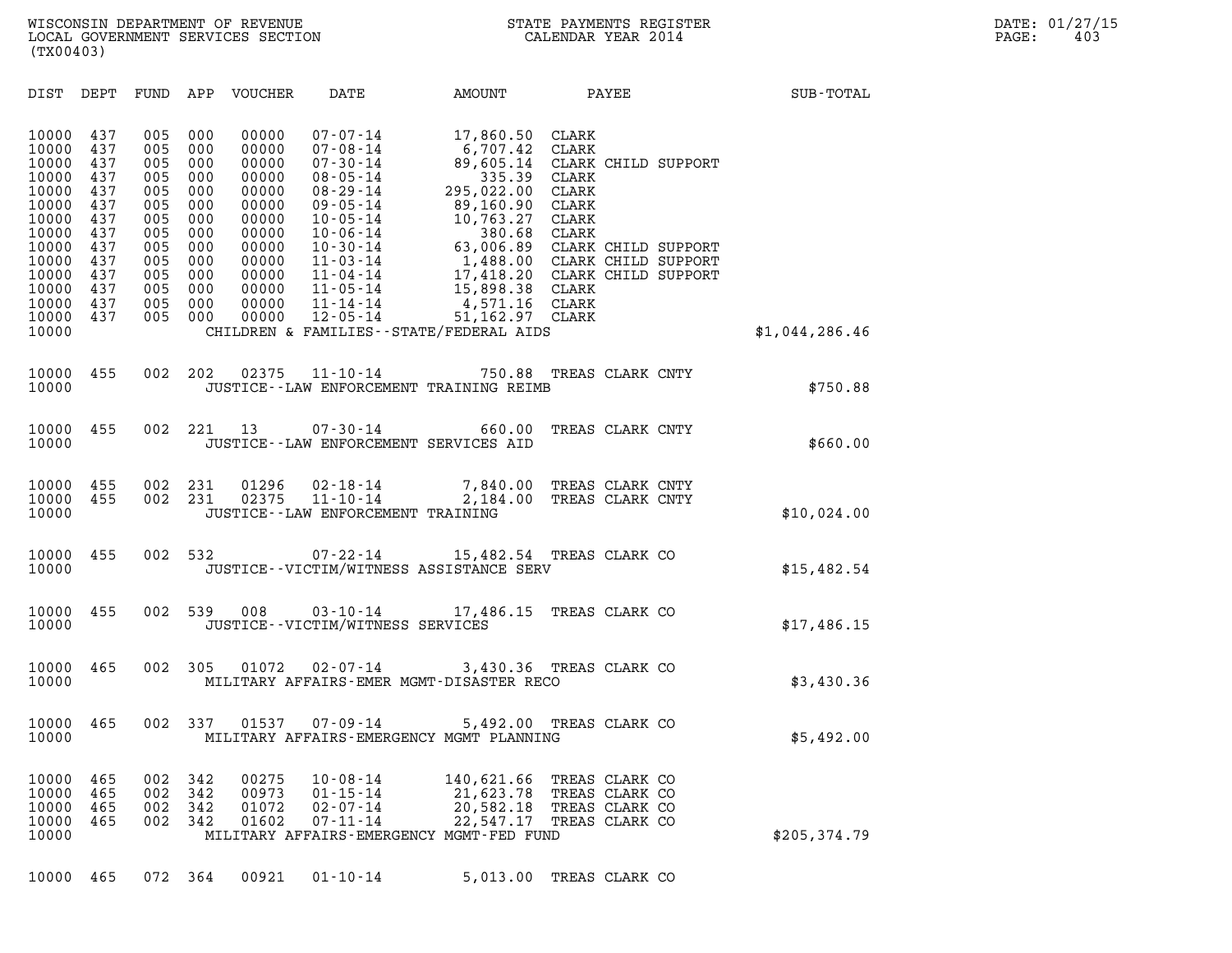WISCONSIN DEPARTMENT OF REVENUE
LOCAL GOVERNMENT SERVICES SECTION
(TX00403)

STATE PAYMENTS REGISTER
CALENDAR YEAR 2014

DATE: 01/27/15

| DIST | DEPT | FUND | APP | VOUCHER | DATE | AMOUNT | PAYEE | SUB-TOTAL |
|---|---|---|---|---|---|---|---|---|
| 10000 | 437 | 005 | 000 | 00000 | 07-07-14 | 17,860.50 | CLARK | |
| 10000 | 437 | 005 | 000 | 00000 | 07-08-14 | 6,707.42 | CLARK | |
| 10000 | 437 | 005 | 000 | 00000 | 07-30-14 | 89,605.14 | CLARK CHILD SUPPORT | |
| 10000 | 437 | 005 | 000 | 00000 | 08-05-14 | 335.39 | CLARK | |
| 10000 | 437 | 005 | 000 | 00000 | 08-29-14 | 295,022.00 | CLARK | |
| 10000 | 437 | 005 | 000 | 00000 | 09-05-14 | 89,160.90 | CLARK | |
| 10000 | 437 | 005 | 000 | 00000 | 10-05-14 | 10,763.27 | CLARK | |
| 10000 | 437 | 005 | 000 | 00000 | 10-06-14 | 380.68 | CLARK | |
| 10000 | 437 | 005 | 000 | 00000 | 10-30-14 | 63,006.89 | CLARK CHILD SUPPORT | |
| 10000 | 437 | 005 | 000 | 00000 | 11-03-14 | 1,488.00 | CLARK CHILD SUPPORT | |
| 10000 | 437 | 005 | 000 | 00000 | 11-04-14 | 17,418.20 | CLARK CHILD SUPPORT | |
| 10000 | 437 | 005 | 000 | 00000 | 11-05-14 | 15,898.38 | CLARK | |
| 10000 | 437 | 005 | 000 | 00000 | 11-14-14 | 4,571.16 | CLARK | |
| 10000 | 437 | 005 | 000 | 00000 | 12-05-14 | 51,162.97 | CLARK | |
| 10000 | | | | | CHILDREN & FAMILIES--STATE/FEDERAL AIDS | | | $1,044,286.46 |
| 10000 | 455 | 002 | 202 | 02375 | 11-10-14 | 750.88 | TREAS CLARK CNTY | |
| 10000 | | | | | JUSTICE--LAW ENFORCEMENT TRAINING REIMB | | | $750.88 |
| 10000 | 455 | 002 | 221 | 13 | 07-30-14 | 660.00 | TREAS CLARK CNTY | |
| 10000 | | | | | JUSTICE--LAW ENFORCEMENT SERVICES AID | | | $660.00 |
| 10000 | 455 | 002 | 231 | 01296 | 02-18-14 | 7,840.00 | TREAS CLARK CNTY | |
| 10000 | 455 | 002 | 231 | 02375 | 11-10-14 | 2,184.00 | TREAS CLARK CNTY | |
| 10000 | | | | | JUSTICE--LAW ENFORCEMENT TRAINING | | | $10,024.00 |
| 10000 | 455 | 002 | 532 | | 07-22-14 | 15,482.54 | TREAS CLARK CO | |
| 10000 | | | | | JUSTICE--VICTIM/WITNESS ASSISTANCE SERV | | | $15,482.54 |
| 10000 | 455 | 002 | 539 | 008 | 03-10-14 | 17,486.15 | TREAS CLARK CO | |
| 10000 | | | | | JUSTICE--VICTIM/WITNESS SERVICES | | | $17,486.15 |
| 10000 | 465 | 002 | 305 | 01072 | 02-07-14 | 3,430.36 | TREAS CLARK CO | |
| 10000 | | | | | MILITARY AFFAIRS-EMER MGMT-DISASTER RECO | | | $3,430.36 |
| 10000 | 465 | 002 | 337 | 01537 | 07-09-14 | 5,492.00 | TREAS CLARK CO | |
| 10000 | | | | | MILITARY AFFAIRS-EMERGENCY MGMT PLANNING | | | $5,492.00 |
| 10000 | 465 | 002 | 342 | 00275 | 10-08-14 | 140,621.66 | TREAS CLARK CO | |
| 10000 | 465 | 002 | 342 | 00973 | 01-15-14 | 21,623.78 | TREAS CLARK CO | |
| 10000 | 465 | 002 | 342 | 01072 | 02-07-14 | 20,582.18 | TREAS CLARK CO | |
| 10000 | 465 | 002 | 342 | 01602 | 07-11-14 | 22,547.17 | TREAS CLARK CO | |
| 10000 | | | | | MILITARY AFFAIRS-EMERGENCY MGMT-FED FUND | | | $205,374.79 |
| 10000 | 465 | 072 | 364 | 00921 | 01-10-14 | 5,013.00 | TREAS CLARK CO | |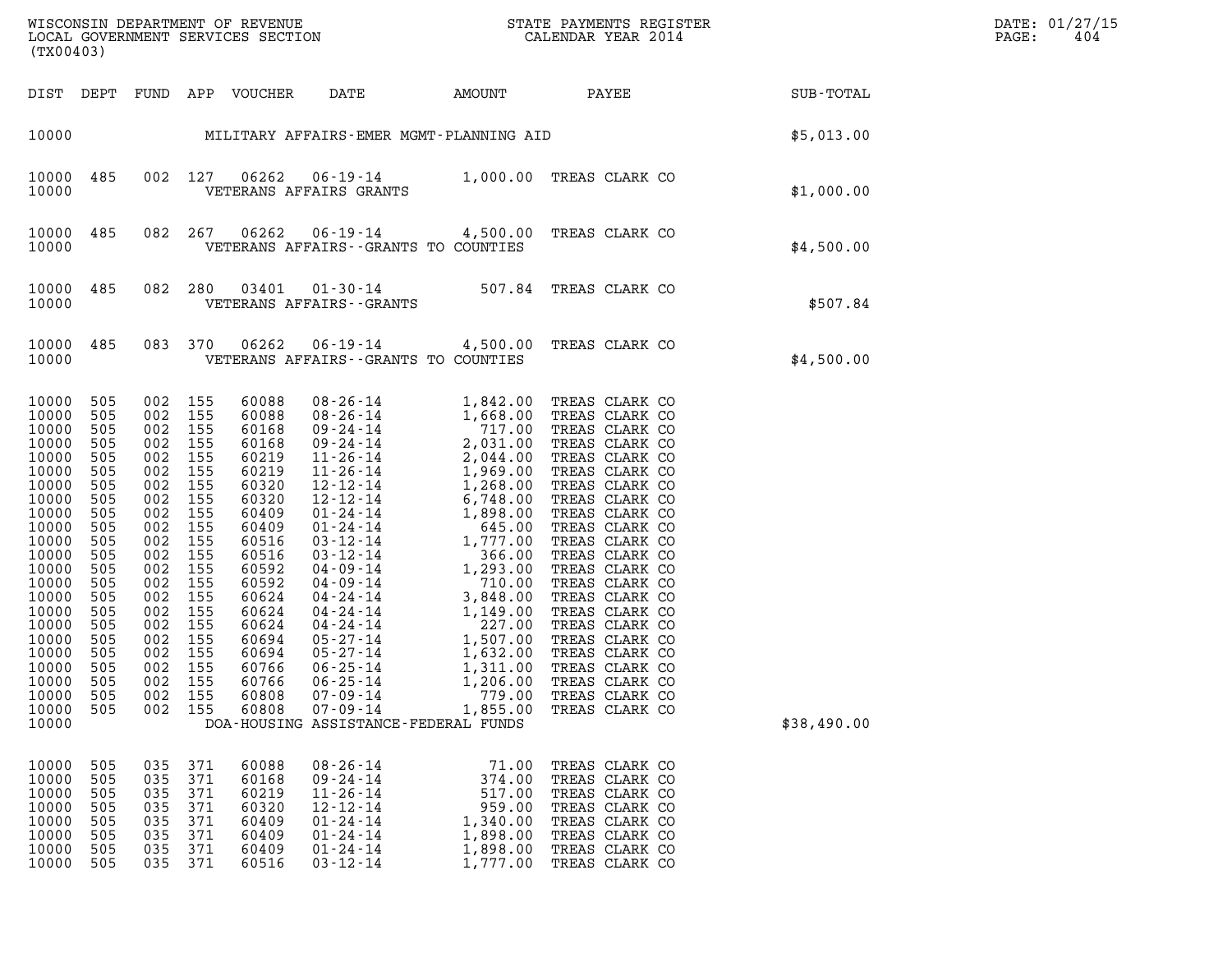WISCONSIN DEPARTMENT OF REVENUE
LOCAL GOVERNMENT SERVICES SECTION
(TX00403)

STATE PAYMENTS REGISTER
CALENDAR YEAR 2014

DATE: 01/27/15
PAGE: 404

| DIST | DEPT | FUND | APP | VOUCHER | DATE | AMOUNT | PAYEE | SUB-TOTAL |
|---|---|---|---|---|---|---|---|---|
| 10000 | | | | | MILITARY AFFAIRS-EMER MGMT-PLANNING AID | | | $5,013.00 |
| 10000 | 485 | 002 | 127 | 06262 | 06-19-14 | 1,000.00 | TREAS CLARK CO | |
| 10000 | | | | | VETERANS AFFAIRS GRANTS | | | $1,000.00 |
| 10000 | 485 | 082 | 267 | 06262 | 06-19-14 | 4,500.00 | TREAS CLARK CO | |
| 10000 | | | | | VETERANS AFFAIRS--GRANTS TO COUNTIES | | | $4,500.00 |
| 10000 | 485 | 082 | 280 | 03401 | 01-30-14 | 507.84 | TREAS CLARK CO | |
| 10000 | | | | | VETERANS AFFAIRS--GRANTS | | | $507.84 |
| 10000 | 485 | 083 | 370 | 06262 | 06-19-14 | 4,500.00 | TREAS CLARK CO | |
| 10000 | | | | | VETERANS AFFAIRS--GRANTS TO COUNTIES | | | $4,500.00 |
| 10000 | 505 | 002 | 155 | 60088 | 08-26-14 | 1,842.00 | TREAS CLARK CO | |
| 10000 | 505 | 002 | 155 | 60088 | 08-26-14 | 1,668.00 | TREAS CLARK CO | |
| 10000 | 505 | 002 | 155 | 60168 | 09-24-14 | 717.00 | TREAS CLARK CO | |
| 10000 | 505 | 002 | 155 | 60168 | 09-24-14 | 2,031.00 | TREAS CLARK CO | |
| 10000 | 505 | 002 | 155 | 60219 | 11-26-14 | 2,044.00 | TREAS CLARK CO | |
| 10000 | 505 | 002 | 155 | 60219 | 11-26-14 | 1,969.00 | TREAS CLARK CO | |
| 10000 | 505 | 002 | 155 | 60320 | 12-12-14 | 1,268.00 | TREAS CLARK CO | |
| 10000 | 505 | 002 | 155 | 60320 | 12-12-14 | 6,748.00 | TREAS CLARK CO | |
| 10000 | 505 | 002 | 155 | 60409 | 01-24-14 | 1,898.00 | TREAS CLARK CO | |
| 10000 | 505 | 002 | 155 | 60409 | 01-24-14 | 645.00 | TREAS CLARK CO | |
| 10000 | 505 | 002 | 155 | 60516 | 03-12-14 | 1,777.00 | TREAS CLARK CO | |
| 10000 | 505 | 002 | 155 | 60516 | 03-12-14 | 366.00 | TREAS CLARK CO | |
| 10000 | 505 | 002 | 155 | 60592 | 04-09-14 | 1,293.00 | TREAS CLARK CO | |
| 10000 | 505 | 002 | 155 | 60592 | 04-09-14 | 710.00 | TREAS CLARK CO | |
| 10000 | 505 | 002 | 155 | 60624 | 04-24-14 | 3,848.00 | TREAS CLARK CO | |
| 10000 | 505 | 002 | 155 | 60624 | 04-24-14 | 1,149.00 | TREAS CLARK CO | |
| 10000 | 505 | 002 | 155 | 60624 | 04-24-14 | 227.00 | TREAS CLARK CO | |
| 10000 | 505 | 002 | 155 | 60694 | 05-27-14 | 1,507.00 | TREAS CLARK CO | |
| 10000 | 505 | 002 | 155 | 60694 | 05-27-14 | 1,632.00 | TREAS CLARK CO | |
| 10000 | 505 | 002 | 155 | 60766 | 06-25-14 | 1,311.00 | TREAS CLARK CO | |
| 10000 | 505 | 002 | 155 | 60766 | 06-25-14 | 1,206.00 | TREAS CLARK CO | |
| 10000 | 505 | 002 | 155 | 60808 | 07-09-14 | 779.00 | TREAS CLARK CO | |
| 10000 | 505 | 002 | 155 | 60808 | 07-09-14 | 1,855.00 | TREAS CLARK CO | |
| 10000 | | | | | DOA-HOUSING ASSISTANCE-FEDERAL FUNDS | | | $38,490.00 |
| 10000 | 505 | 035 | 371 | 60088 | 08-26-14 | 71.00 | TREAS CLARK CO | |
| 10000 | 505 | 035 | 371 | 60168 | 09-24-14 | 374.00 | TREAS CLARK CO | |
| 10000 | 505 | 035 | 371 | 60219 | 11-26-14 | 517.00 | TREAS CLARK CO | |
| 10000 | 505 | 035 | 371 | 60320 | 12-12-14 | 959.00 | TREAS CLARK CO | |
| 10000 | 505 | 035 | 371 | 60409 | 01-24-14 | 1,340.00 | TREAS CLARK CO | |
| 10000 | 505 | 035 | 371 | 60409 | 01-24-14 | 1,898.00 | TREAS CLARK CO | |
| 10000 | 505 | 035 | 371 | 60409 | 01-24-14 | 1,898.00 | TREAS CLARK CO | |
| 10000 | 505 | 035 | 371 | 60516 | 03-12-14 | 1,777.00 | TREAS CLARK CO | |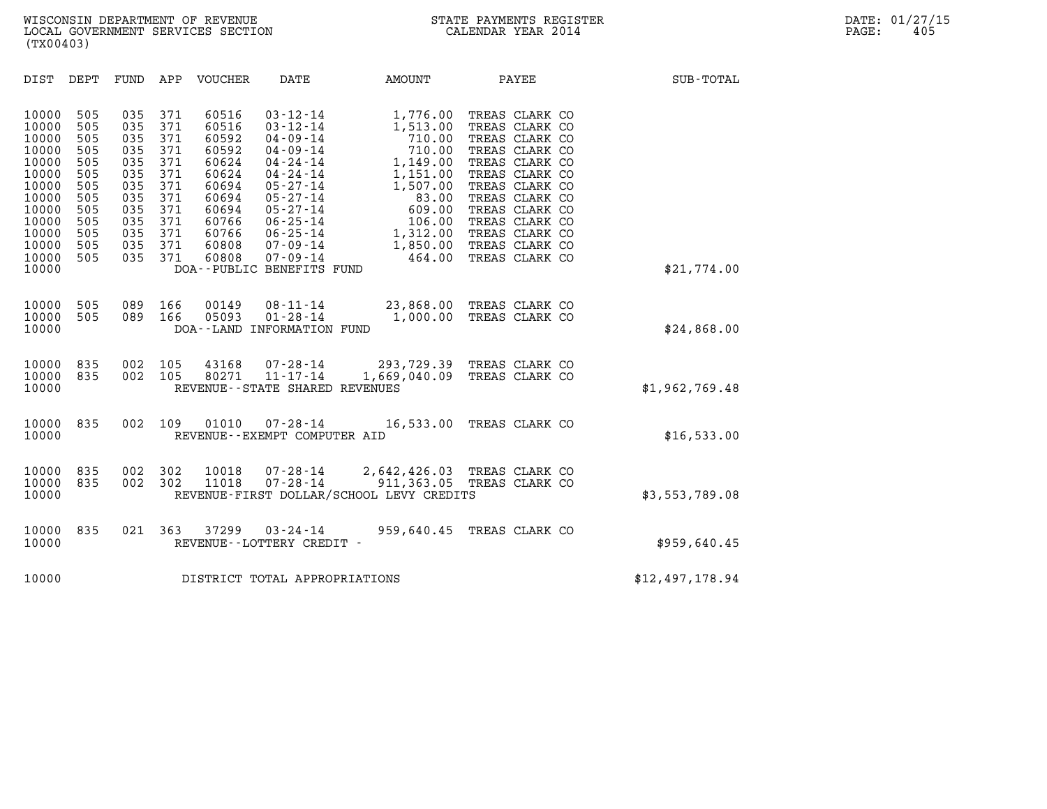| DIST | DEPT | FUND | APP | VOUCHER | DATE | AMOUNT | PAYEE | SUB-TOTAL |
|---|---|---|---|---|---|---|---|---|
| 10000 | 505 | 035 | 371 | 60516 | 03-12-14 | 1,776.00 | TREAS CLARK CO | |
| 10000 | 505 | 035 | 371 | 60516 | 03-12-14 | 1,513.00 | TREAS CLARK CO | |
| 10000 | 505 | 035 | 371 | 60592 | 04-09-14 | 710.00 | TREAS CLARK CO | |
| 10000 | 505 | 035 | 371 | 60592 | 04-09-14 | 710.00 | TREAS CLARK CO | |
| 10000 | 505 | 035 | 371 | 60624 | 04-24-14 | 1,149.00 | TREAS CLARK CO | |
| 10000 | 505 | 035 | 371 | 60624 | 04-24-14 | 1,151.00 | TREAS CLARK CO | |
| 10000 | 505 | 035 | 371 | 60694 | 05-27-14 | 1,507.00 | TREAS CLARK CO | |
| 10000 | 505 | 035 | 371 | 60694 | 05-27-14 | 83.00 | TREAS CLARK CO | |
| 10000 | 505 | 035 | 371 | 60694 | 05-27-14 | 609.00 | TREAS CLARK CO | |
| 10000 | 505 | 035 | 371 | 60766 | 06-25-14 | 106.00 | TREAS CLARK CO | |
| 10000 | 505 | 035 | 371 | 60766 | 06-25-14 | 1,312.00 | TREAS CLARK CO | |
| 10000 | 505 | 035 | 371 | 60808 | 07-09-14 | 1,850.00 | TREAS CLARK CO | |
| 10000 | 505 | 035 | 371 | 60808 | 07-09-14 | 464.00 | TREAS CLARK CO | |
| 10000 | | | | DOA--PUBLIC BENEFITS FUND | | | | $21,774.00 |
| 10000 | 505 | 089 | 166 | 00149 | 08-11-14 | 23,868.00 | TREAS CLARK CO | |
| 10000 | 505 | 089 | 166 | 05093 | 01-28-14 | 1,000.00 | TREAS CLARK CO | |
| 10000 | | | | DOA--LAND INFORMATION FUND | | | | $24,868.00 |
| 10000 | 835 | 002 | 105 | 43168 | 07-28-14 | 293,729.39 | TREAS CLARK CO | |
| 10000 | 835 | 002 | 105 | 80271 | 11-17-14 | 1,669,040.09 | TREAS CLARK CO | |
| 10000 | | | | REVENUE--STATE SHARED REVENUES | | | | $1,962,769.48 |
| 10000 | 835 | 002 | 109 | 01010 | 07-28-14 | 16,533.00 | TREAS CLARK CO | |
| 10000 | | | | REVENUE--EXEMPT COMPUTER AID | | | | $16,533.00 |
| 10000 | 835 | 002 | 302 | 10018 | 07-28-14 | 2,642,426.03 | TREAS CLARK CO | |
| 10000 | 835 | 002 | 302 | 11018 | 07-28-14 | 911,363.05 | TREAS CLARK CO | |
| 10000 | | | | REVENUE-FIRST DOLLAR/SCHOOL LEVY CREDITS | | | | $3,553,789.08 |
| 10000 | 835 | 021 | 363 | 37299 | 03-24-14 | 959,640.45 | TREAS CLARK CO | |
| 10000 | | | | REVENUE--LOTTERY CREDIT - | | | | $959,640.45 |
| 10000 | | | | DISTRICT TOTAL APPROPRIATIONS | | | | $12,497,178.94 |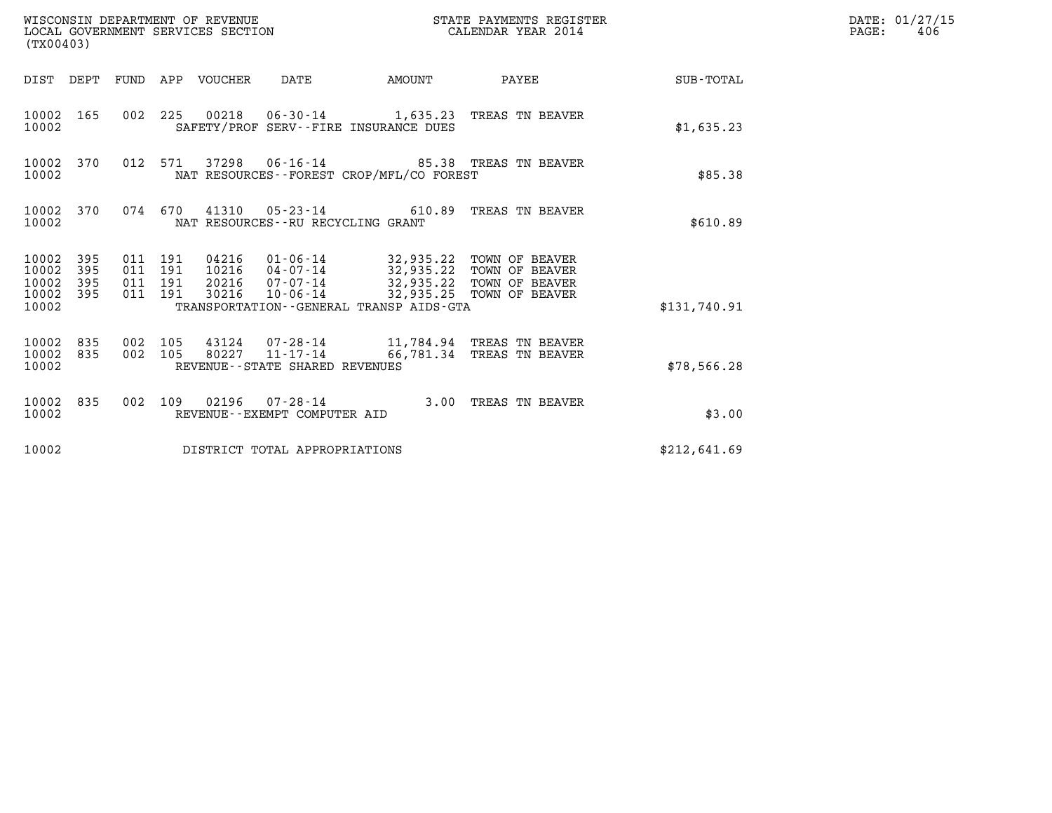WISCONSIN DEPARTMENT OF REVENUE
LOCAL GOVERNMENT SERVICES SECTION
(TX00403)

STATE PAYMENTS REGISTER
CALENDAR YEAR 2014

DATE: 01/27/15
PAGE: 406

| DIST | DEPT | FUND | APP | VOUCHER | DATE | AMOUNT | PAYEE | SUB-TOTAL |
|---|---|---|---|---|---|---|---|---|
| 10002 | 165 | 002 | 225 | 00218 | 06-30-14 | 1,635.23 | TREAS TN BEAVER | |
| 10002 | | | | | SAFETY/PROF SERV--FIRE INSURANCE DUES | | | $1,635.23 |
| 10002 | 370 | 012 | 571 | 37298 | 06-16-14 | 85.38 | TREAS TN BEAVER | |
| 10002 | | | | | NAT RESOURCES--FOREST CROP/MFL/CO FOREST | | | $85.38 |
| 10002 | 370 | 074 | 670 | 41310 | 05-23-14 | 610.89 | TREAS TN BEAVER | |
| 10002 | | | | | NAT RESOURCES--RU RECYCLING GRANT | | | $610.89 |
| 10002 | 395 | 011 | 191 | 04216 | 01-06-14 | 32,935.22 | TOWN OF BEAVER | |
| 10002 | 395 | 011 | 191 | 10216 | 04-07-14 | 32,935.22 | TOWN OF BEAVER | |
| 10002 | 395 | 011 | 191 | 20216 | 07-07-14 | 32,935.22 | TOWN OF BEAVER | |
| 10002 | 395 | 011 | 191 | 30216 | 10-06-14 | 32,935.25 | TOWN OF BEAVER | |
| 10002 | | | | | TRANSPORTATION--GENERAL TRANSP AIDS-GTA | | | $131,740.91 |
| 10002 | 835 | 002 | 105 | 43124 | 07-28-14 | 11,784.94 | TREAS TN BEAVER | |
| 10002 | 835 | 002 | 105 | 80227 | 11-17-14 | 66,781.34 | TREAS TN BEAVER | |
| 10002 | | | | | REVENUE--STATE SHARED REVENUES | | | $78,566.28 |
| 10002 | 835 | 002 | 109 | 02196 | 07-28-14 | 3.00 | TREAS TN BEAVER | |
| 10002 | | | | | REVENUE--EXEMPT COMPUTER AID | | | $3.00 |
| 10002 | | | | | DISTRICT TOTAL APPROPRIATIONS | | | $212,641.69 |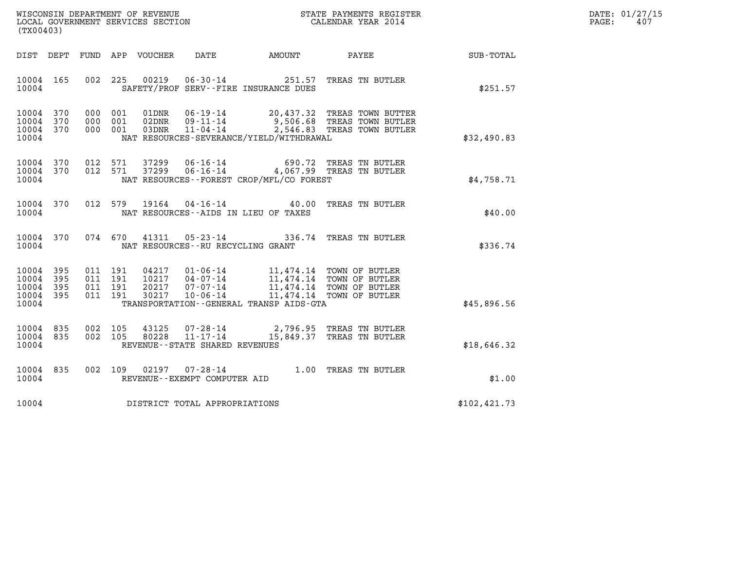WISCONSIN DEPARTMENT OF REVENUE
LOCAL GOVERNMENT SERVICES SECTION
(TX00403)

STATE PAYMENTS REGISTER
CALENDAR YEAR 2014

DATE: 01/27/15
PAGE: 407

| DIST | DEPT | FUND | APP | VOUCHER | DATE | AMOUNT | PAYEE | SUB-TOTAL |
|---|---|---|---|---|---|---|---|---|
| 10004 | 165 | 002 | 225 | 00219 | 06-30-14 | 251.57 | TREAS TN BUTLER | |
| 10004 | | | | | SAFETY/PROF SERV--FIRE INSURANCE DUES | | | $251.57 |
| 10004 | 370 | 000 | 001 | 01DNR | 06-19-14 | 20,437.32 | TREAS TOWN BUTTER | |
| 10004 | 370 | 000 | 001 | 02DNR | 09-11-14 | 9,506.68 | TREAS TOWN BUTLER | |
| 10004 | 370 | 000 | 001 | 03DNR | 11-04-14 | 2,546.83 | TREAS TOWN BUTLER | |
| 10004 | | | | | NAT RESOURCES-SEVERANCE/YIELD/WITHDRAWAL | | | $32,490.83 |
| 10004 | 370 | 012 | 571 | 37299 | 06-16-14 | 690.72 | TREAS TN BUTLER | |
| 10004 | 370 | 012 | 571 | 37299 | 06-16-14 | 4,067.99 | TREAS TN BUTLER | |
| 10004 | | | | | NAT RESOURCES--FOREST CROP/MFL/CO FOREST | | | $4,758.71 |
| 10004 | 370 | 012 | 579 | 19164 | 04-16-14 | 40.00 | TREAS TN BUTLER | |
| 10004 | | | | | NAT RESOURCES--AIDS IN LIEU OF TAXES | | | $40.00 |
| 10004 | 370 | 074 | 670 | 41311 | 05-23-14 | 336.74 | TREAS TN BUTLER | |
| 10004 | | | | | NAT RESOURCES--RU RECYCLING GRANT | | | $336.74 |
| 10004 | 395 | 011 | 191 | 04217 | 01-06-14 | 11,474.14 | TOWN OF BUTLER | |
| 10004 | 395 | 011 | 191 | 10217 | 04-07-14 | 11,474.14 | TOWN OF BUTLER | |
| 10004 | 395 | 011 | 191 | 20217 | 07-07-14 | 11,474.14 | TOWN OF BUTLER | |
| 10004 | 395 | 011 | 191 | 30217 | 10-06-14 | 11,474.14 | TOWN OF BUTLER | |
| 10004 | | | | | TRANSPORTATION--GENERAL TRANSP AIDS-GTA | | | $45,896.56 |
| 10004 | 835 | 002 | 105 | 43125 | 07-28-14 | 2,796.95 | TREAS TN BUTLER | |
| 10004 | 835 | 002 | 105 | 80228 | 11-17-14 | 15,849.37 | TREAS TN BUTLER | |
| 10004 | | | | | REVENUE--STATE SHARED REVENUES | | | $18,646.32 |
| 10004 | 835 | 002 | 109 | 02197 | 07-28-14 | 1.00 | TREAS TN BUTLER | |
| 10004 | | | | | REVENUE--EXEMPT COMPUTER AID | | | $1.00 |
| 10004 | | | | | DISTRICT TOTAL APPROPRIATIONS | | | $102,421.73 |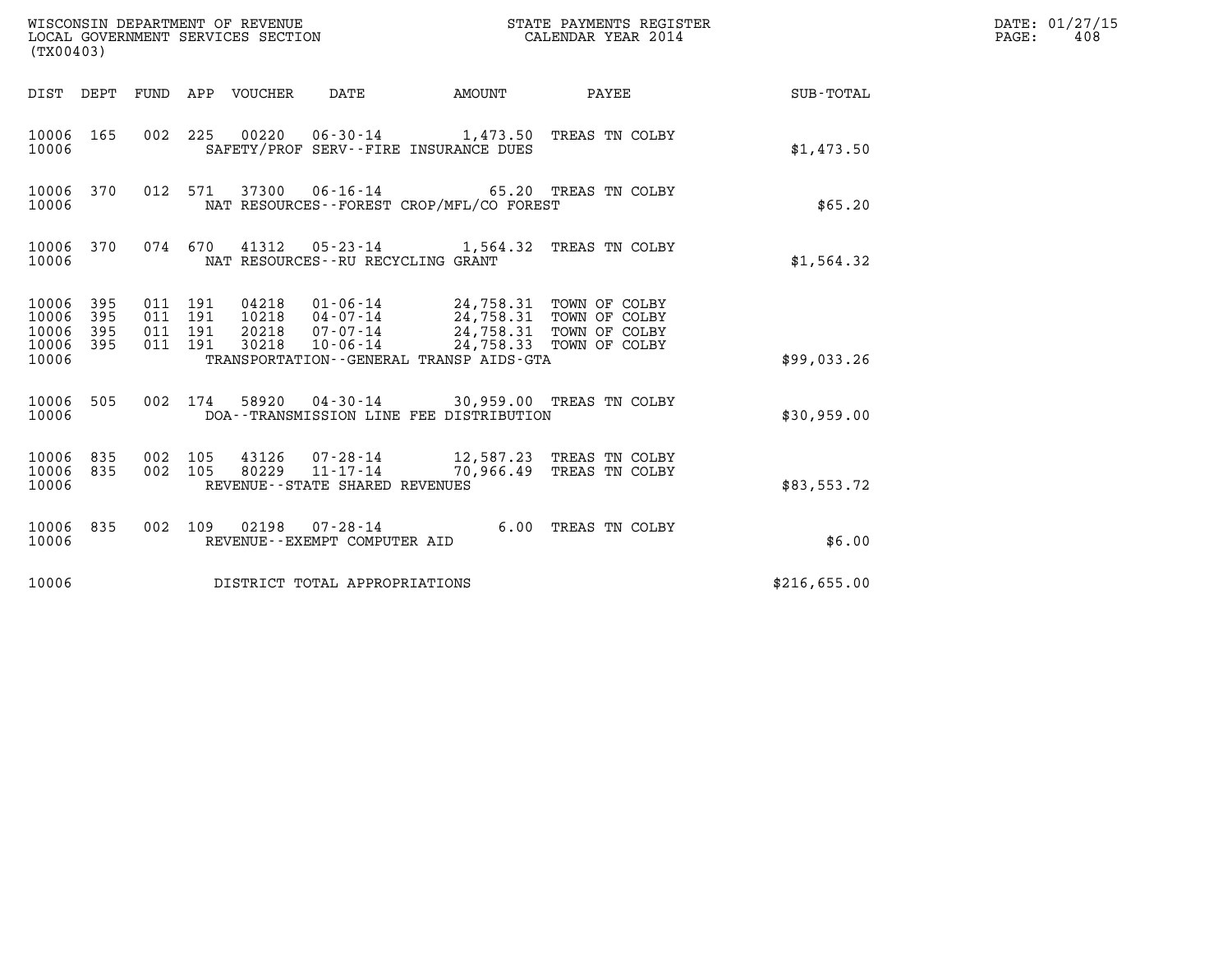WISCONSIN DEPARTMENT OF REVENUE
LOCAL GOVERNMENT SERVICES SECTION
(TX00403)

STATE PAYMENTS REGISTER
CALENDAR YEAR 2014

DATE: 01/27/15
PAGE: 408

| DIST | DEPT | FUND | APP | VOUCHER | DATE | AMOUNT | PAYEE | SUB-TOTAL |
|---|---|---|---|---|---|---|---|---|
| 10006 | 165 | 002 | 225 | 00220 | 06-30-14 | 1,473.50 | TREAS TN COLBY | |
| 10006 | | | | | SAFETY/PROF SERV--FIRE INSURANCE DUES | | | $1,473.50 |
| 10006 | 370 | 012 | 571 | 37300 | 06-16-14 | 65.20 | TREAS TN COLBY | |
| 10006 | | | | | NAT RESOURCES--FOREST CROP/MFL/CO FOREST | | | $65.20 |
| 10006 | 370 | 074 | 670 | 41312 | 05-23-14 | 1,564.32 | TREAS TN COLBY | |
| 10006 | | | | | NAT RESOURCES--RU RECYCLING GRANT | | | $1,564.32 |
| 10006 | 395 | 011 | 191 | 04218 | 01-06-14 | 24,758.31 | TOWN OF COLBY | |
| 10006 | 395 | 011 | 191 | 10218 | 04-07-14 | 24,758.31 | TOWN OF COLBY | |
| 10006 | 395 | 011 | 191 | 20218 | 07-07-14 | 24,758.31 | TOWN OF COLBY | |
| 10006 | 395 | 011 | 191 | 30218 | 10-06-14 | 24,758.33 | TOWN OF COLBY | |
| 10006 | | | | | TRANSPORTATION--GENERAL TRANSP AIDS-GTA | | | $99,033.26 |
| 10006 | 505 | 002 | 174 | 58920 | 04-30-14 | 30,959.00 | TREAS TN COLBY | |
| 10006 | | | | | DOA--TRANSMISSION LINE FEE DISTRIBUTION | | | $30,959.00 |
| 10006 | 835 | 002 | 105 | 43126 | 07-28-14 | 12,587.23 | TREAS TN COLBY | |
| 10006 | 835 | 002 | 105 | 80229 | 11-17-14 | 70,966.49 | TREAS TN COLBY | |
| 10006 | | | | | REVENUE--STATE SHARED REVENUES | | | $83,553.72 |
| 10006 | 835 | 002 | 109 | 02198 | 07-28-14 | 6.00 | TREAS TN COLBY | |
| 10006 | | | | | REVENUE--EXEMPT COMPUTER AID | | | $6.00 |
| 10006 | | | | | DISTRICT TOTAL APPROPRIATIONS | | | $216,655.00 |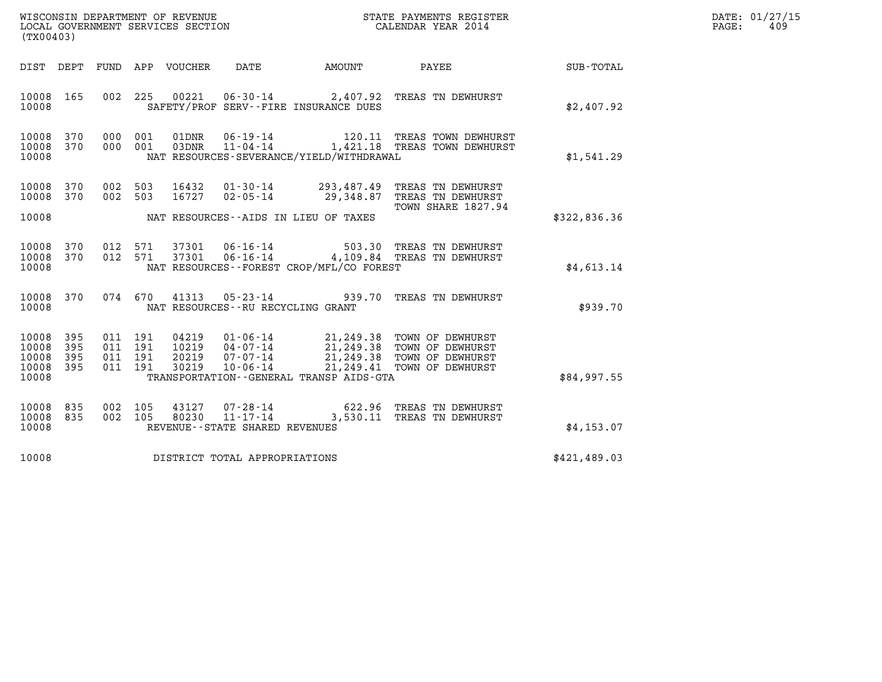WISCONSIN DEPARTMENT OF REVENUE
LOCAL GOVERNMENT SERVICES SECTION
(TX00403)

STATE PAYMENTS REGISTER
CALENDAR YEAR 2014

| DIST | DEPT | FUND | APP | VOUCHER | DATE | AMOUNT | PAYEE | SUB-TOTAL |
|---|---|---|---|---|---|---|---|---|
| 10008 | 165 | 002 | 225 | 00221 | 06-30-14 | 2,407.92 | TREAS TN DEWHURST | |
| 10008 | | | | | SAFETY/PROF SERV--FIRE INSURANCE DUES | | | $2,407.92 |
| 10008 | 370 | 000 | 001 | 01DNR | 06-19-14 | 120.11 | TREAS TOWN DEWHURST | |
| 10008 | 370 | 000 | 001 | 03DNR | 11-04-14 | 1,421.18 | TREAS TOWN DEWHURST | |
| 10008 | | | | | NAT RESOURCES-SEVERANCE/YIELD/WITHDRAWAL | | | $1,541.29 |
| 10008 | 370 | 002 | 503 | 16432 | 01-30-14 | 293,487.49 | TREAS TN DEWHURST | |
| 10008 | 370 | 002 | 503 | 16727 | 02-05-14 | 29,348.87 | TREAS TN DEWHURST TOWN SHARE 1827.94 | |
| 10008 | | | | | NAT RESOURCES--AIDS IN LIEU OF TAXES | | | $322,836.36 |
| 10008 | 370 | 012 | 571 | 37301 | 06-16-14 | 503.30 | TREAS TN DEWHURST | |
| 10008 | 370 | 012 | 571 | 37301 | 06-16-14 | 4,109.84 | TREAS TN DEWHURST | |
| 10008 | | | | | NAT RESOURCES--FOREST CROP/MFL/CO FOREST | | | $4,613.14 |
| 10008 | 370 | 074 | 670 | 41313 | 05-23-14 | 939.70 | TREAS TN DEWHURST | |
| 10008 | | | | | NAT RESOURCES--RU RECYCLING GRANT | | | $939.70 |
| 10008 | 395 | 011 | 191 | 04219 | 01-06-14 | 21,249.38 | TOWN OF DEWHURST | |
| 10008 | 395 | 011 | 191 | 10219 | 04-07-14 | 21,249.38 | TOWN OF DEWHURST | |
| 10008 | 395 | 011 | 191 | 20219 | 07-07-14 | 21,249.38 | TOWN OF DEWHURST | |
| 10008 | 395 | 011 | 191 | 30219 | 10-06-14 | 21,249.41 | TOWN OF DEWHURST | |
| 10008 | | | | | TRANSPORTATION--GENERAL TRANSP AIDS-GTA | | | $84,997.55 |
| 10008 | 835 | 002 | 105 | 43127 | 07-28-14 | 622.96 | TREAS TN DEWHURST | |
| 10008 | 835 | 002 | 105 | 80230 | 11-17-14 | 3,530.11 | TREAS TN DEWHURST | |
| 10008 | | | | | REVENUE--STATE SHARED REVENUES | | | $4,153.07 |
| 10008 | | | | | DISTRICT TOTAL APPROPRIATIONS | | | $421,489.03 |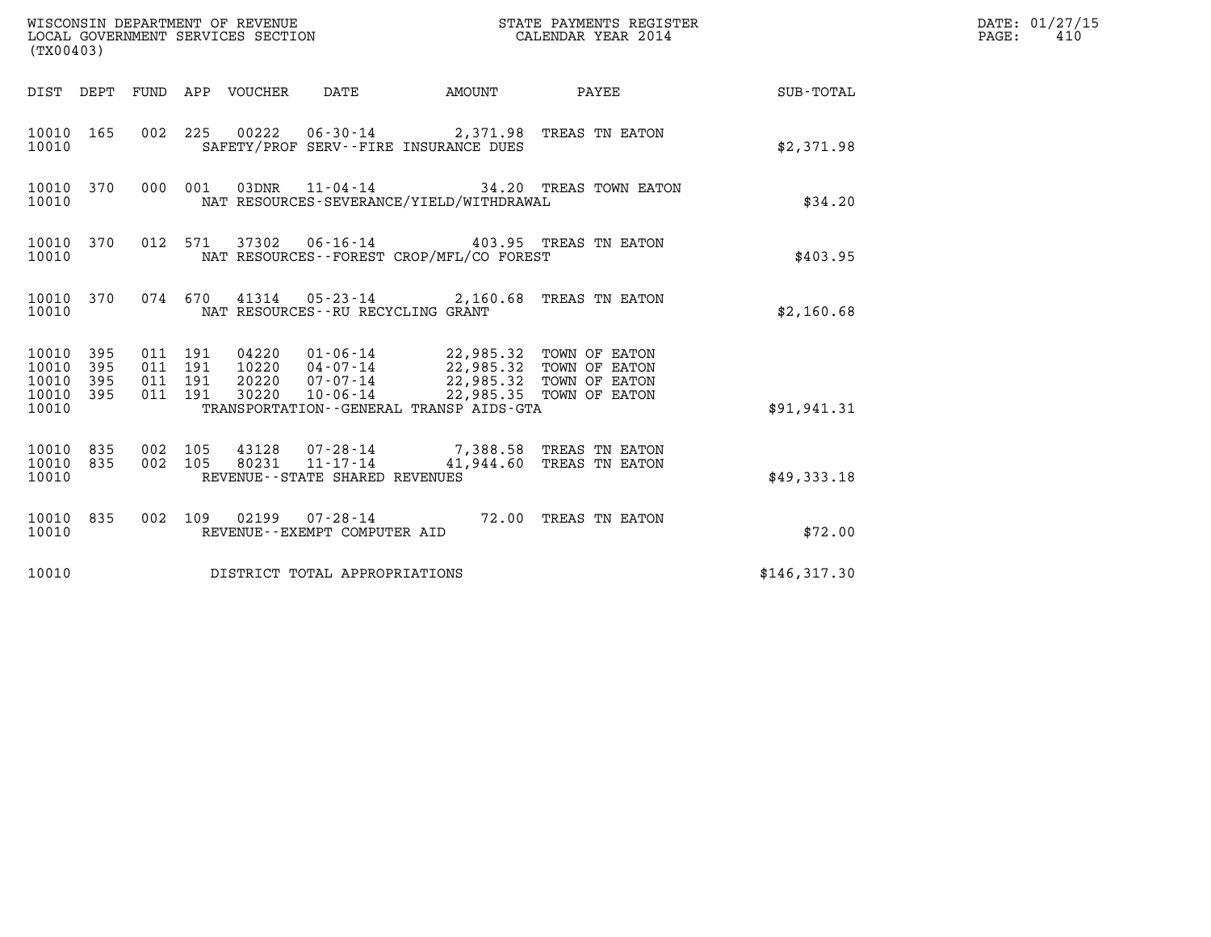WISCONSIN DEPARTMENT OF REVENUE
LOCAL GOVERNMENT SERVICES SECTION
(TX00403)

STATE PAYMENTS REGISTER
CALENDAR YEAR 2014

DATE: 01/27/15
PAGE: 410

| DIST | DEPT | FUND | APP | VOUCHER | DATE | AMOUNT | PAYEE | SUB-TOTAL |
|---|---|---|---|---|---|---|---|---|
| 10010 | 165 | 002 | 225 | 00222 | 06-30-14 | 2,371.98 | TREAS TN EATON | |
| 10010 | | | | SAFETY/PROF SERV--FIRE INSURANCE DUES | | | | $2,371.98 |
| 10010 | 370 | 000 | 001 | 03DNR | 11-04-14 | 34.20 | TREAS TOWN EATON | |
| 10010 | | | | NAT RESOURCES-SEVERANCE/YIELD/WITHDRAWAL | | | | $34.20 |
| 10010 | 370 | 012 | 571 | 37302 | 06-16-14 | 403.95 | TREAS TN EATON | |
| 10010 | | | | NAT RESOURCES--FOREST CROP/MFL/CO FOREST | | | | $403.95 |
| 10010 | 370 | 074 | 670 | 41314 | 05-23-14 | 2,160.68 | TREAS TN EATON | |
| 10010 | | | | NAT RESOURCES--RU RECYCLING GRANT | | | | $2,160.68 |
| 10010 | 395 | 011 | 191 | 04220 | 01-06-14 | 22,985.32 | TOWN OF EATON | |
| 10010 | 395 | 011 | 191 | 10220 | 04-07-14 | 22,985.32 | TOWN OF EATON | |
| 10010 | 395 | 011 | 191 | 20220 | 07-07-14 | 22,985.32 | TOWN OF EATON | |
| 10010 | 395 | 011 | 191 | 30220 | 10-06-14 | 22,985.35 | TOWN OF EATON | |
| 10010 | | | | TRANSPORTATION--GENERAL TRANSP AIDS-GTA | | | | $91,941.31 |
| 10010 | 835 | 002 | 105 | 43128 | 07-28-14 | 7,388.58 | TREAS TN EATON | |
| 10010 | 835 | 002 | 105 | 80231 | 11-17-14 | 41,944.60 | TREAS TN EATON | |
| 10010 | | | | REVENUE--STATE SHARED REVENUES | | | | $49,333.18 |
| 10010 | 835 | 002 | 109 | 02199 | 07-28-14 | 72.00 | TREAS TN EATON | |
| 10010 | | | | REVENUE--EXEMPT COMPUTER AID | | | | $72.00 |
| 10010 | | | | DISTRICT TOTAL APPROPRIATIONS | | | | $146,317.30 |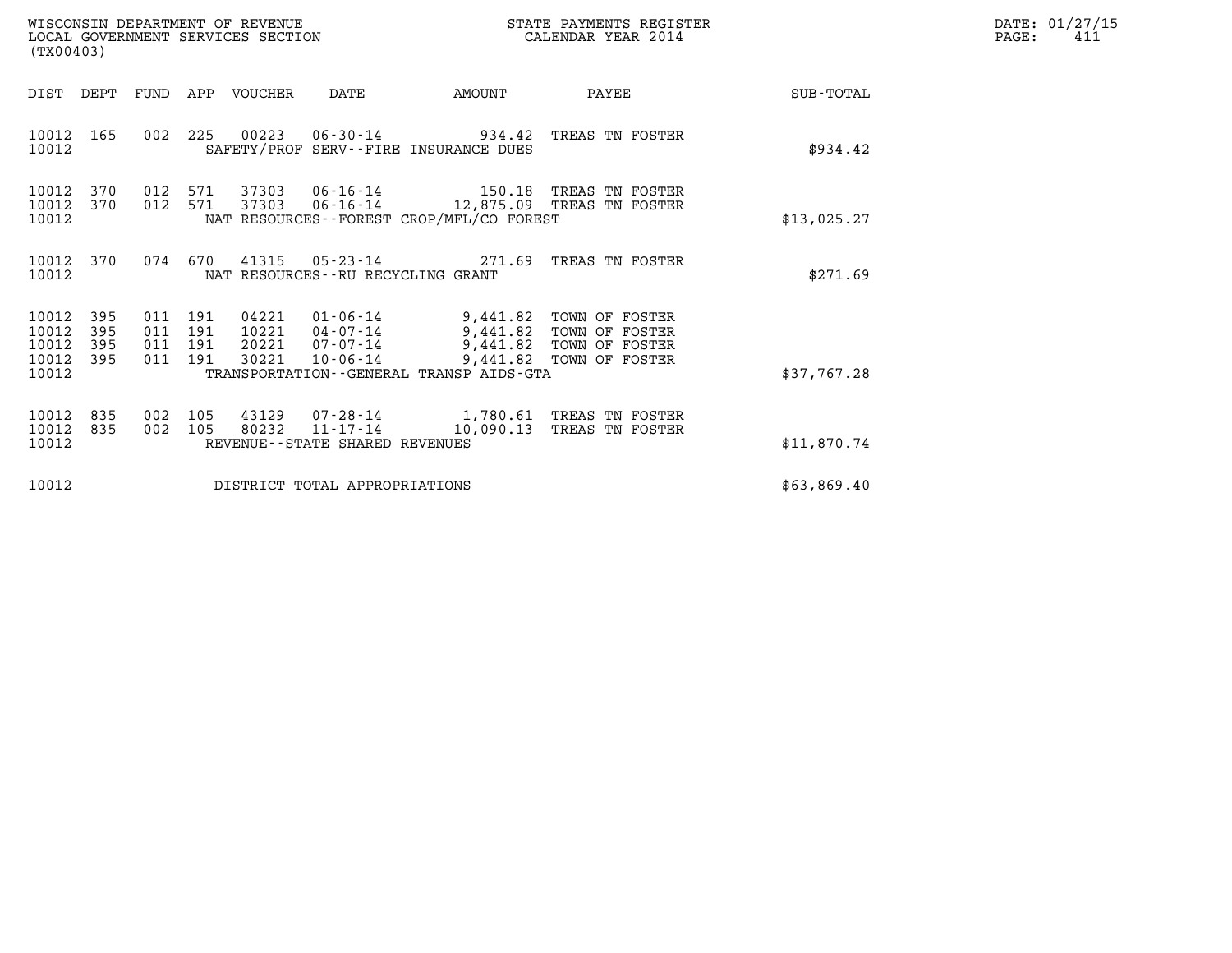WISCONSIN DEPARTMENT OF REVENUE
LOCAL GOVERNMENT SERVICES SECTION
(TX00403)

STATE PAYMENTS REGISTER
CALENDAR YEAR 2014

DATE: 01/27/15
PAGE: 411

| DIST | DEPT | FUND | APP | VOUCHER | DATE | AMOUNT | PAYEE | SUB-TOTAL |
|---|---|---|---|---|---|---|---|---|
| 10012 | 165 | 002 | 225 | 00223 | 06-30-14 | 934.42 | TREAS TN FOSTER | |
| 10012 | | | | SAFETY/PROF SERV--FIRE INSURANCE DUES | | | | $934.42 |
| 10012 | 370 | 012 | 571 | 37303 | 06-16-14 | 150.18 | TREAS TN FOSTER | |
| 10012 | 370 | 012 | 571 | 37303 | 06-16-14 | 12,875.09 | TREAS TN FOSTER | |
| 10012 | | | | NAT RESOURCES--FOREST CROP/MFL/CO FOREST | | | | $13,025.27 |
| 10012 | 370 | 074 | 670 | 41315 | 05-23-14 | 271.69 | TREAS TN FOSTER | |
| 10012 | | | | NAT RESOURCES--RU RECYCLING GRANT | | | | $271.69 |
| 10012 | 395 | 011 | 191 | 04221 | 01-06-14 | 9,441.82 | TOWN OF FOSTER | |
| 10012 | 395 | 011 | 191 | 10221 | 04-07-14 | 9,441.82 | TOWN OF FOSTER | |
| 10012 | 395 | 011 | 191 | 20221 | 07-07-14 | 9,441.82 | TOWN OF FOSTER | |
| 10012 | 395 | 011 | 191 | 30221 | 10-06-14 | 9,441.82 | TOWN OF FOSTER | |
| 10012 | | | | TRANSPORTATION--GENERAL TRANSP AIDS-GTA | | | | $37,767.28 |
| 10012 | 835 | 002 | 105 | 43129 | 07-28-14 | 1,780.61 | TREAS TN FOSTER | |
| 10012 | 835 | 002 | 105 | 80232 | 11-17-14 | 10,090.13 | TREAS TN FOSTER | |
| 10012 | | | | REVENUE--STATE SHARED REVENUES | | | | $11,870.74 |
| 10012 | | | | DISTRICT TOTAL APPROPRIATIONS | | | | $63,869.40 |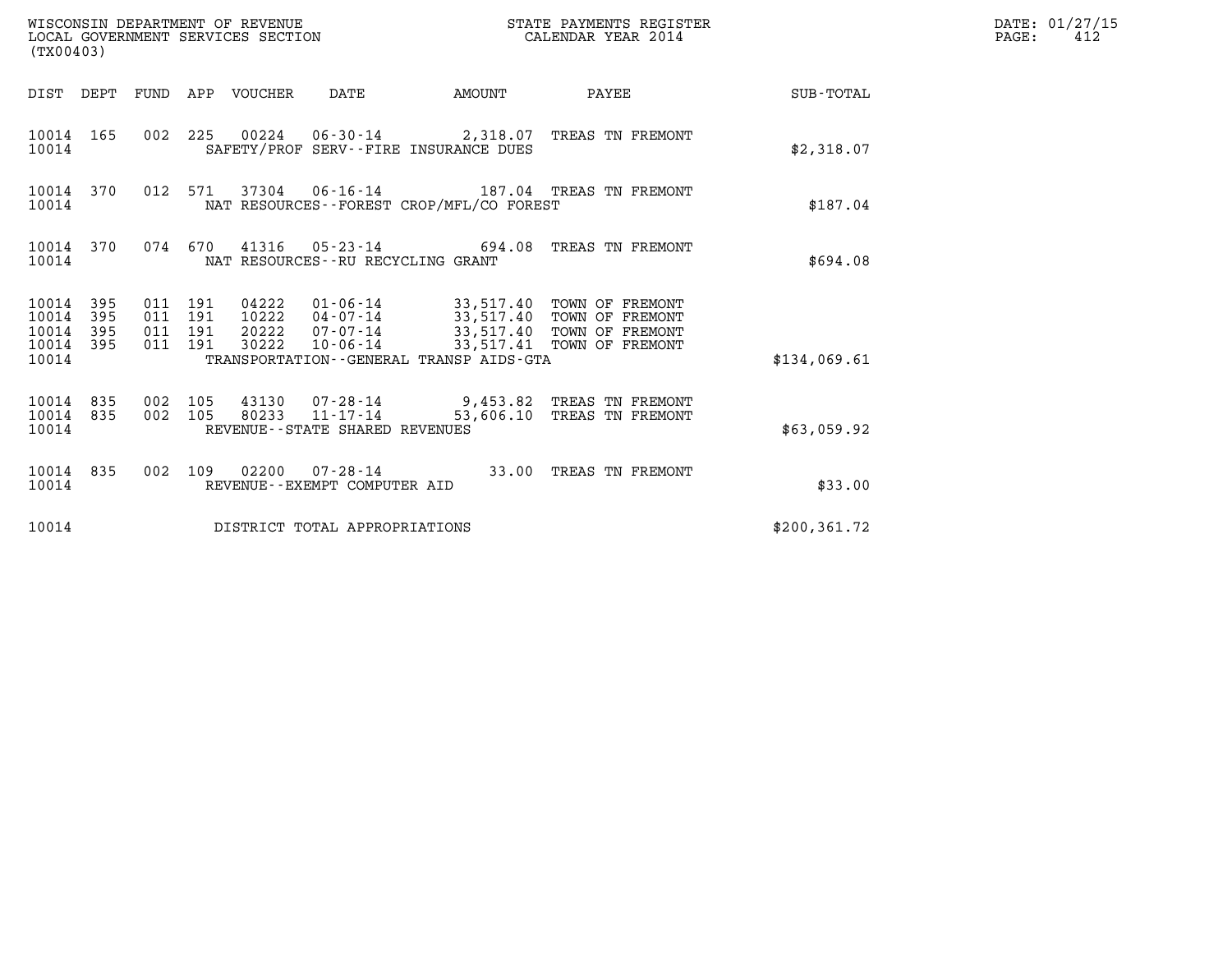WISCONSIN DEPARTMENT OF REVENUE
LOCAL GOVERNMENT SERVICES SECTION
(TX00403)

STATE PAYMENTS REGISTER
CALENDAR YEAR 2014

DATE: 01/27/15

| DIST | DEPT | FUND | APP | VOUCHER | DATE | AMOUNT | PAYEE | SUB-TOTAL |
|---|---|---|---|---|---|---|---|---|
| 10014 | 165 | 002 | 225 | 00224 | 06-30-14 | 2,318.07 | TREAS TN FREMONT | |
| 10014 | | | | SAFETY/PROF SERV--FIRE INSURANCE DUES | | | | $2,318.07 |
| 10014 | 370 | 012 | 571 | 37304 | 06-16-14 | 187.04 | TREAS TN FREMONT | |
| 10014 | | | | NAT RESOURCES--FOREST CROP/MFL/CO FOREST | | | | $187.04 |
| 10014 | 370 | 074 | 670 | 41316 | 05-23-14 | 694.08 | TREAS TN FREMONT | |
| 10014 | | | | NAT RESOURCES--RU RECYCLING GRANT | | | | $694.08 |
| 10014 | 395 | 011 | 191 | 04222 | 01-06-14 | 33,517.40 | TOWN OF FREMONT | |
| 10014 | 395 | 011 | 191 | 10222 | 04-07-14 | 33,517.40 | TOWN OF FREMONT | |
| 10014 | 395 | 011 | 191 | 20222 | 07-07-14 | 33,517.40 | TOWN OF FREMONT | |
| 10014 | 395 | 011 | 191 | 30222 | 10-06-14 | 33,517.41 | TOWN OF FREMONT | |
| 10014 | | | | TRANSPORTATION--GENERAL TRANSP AIDS-GTA | | | | $134,069.61 |
| 10014 | 835 | 002 | 105 | 43130 | 07-28-14 | 9,453.82 | TREAS TN FREMONT | |
| 10014 | 835 | 002 | 105 | 80233 | 11-17-14 | 53,606.10 | TREAS TN FREMONT | |
| 10014 | | | | REVENUE--STATE SHARED REVENUES | | | | $63,059.92 |
| 10014 | 835 | 002 | 109 | 02200 | 07-28-14 | 33.00 | TREAS TN FREMONT | |
| 10014 | | | | REVENUE--EXEMPT COMPUTER AID | | | | $33.00 |
| 10014 | | | | DISTRICT TOTAL APPROPRIATIONS | | | | $200,361.72 |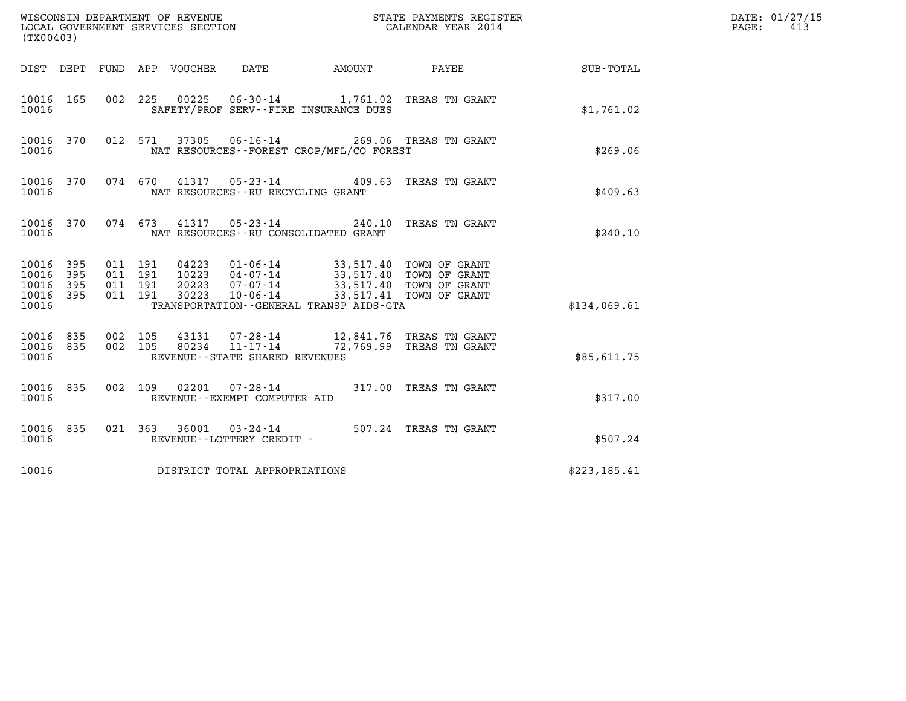WISCONSIN DEPARTMENT OF REVENUE
LOCAL GOVERNMENT SERVICES SECTION
(TX00403)

STATE PAYMENTS REGISTER
CALENDAR YEAR 2014

DATE: 01/27/15
PAGE: 413

| DIST | DEPT | FUND | APP | VOUCHER | DATE | AMOUNT | PAYEE | SUB-TOTAL |
|---|---|---|---|---|---|---|---|---|
| 10016 | 165 | 002 | 225 | 00225 | 06-30-14 | 1,761.02 | TREAS TN GRANT | |
| 10016 | | | | SAFETY/PROF SERV--FIRE INSURANCE DUES | | | | $1,761.02 |
| 10016 | 370 | 012 | 571 | 37305 | 06-16-14 | 269.06 | TREAS TN GRANT | |
| 10016 | | | | NAT RESOURCES--FOREST CROP/MFL/CO FOREST | | | | $269.06 |
| 10016 | 370 | 074 | 670 | 41317 | 05-23-14 | 409.63 | TREAS TN GRANT | |
| 10016 | | | | NAT RESOURCES--RU RECYCLING GRANT | | | | $409.63 |
| 10016 | 370 | 074 | 673 | 41317 | 05-23-14 | 240.10 | TREAS TN GRANT | |
| 10016 | | | | NAT RESOURCES--RU CONSOLIDATED GRANT | | | | $240.10 |
| 10016 | 395 | 011 | 191 | 04223 | 01-06-14 | 33,517.40 | TOWN OF GRANT | |
| 10016 | 395 | 011 | 191 | 10223 | 04-07-14 | 33,517.40 | TOWN OF GRANT | |
| 10016 | 395 | 011 | 191 | 20223 | 07-07-14 | 33,517.40 | TOWN OF GRANT | |
| 10016 | 395 | 011 | 191 | 30223 | 10-06-14 | 33,517.41 | TOWN OF GRANT | |
| 10016 | | | | TRANSPORTATION--GENERAL TRANSP AIDS-GTA | | | | $134,069.61 |
| 10016 | 835 | 002 | 105 | 43131 | 07-28-14 | 12,841.76 | TREAS TN GRANT | |
| 10016 | 835 | 002 | 105 | 80234 | 11-17-14 | 72,769.99 | TREAS TN GRANT | |
| 10016 | | | | REVENUE--STATE SHARED REVENUES | | | | $85,611.75 |
| 10016 | 835 | 002 | 109 | 02201 | 07-28-14 | 317.00 | TREAS TN GRANT | |
| 10016 | | | | REVENUE--EXEMPT COMPUTER AID | | | | $317.00 |
| 10016 | 835 | 021 | 363 | 36001 | 03-24-14 | 507.24 | TREAS TN GRANT | |
| 10016 | | | | REVENUE--LOTTERY CREDIT - | | | | $507.24 |
| 10016 | | | | DISTRICT TOTAL APPROPRIATIONS | | | | $223,185.41 |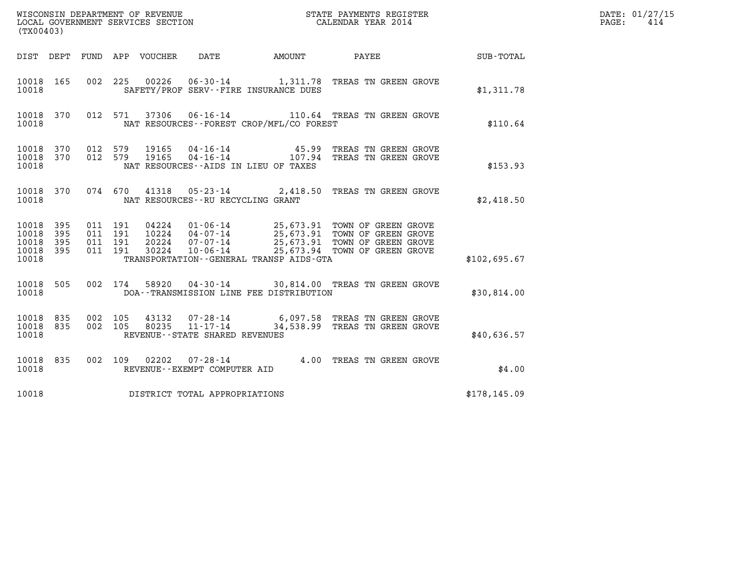WISCONSIN DEPARTMENT OF REVENUE
LOCAL GOVERNMENT SERVICES SECTION
(TX00403)

STATE PAYMENTS REGISTER
CALENDAR YEAR 2014

DATE: 01/27/15

| DIST | DEPT | FUND | APP | VOUCHER | DATE | AMOUNT | PAYEE | SUB-TOTAL |
|---|---|---|---|---|---|---|---|---|
| 10018 | 165 | 002 | 225 | 00226 | 06-30-14 | 1,311.78 | TREAS TN GREEN GROVE | |
| 10018 | | | | | SAFETY/PROF SERV--FIRE INSURANCE DUES | | | $1,311.78 |
| 10018 | 370 | 012 | 571 | 37306 | 06-16-14 | 110.64 | TREAS TN GREEN GROVE | |
| 10018 | | | | | NAT RESOURCES--FOREST CROP/MFL/CO FOREST | | | $110.64 |
| 10018 | 370 | 012 | 579 | 19165 | 04-16-14 | 45.99 | TREAS TN GREEN GROVE | |
| 10018 | 370 | 012 | 579 | 19165 | 04-16-14 | 107.94 | TREAS TN GREEN GROVE | |
| 10018 | | | | | NAT RESOURCES--AIDS IN LIEU OF TAXES | | | $153.93 |
| 10018 | 370 | 074 | 670 | 41318 | 05-23-14 | 2,418.50 | TREAS TN GREEN GROVE | |
| 10018 | | | | | NAT RESOURCES--RU RECYCLING GRANT | | | $2,418.50 |
| 10018 | 395 | 011 | 191 | 04224 | 01-06-14 | 25,673.91 | TOWN OF GREEN GROVE | |
| 10018 | 395 | 011 | 191 | 10224 | 04-07-14 | 25,673.91 | TOWN OF GREEN GROVE | |
| 10018 | 395 | 011 | 191 | 20224 | 07-07-14 | 25,673.91 | TOWN OF GREEN GROVE | |
| 10018 | 395 | 011 | 191 | 30224 | 10-06-14 | 25,673.94 | TOWN OF GREEN GROVE | |
| 10018 | | | | | TRANSPORTATION--GENERAL TRANSP AIDS-GTA | | | $102,695.67 |
| 10018 | 505 | 002 | 174 | 58920 | 04-30-14 | 30,814.00 | TREAS TN GREEN GROVE | |
| 10018 | | | | | DOA--TRANSMISSION LINE FEE DISTRIBUTION | | | $30,814.00 |
| 10018 | 835 | 002 | 105 | 43132 | 07-28-14 | 6,097.58 | TREAS TN GREEN GROVE | |
| 10018 | 835 | 002 | 105 | 80235 | 11-17-14 | 34,538.99 | TREAS TN GREEN GROVE | |
| 10018 | | | | | REVENUE--STATE SHARED REVENUES | | | $40,636.57 |
| 10018 | 835 | 002 | 109 | 02202 | 07-28-14 | 4.00 | TREAS TN GREEN GROVE | |
| 10018 | | | | | REVENUE--EXEMPT COMPUTER AID | | | $4.00 |
| 10018 | | | | | DISTRICT TOTAL APPROPRIATIONS | | | $178,145.09 |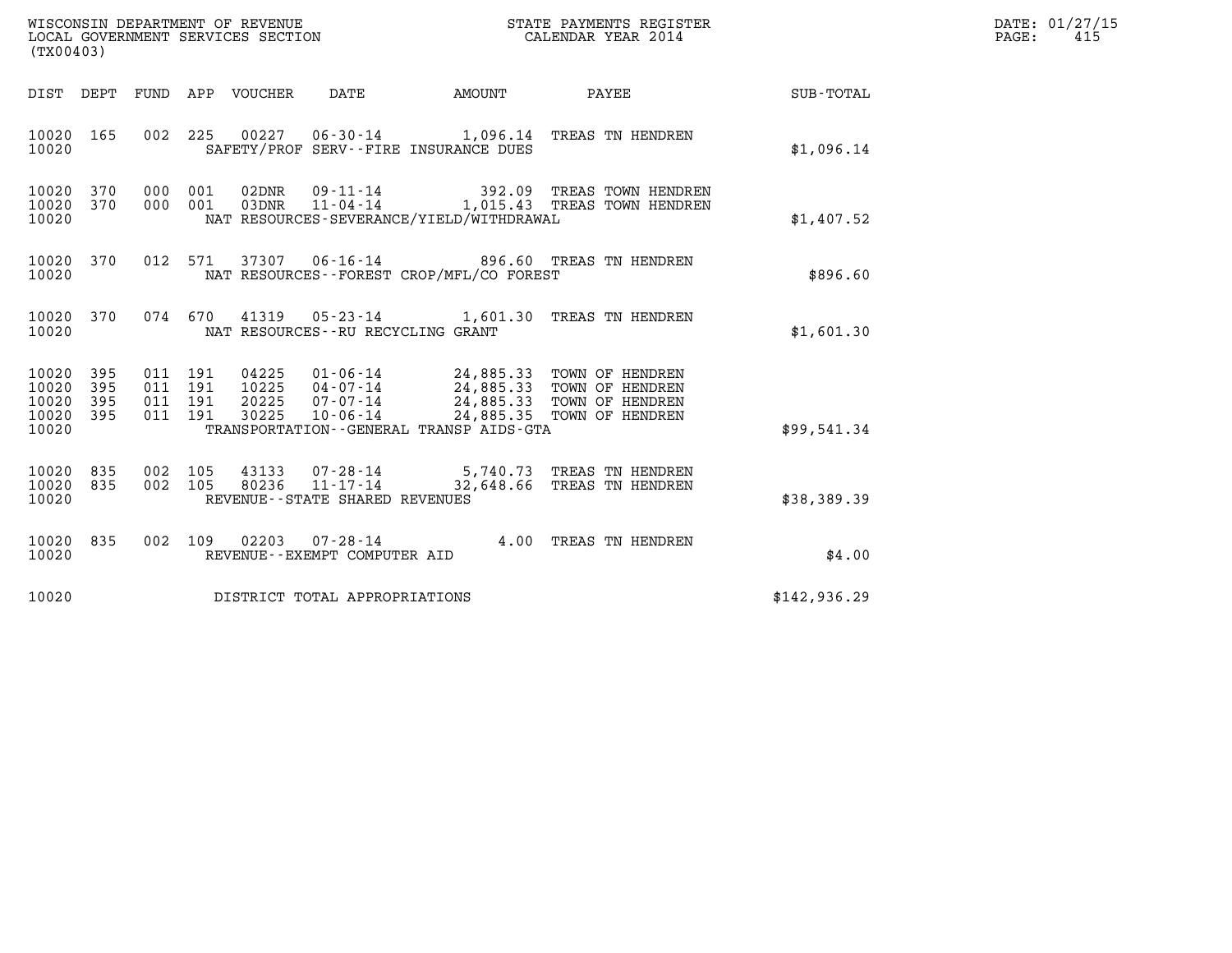WISCONSIN DEPARTMENT OF REVENUE
LOCAL GOVERNMENT SERVICES SECTION
(TX00403)

STATE PAYMENTS REGISTER
CALENDAR YEAR 2014

| DIST | DEPT | FUND | APP | VOUCHER | DATE | AMOUNT | PAYEE | SUB-TOTAL |
|---|---|---|---|---|---|---|---|---|
| 10020 | 165 | 002 | 225 | 00227 | 06-30-14 | 1,096.14 | TREAS TN HENDREN | |
| 10020 | | | | SAFETY/PROF SERV--FIRE INSURANCE DUES | | | | $1,096.14 |
| 10020 | 370 | 000 | 001 | 02DNR | 09-11-14 | 392.09 | TREAS TOWN HENDREN | |
| 10020 | 370 | 000 | 001 | 03DNR | 11-04-14 | 1,015.43 | TREAS TOWN HENDREN | |
| 10020 | | | | NAT RESOURCES-SEVERANCE/YIELD/WITHDRAWAL | | | | $1,407.52 |
| 10020 | 370 | 012 | 571 | 37307 | 06-16-14 | 896.60 | TREAS TN HENDREN | |
| 10020 | | | | NAT RESOURCES--FOREST CROP/MFL/CO FOREST | | | | $896.60 |
| 10020 | 370 | 074 | 670 | 41319 | 05-23-14 | 1,601.30 | TREAS TN HENDREN | |
| 10020 | | | | NAT RESOURCES--RU RECYCLING GRANT | | | | $1,601.30 |
| 10020 | 395 | 011 | 191 | 04225 | 01-06-14 | 24,885.33 | TOWN OF HENDREN | |
| 10020 | 395 | 011 | 191 | 10225 | 04-07-14 | 24,885.33 | TOWN OF HENDREN | |
| 10020 | 395 | 011 | 191 | 20225 | 07-07-14 | 24,885.33 | TOWN OF HENDREN | |
| 10020 | 395 | 011 | 191 | 30225 | 10-06-14 | 24,885.35 | TOWN OF HENDREN | |
| 10020 | | | | TRANSPORTATION--GENERAL TRANSP AIDS-GTA | | | | $99,541.34 |
| 10020 | 835 | 002 | 105 | 43133 | 07-28-14 | 5,740.73 | TREAS TN HENDREN | |
| 10020 | 835 | 002 | 105 | 80236 | 11-17-14 | 32,648.66 | TREAS TN HENDREN | |
| 10020 | | | | REVENUE--STATE SHARED REVENUES | | | | $38,389.39 |
| 10020 | 835 | 002 | 109 | 02203 | 07-28-14 | 4.00 | TREAS TN HENDREN | |
| 10020 | | | | REVENUE--EXEMPT COMPUTER AID | | | | $4.00 |
| 10020 | | | | DISTRICT TOTAL APPROPRIATIONS | | | | $142,936.29 |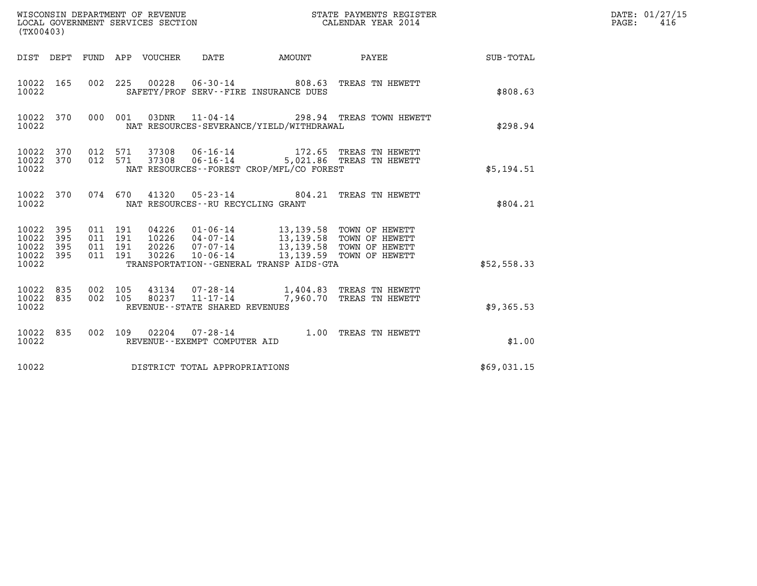WISCONSIN DEPARTMENT OF REVENUE
LOCAL GOVERNMENT SERVICES SECTION
(TX00403)

STATE PAYMENTS REGISTER
CALENDAR YEAR 2014

DATE: 01/27/15
PAGE: 416

| DIST | DEPT | FUND | APP | VOUCHER | DATE | AMOUNT | PAYEE | SUB-TOTAL |
|---|---|---|---|---|---|---|---|---|
| 10022 | 165 | 002 | 225 | 00228 | 06-30-14 | 808.63 | TREAS TN HEWETT | |
| 10022 | | | | | SAFETY/PROF SERV--FIRE INSURANCE DUES | | | $808.63 |
| 10022 | 370 | 000 | 001 | 03DNR | 11-04-14 | 298.94 | TREAS TOWN HEWETT | |
| 10022 | | | | | NAT RESOURCES-SEVERANCE/YIELD/WITHDRAWAL | | | $298.94 |
| 10022 | 370 | 012 | 571 | 37308 | 06-16-14 | 172.65 | TREAS TN HEWETT | |
| 10022 | 370 | 012 | 571 | 37308 | 06-16-14 | 5,021.86 | TREAS TN HEWETT | |
| 10022 | | | | | NAT RESOURCES--FOREST CROP/MFL/CO FOREST | | | $5,194.51 |
| 10022 | 370 | 074 | 670 | 41320 | 05-23-14 | 804.21 | TREAS TN HEWETT | |
| 10022 | | | | | NAT RESOURCES--RU RECYCLING GRANT | | | $804.21 |
| 10022 | 395 | 011 | 191 | 04226 | 01-06-14 | 13,139.58 | TOWN OF HEWETT | |
| 10022 | 395 | 011 | 191 | 10226 | 04-07-14 | 13,139.58 | TOWN OF HEWETT | |
| 10022 | 395 | 011 | 191 | 20226 | 07-07-14 | 13,139.58 | TOWN OF HEWETT | |
| 10022 | 395 | 011 | 191 | 30226 | 10-06-14 | 13,139.59 | TOWN OF HEWETT | |
| 10022 | | | | | TRANSPORTATION--GENERAL TRANSP AIDS-GTA | | | $52,558.33 |
| 10022 | 835 | 002 | 105 | 43134 | 07-28-14 | 1,404.83 | TREAS TN HEWETT | |
| 10022 | 835 | 002 | 105 | 80237 | 11-17-14 | 7,960.70 | TREAS TN HEWETT | |
| 10022 | | | | | REVENUE--STATE SHARED REVENUES | | | $9,365.53 |
| 10022 | 835 | 002 | 109 | 02204 | 07-28-14 | 1.00 | TREAS TN HEWETT | |
| 10022 | | | | | REVENUE--EXEMPT COMPUTER AID | | | $1.00 |
| 10022 | | | | | DISTRICT TOTAL APPROPRIATIONS | | | $69,031.15 |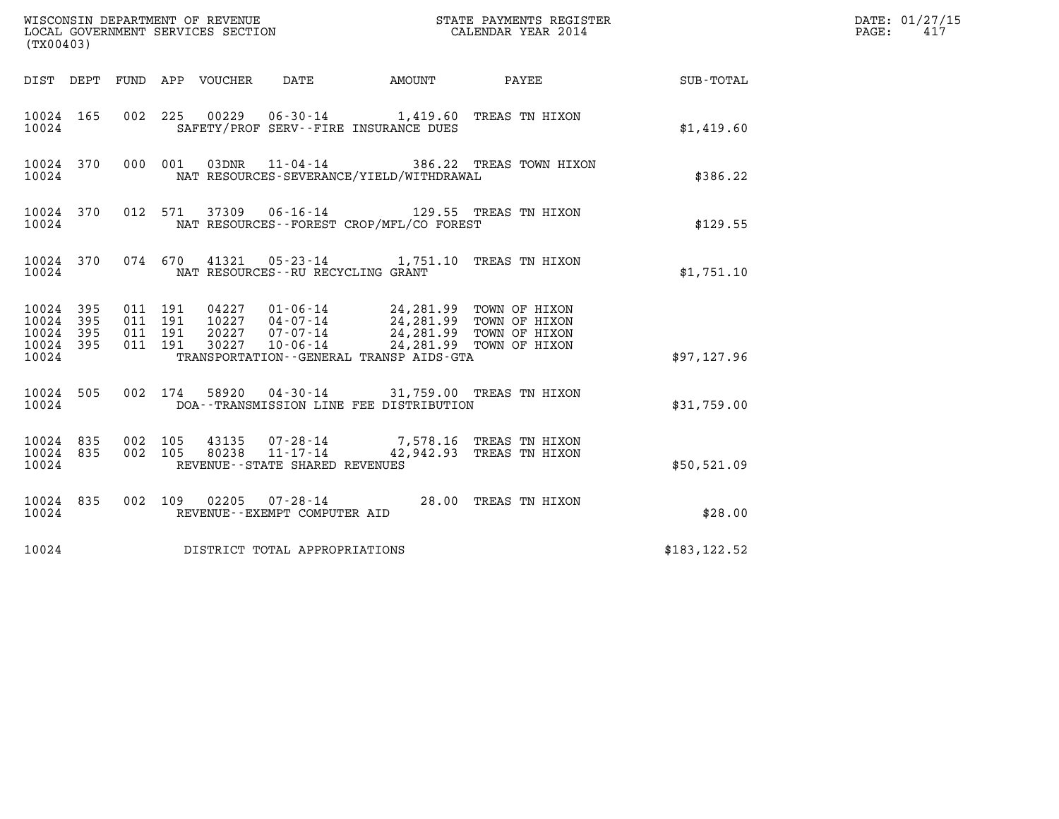WISCONSIN DEPARTMENT OF REVENUE
LOCAL GOVERNMENT SERVICES SECTION
(TX00403)

STATE PAYMENTS REGISTER
CALENDAR YEAR 2014

DATE: 01/27/15
PAGE: 417

| DIST | DEPT | FUND | APP | VOUCHER | DATE | AMOUNT | PAYEE | SUB-TOTAL |
|---|---|---|---|---|---|---|---|---|
| 10024 | 165 | 002 | 225 | 00229 | 06-30-14 | 1,419.60 | TREAS TN HIXON | |
| 10024 | | | | SAFETY/PROF SERV--FIRE INSURANCE DUES | | | | $1,419.60 |
| 10024 | 370 | 000 | 001 | 03DNR | 11-04-14 | 386.22 | TREAS TOWN HIXON | |
| 10024 | | | | NAT RESOURCES-SEVERANCE/YIELD/WITHDRAWAL | | | | $386.22 |
| 10024 | 370 | 012 | 571 | 37309 | 06-16-14 | 129.55 | TREAS TN HIXON | |
| 10024 | | | | NAT RESOURCES--FOREST CROP/MFL/CO FOREST | | | | $129.55 |
| 10024 | 370 | 074 | 670 | 41321 | 05-23-14 | 1,751.10 | TREAS TN HIXON | |
| 10024 | | | | NAT RESOURCES--RU RECYCLING GRANT | | | | $1,751.10 |
| 10024 | 395 | 011 | 191 | 04227 | 01-06-14 | 24,281.99 | TOWN OF HIXON | |
| 10024 | 395 | 011 | 191 | 10227 | 04-07-14 | 24,281.99 | TOWN OF HIXON | |
| 10024 | 395 | 011 | 191 | 20227 | 07-07-14 | 24,281.99 | TOWN OF HIXON | |
| 10024 | 395 | 011 | 191 | 30227 | 10-06-14 | 24,281.99 | TOWN OF HIXON | |
| 10024 | | | | TRANSPORTATION--GENERAL TRANSP AIDS-GTA | | | | $97,127.96 |
| 10024 | 505 | 002 | 174 | 58920 | 04-30-14 | 31,759.00 | TREAS TN HIXON | |
| 10024 | | | | DOA--TRANSMISSION LINE FEE DISTRIBUTION | | | | $31,759.00 |
| 10024 | 835 | 002 | 105 | 43135 | 07-28-14 | 7,578.16 | TREAS TN HIXON | |
| 10024 | 835 | 002 | 105 | 80238 | 11-17-14 | 42,942.93 | TREAS TN HIXON | |
| 10024 | | | | REVENUE--STATE SHARED REVENUES | | | | $50,521.09 |
| 10024 | 835 | 002 | 109 | 02205 | 07-28-14 | 28.00 | TREAS TN HIXON | |
| 10024 | | | | REVENUE--EXEMPT COMPUTER AID | | | | $28.00 |
| 10024 | | | | DISTRICT TOTAL APPROPRIATIONS | | | | $183,122.52 |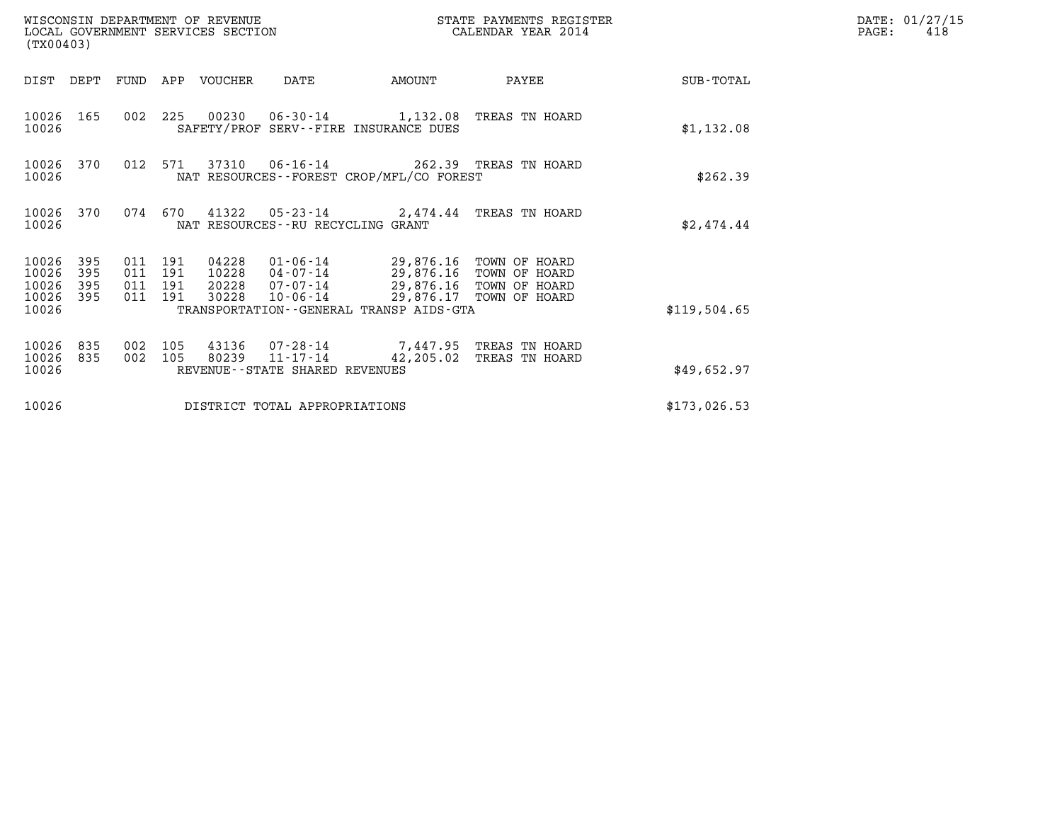WISCONSIN DEPARTMENT OF REVENUE
LOCAL GOVERNMENT SERVICES SECTION
(TX00403)

STATE PAYMENTS REGISTER
CALENDAR YEAR 2014

DATE: 01/27/15
PAGE: 418

| DIST | DEPT | FUND | APP | VOUCHER | DATE | AMOUNT | PAYEE | SUB-TOTAL |
|---|---|---|---|---|---|---|---|---|
| 10026 | 165 | 002 | 225 | 00230 | 06-30-14 | 1,132.08 | TREAS TN HOARD | |
| 10026 | | | | SAFETY/PROF SERV--FIRE INSURANCE DUES | | | | $1,132.08 |
| 10026 | 370 | 012 | 571 | 37310 | 06-16-14 | 262.39 | TREAS TN HOARD | |
| 10026 | | | | NAT RESOURCES--FOREST CROP/MFL/CO FOREST | | | | $262.39 |
| 10026 | 370 | 074 | 670 | 41322 | 05-23-14 | 2,474.44 | TREAS TN HOARD | |
| 10026 | | | | NAT RESOURCES--RU RECYCLING GRANT | | | | $2,474.44 |
| 10026 | 395 | 011 | 191 | 04228 | 01-06-14 | 29,876.16 | TOWN OF HOARD | |
| 10026 | 395 | 011 | 191 | 10228 | 04-07-14 | 29,876.16 | TOWN OF HOARD | |
| 10026 | 395 | 011 | 191 | 20228 | 07-07-14 | 29,876.16 | TOWN OF HOARD | |
| 10026 | 395 | 011 | 191 | 30228 | 10-06-14 | 29,876.17 | TOWN OF HOARD | |
| 10026 | | | | TRANSPORTATION--GENERAL TRANSP AIDS-GTA | | | | $119,504.65 |
| 10026 | 835 | 002 | 105 | 43136 | 07-28-14 | 7,447.95 | TREAS TN HOARD | |
| 10026 | 835 | 002 | 105 | 80239 | 11-17-14 | 42,205.02 | TREAS TN HOARD | |
| 10026 | | | | REVENUE--STATE SHARED REVENUES | | | | $49,652.97 |
| 10026 | | | | DISTRICT TOTAL APPROPRIATIONS | | | | $173,026.53 |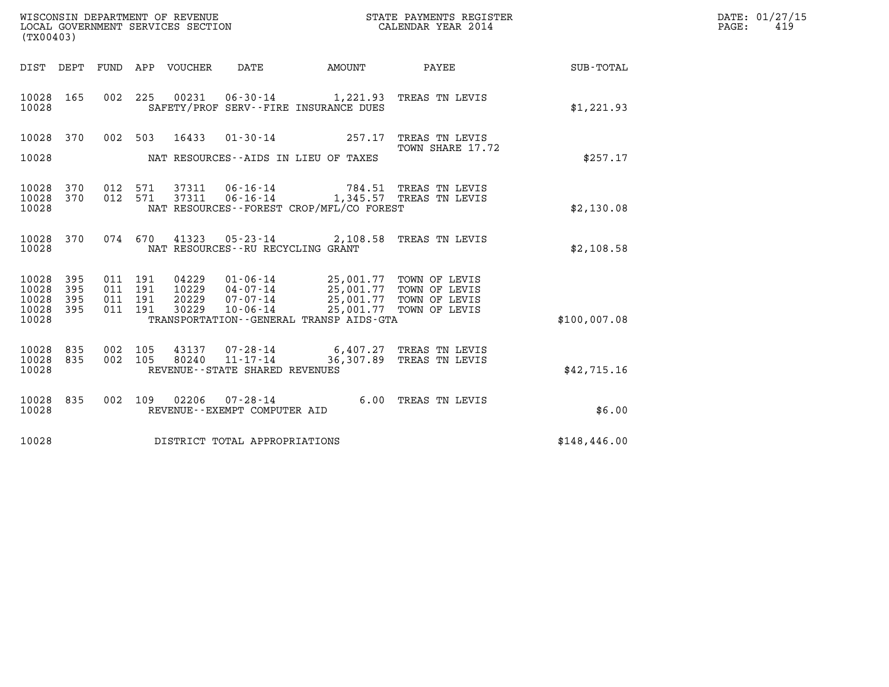WISCONSIN DEPARTMENT OF REVENUE
LOCAL GOVERNMENT SERVICES SECTION
(TX00403)

STATE PAYMENTS REGISTER
CALENDAR YEAR 2014

| DIST | DEPT | FUND | APP | VOUCHER | DATE | AMOUNT | PAYEE | SUB-TOTAL |
|---|---|---|---|---|---|---|---|---|
| 10028 | 165 | 002 | 225 | 00231 | 06-30-14 | 1,221.93 | TREAS TN LEVIS | |
| 10028 | | | | | SAFETY/PROF SERV--FIRE INSURANCE DUES | | | $1,221.93 |
| 10028 | 370 | 002 | 503 | 16433 | 01-30-14 | 257.17 | TREAS TN LEVIS TOWN SHARE 17.72 | |
| 10028 | | | | | NAT RESOURCES--AIDS IN LIEU OF TAXES | | | $257.17 |
| 10028 | 370 | 012 | 571 | 37311 | 06-16-14 | 784.51 | TREAS TN LEVIS | |
| 10028 | 370 | 012 | 571 | 37311 | 06-16-14 | 1,345.57 | TREAS TN LEVIS | |
| 10028 | | | | | NAT RESOURCES--FOREST CROP/MFL/CO FOREST | | | $2,130.08 |
| 10028 | 370 | 074 | 670 | 41323 | 05-23-14 | 2,108.58 | TREAS TN LEVIS | |
| 10028 | | | | | NAT RESOURCES--RU RECYCLING GRANT | | | $2,108.58 |
| 10028 | 395 | 011 | 191 | 04229 | 01-06-14 | 25,001.77 | TOWN OF LEVIS | |
| 10028 | 395 | 011 | 191 | 10229 | 04-07-14 | 25,001.77 | TOWN OF LEVIS | |
| 10028 | 395 | 011 | 191 | 20229 | 07-07-14 | 25,001.77 | TOWN OF LEVIS | |
| 10028 | 395 | 011 | 191 | 30229 | 10-06-14 | 25,001.77 | TOWN OF LEVIS | |
| 10028 | | | | | TRANSPORTATION--GENERAL TRANSP AIDS-GTA | | | $100,007.08 |
| 10028 | 835 | 002 | 105 | 43137 | 07-28-14 | 6,407.27 | TREAS TN LEVIS | |
| 10028 | 835 | 002 | 105 | 80240 | 11-17-14 | 36,307.89 | TREAS TN LEVIS | |
| 10028 | | | | | REVENUE--STATE SHARED REVENUES | | | $42,715.16 |
| 10028 | 835 | 002 | 109 | 02206 | 07-28-14 | 6.00 | TREAS TN LEVIS | |
| 10028 | | | | | REVENUE--EXEMPT COMPUTER AID | | | $6.00 |
| 10028 | | | | | DISTRICT TOTAL APPROPRIATIONS | | | $148,446.00 |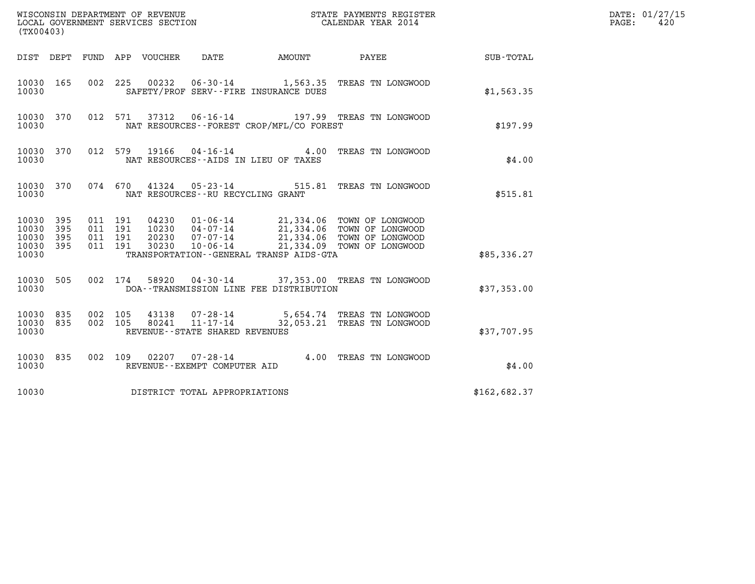WISCONSIN DEPARTMENT OF REVENUE
LOCAL GOVERNMENT SERVICES SECTION
(TX00403)

STATE PAYMENTS REGISTER
CALENDAR YEAR 2014

DATE: 01/27/15
PAGE: 420

| DIST | DEPT | FUND | APP | VOUCHER | DATE | AMOUNT | PAYEE | SUB-TOTAL |
|---|---|---|---|---|---|---|---|---|
| 10030 | 165 | 002 | 225 | 00232 | 06-30-14 | 1,563.35 | TREAS TN LONGWOOD | |
| 10030 | | | | SAFETY/PROF SERV--FIRE INSURANCE DUES | | | | $1,563.35 |
| 10030 | 370 | 012 | 571 | 37312 | 06-16-14 | 197.99 | TREAS TN LONGWOOD | |
| 10030 | | | | NAT RESOURCES--FOREST CROP/MFL/CO FOREST | | | | $197.99 |
| 10030 | 370 | 012 | 579 | 19166 | 04-16-14 | 4.00 | TREAS TN LONGWOOD | |
| 10030 | | | | NAT RESOURCES--AIDS IN LIEU OF TAXES | | | | $4.00 |
| 10030 | 370 | 074 | 670 | 41324 | 05-23-14 | 515.81 | TREAS TN LONGWOOD | |
| 10030 | | | | NAT RESOURCES--RU RECYCLING GRANT | | | | $515.81 |
| 10030 | 395 | 011 | 191 | 04230 | 01-06-14 | 21,334.06 | TOWN OF LONGWOOD | |
| 10030 | 395 | 011 | 191 | 10230 | 04-07-14 | 21,334.06 | TOWN OF LONGWOOD | |
| 10030 | 395 | 011 | 191 | 20230 | 07-07-14 | 21,334.06 | TOWN OF LONGWOOD | |
| 10030 | 395 | 011 | 191 | 30230 | 10-06-14 | 21,334.09 | TOWN OF LONGWOOD | |
| 10030 | | | | TRANSPORTATION--GENERAL TRANSP AIDS-GTA | | | | $85,336.27 |
| 10030 | 505 | 002 | 174 | 58920 | 04-30-14 | 37,353.00 | TREAS TN LONGWOOD | |
| 10030 | | | | DOA--TRANSMISSION LINE FEE DISTRIBUTION | | | | $37,353.00 |
| 10030 | 835 | 002 | 105 | 43138 | 07-28-14 | 5,654.74 | TREAS TN LONGWOOD | |
| 10030 | 835 | 002 | 105 | 80241 | 11-17-14 | 32,053.21 | TREAS TN LONGWOOD | |
| 10030 | | | | REVENUE--STATE SHARED REVENUES | | | | $37,707.95 |
| 10030 | 835 | 002 | 109 | 02207 | 07-28-14 | 4.00 | TREAS TN LONGWOOD | |
| 10030 | | | | REVENUE--EXEMPT COMPUTER AID | | | | $4.00 |
| 10030 | | | | DISTRICT TOTAL APPROPRIATIONS | | | | $162,682.37 |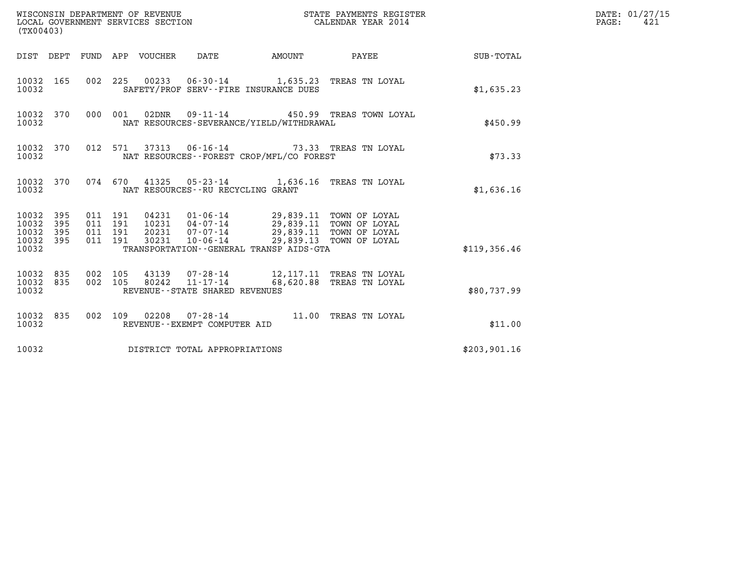WISCONSIN DEPARTMENT OF REVENUE
LOCAL GOVERNMENT SERVICES SECTION
(TX00403)

STATE PAYMENTS REGISTER
CALENDAR YEAR 2014

| DIST | DEPT | FUND | APP | VOUCHER | DATE | AMOUNT | PAYEE | SUB-TOTAL |
|---|---|---|---|---|---|---|---|---|
| 10032 | 165 | 002 | 225 | 00233 | 06-30-14 | 1,635.23 | TREAS TN LOYAL | |
| 10032 | | | | SAFETY/PROF SERV--FIRE INSURANCE DUES | | | | $1,635.23 |
| 10032 | 370 | 000 | 001 | 02DNR | 09-11-14 | 450.99 | TREAS TOWN LOYAL | |
| 10032 | | | | NAT RESOURCES-SEVERANCE/YIELD/WITHDRAWAL | | | | $450.99 |
| 10032 | 370 | 012 | 571 | 37313 | 06-16-14 | 73.33 | TREAS TN LOYAL | |
| 10032 | | | | NAT RESOURCES--FOREST CROP/MFL/CO FOREST | | | | $73.33 |
| 10032 | 370 | 074 | 670 | 41325 | 05-23-14 | 1,636.16 | TREAS TN LOYAL | |
| 10032 | | | | NAT RESOURCES--RU RECYCLING GRANT | | | | $1,636.16 |
| 10032 | 395 | 011 | 191 | 04231 | 01-06-14 | 29,839.11 | TOWN OF LOYAL | |
| 10032 | 395 | 011 | 191 | 10231 | 04-07-14 | 29,839.11 | TOWN OF LOYAL | |
| 10032 | 395 | 011 | 191 | 20231 | 07-07-14 | 29,839.11 | TOWN OF LOYAL | |
| 10032 | 395 | 011 | 191 | 30231 | 10-06-14 | 29,839.13 | TOWN OF LOYAL | |
| 10032 | | | | TRANSPORTATION--GENERAL TRANSP AIDS-GTA | | | | $119,356.46 |
| 10032 | 835 | 002 | 105 | 43139 | 07-28-14 | 12,117.11 | TREAS TN LOYAL | |
| 10032 | 835 | 002 | 105 | 80242 | 11-17-14 | 68,620.88 | TREAS TN LOYAL | |
| 10032 | | | | REVENUE--STATE SHARED REVENUES | | | | $80,737.99 |
| 10032 | 835 | 002 | 109 | 02208 | 07-28-14 | 11.00 | TREAS TN LOYAL | |
| 10032 | | | | REVENUE--EXEMPT COMPUTER AID | | | | $11.00 |
| 10032 | | | | DISTRICT TOTAL APPROPRIATIONS | | | | $203,901.16 |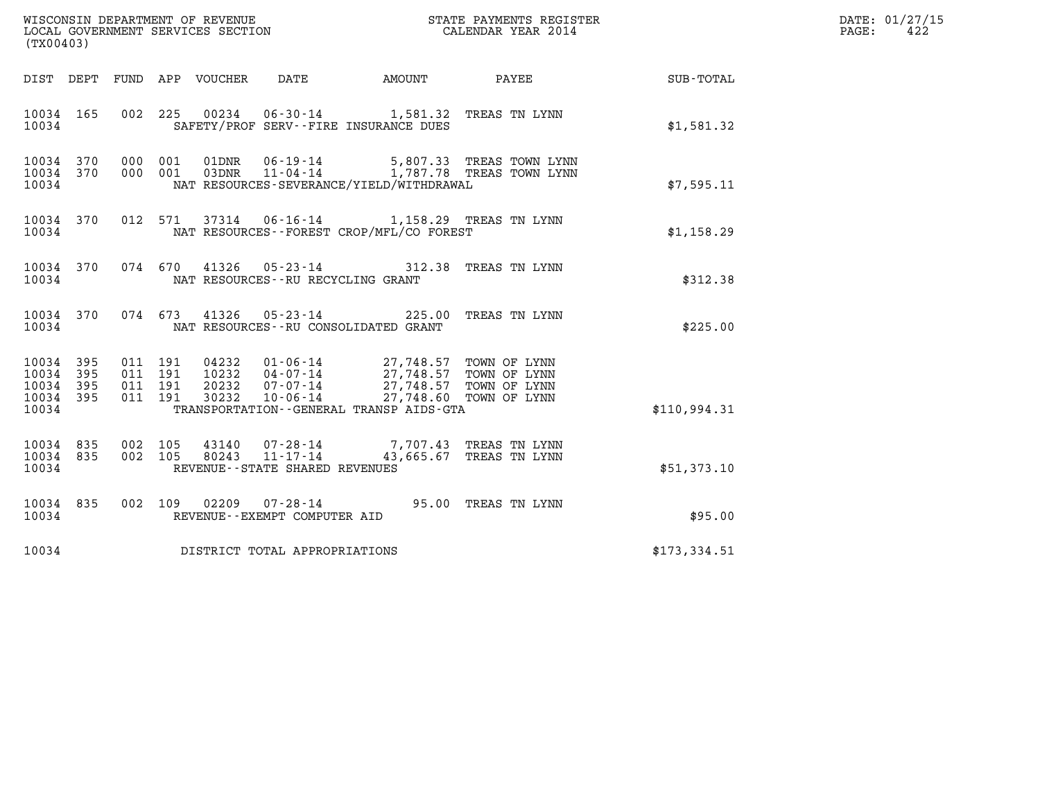WISCONSIN DEPARTMENT OF REVENUE
LOCAL GOVERNMENT SERVICES SECTION
(TX00403)

STATE PAYMENTS REGISTER
CALENDAR YEAR 2014

| DIST | DEPT | FUND | APP | VOUCHER | DATE | AMOUNT | PAYEE | SUB-TOTAL |
|---|---|---|---|---|---|---|---|---|
| 10034 | 165 | 002 | 225 | 00234 | 06-30-14 | 1,581.32 | TREAS TN LYNN | |
| 10034 | | | | SAFETY/PROF SERV--FIRE INSURANCE DUES | | | | $1,581.32 |
| 10034 | 370 | 000 | 001 | 01DNR | 06-19-14 | 5,807.33 | TREAS TOWN LYNN | |
| 10034 | 370 | 000 | 001 | 03DNR | 11-04-14 | 1,787.78 | TREAS TOWN LYNN | |
| 10034 | | | | NAT RESOURCES-SEVERANCE/YIELD/WITHDRAWAL | | | | $7,595.11 |
| 10034 | 370 | 012 | 571 | 37314 | 06-16-14 | 1,158.29 | TREAS TN LYNN | |
| 10034 | | | | NAT RESOURCES--FOREST CROP/MFL/CO FOREST | | | | $1,158.29 |
| 10034 | 370 | 074 | 670 | 41326 | 05-23-14 | 312.38 | TREAS TN LYNN | |
| 10034 | | | | NAT RESOURCES--RU RECYCLING GRANT | | | | $312.38 |
| 10034 | 370 | 074 | 673 | 41326 | 05-23-14 | 225.00 | TREAS TN LYNN | |
| 10034 | | | | NAT RESOURCES--RU CONSOLIDATED GRANT | | | | $225.00 |
| 10034 | 395 | 011 | 191 | 04232 | 01-06-14 | 27,748.57 | TOWN OF LYNN | |
| 10034 | 395 | 011 | 191 | 10232 | 04-07-14 | 27,748.57 | TOWN OF LYNN | |
| 10034 | 395 | 011 | 191 | 20232 | 07-07-14 | 27,748.57 | TOWN OF LYNN | |
| 10034 | 395 | 011 | 191 | 30232 | 10-06-14 | 27,748.60 | TOWN OF LYNN | |
| 10034 | | | | TRANSPORTATION--GENERAL TRANSP AIDS-GTA | | | | $110,994.31 |
| 10034 | 835 | 002 | 105 | 43140 | 07-28-14 | 7,707.43 | TREAS TN LYNN | |
| 10034 | 835 | 002 | 105 | 80243 | 11-17-14 | 43,665.67 | TREAS TN LYNN | |
| 10034 | | | | REVENUE--STATE SHARED REVENUES | | | | $51,373.10 |
| 10034 | 835 | 002 | 109 | 02209 | 07-28-14 | 95.00 | TREAS TN LYNN | |
| 10034 | | | | REVENUE--EXEMPT COMPUTER AID | | | | $95.00 |
| 10034 | | | | DISTRICT TOTAL APPROPRIATIONS | | | | $173,334.51 |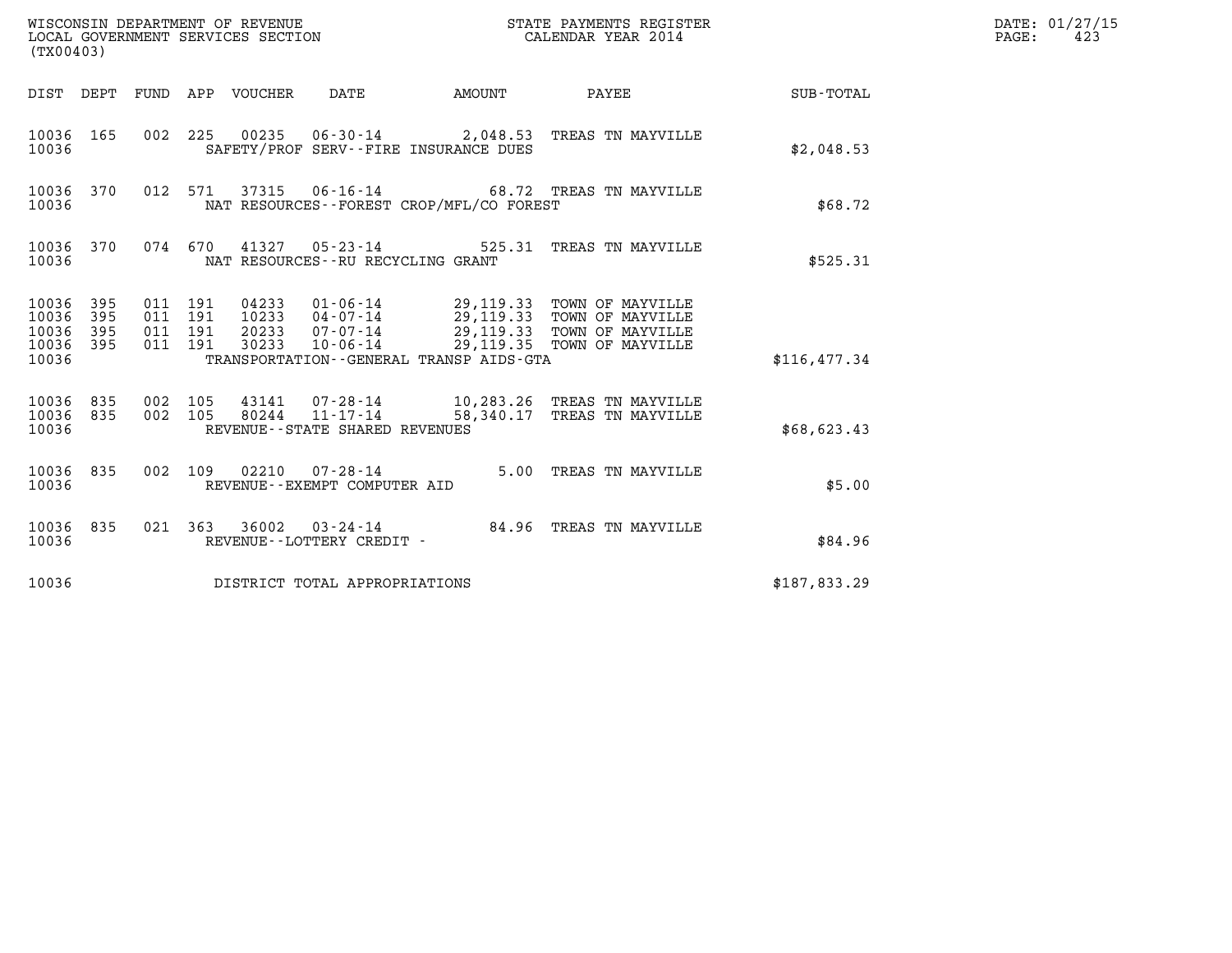WISCONSIN DEPARTMENT OF REVENUE
LOCAL GOVERNMENT SERVICES SECTION
(TX00403)

STATE PAYMENTS REGISTER
CALENDAR YEAR 2014

DATE: 01/27/15
PAGE: 423

| DIST | DEPT | FUND | APP | VOUCHER | DATE | AMOUNT | PAYEE | SUB-TOTAL |
|---|---|---|---|---|---|---|---|---|
| 10036 | 165 | 002 | 225 | 00235 | 06-30-14 | 2,048.53 | TREAS TN MAYVILLE | |
| 10036 | | | | SAFETY/PROF SERV--FIRE INSURANCE DUES | | | | $2,048.53 |
| 10036 | 370 | 012 | 571 | 37315 | 06-16-14 | 68.72 | TREAS TN MAYVILLE | |
| 10036 | | | | NAT RESOURCES--FOREST CROP/MFL/CO FOREST | | | | $68.72 |
| 10036 | 370 | 074 | 670 | 41327 | 05-23-14 | 525.31 | TREAS TN MAYVILLE | |
| 10036 | | | | NAT RESOURCES--RU RECYCLING GRANT | | | | $525.31 |
| 10036 | 395 | 011 | 191 | 04233 | 01-06-14 | 29,119.33 | TOWN OF MAYVILLE | |
| 10036 | 395 | 011 | 191 | 10233 | 04-07-14 | 29,119.33 | TOWN OF MAYVILLE | |
| 10036 | 395 | 011 | 191 | 20233 | 07-07-14 | 29,119.33 | TOWN OF MAYVILLE | |
| 10036 | 395 | 011 | 191 | 30233 | 10-06-14 | 29,119.35 | TOWN OF MAYVILLE | |
| 10036 | | | | TRANSPORTATION--GENERAL TRANSP AIDS-GTA | | | | $116,477.34 |
| 10036 | 835 | 002 | 105 | 43141 | 07-28-14 | 10,283.26 | TREAS TN MAYVILLE | |
| 10036 | 835 | 002 | 105 | 80244 | 11-17-14 | 58,340.17 | TREAS TN MAYVILLE | |
| 10036 | | | | REVENUE--STATE SHARED REVENUES | | | | $68,623.43 |
| 10036 | 835 | 002 | 109 | 02210 | 07-28-14 | 5.00 | TREAS TN MAYVILLE | |
| 10036 | | | | REVENUE--EXEMPT COMPUTER AID | | | | $5.00 |
| 10036 | 835 | 021 | 363 | 36002 | 03-24-14 | 84.96 | TREAS TN MAYVILLE | |
| 10036 | | | | REVENUE--LOTTERY CREDIT - | | | | $84.96 |
| 10036 | | | | DISTRICT TOTAL APPROPRIATIONS | | | | $187,833.29 |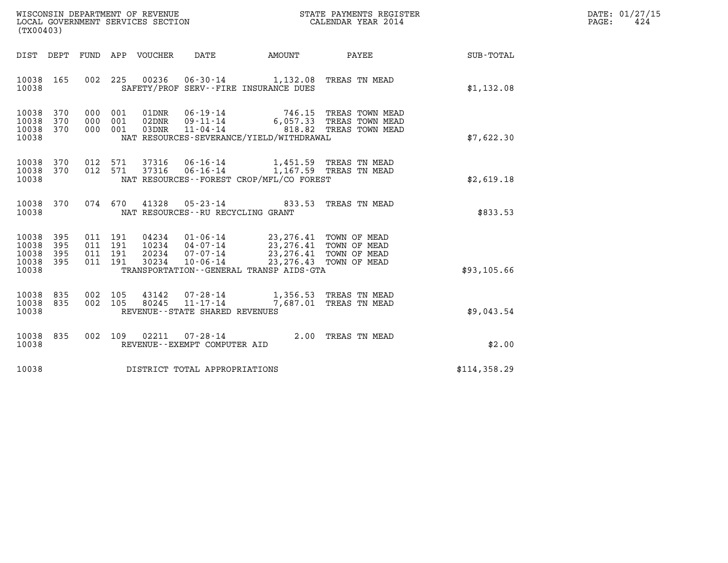WISCONSIN DEPARTMENT OF REVENUE
LOCAL GOVERNMENT SERVICES SECTION
(TX00403)

STATE PAYMENTS REGISTER
CALENDAR YEAR 2014

DATE: 01/27/15
PAGE: 424

| DIST | DEPT | FUND | APP | VOUCHER | DATE | AMOUNT | PAYEE | SUB-TOTAL |
|---|---|---|---|---|---|---|---|---|
| 10038 | 165 | 002 | 225 | 00236 | 06-30-14 | 1,132.08 | TREAS TN MEAD | |
| 10038 | | | | | SAFETY/PROF SERV--FIRE INSURANCE DUES | | | $1,132.08 |
| 10038 | 370 | 000 | 001 | 01DNR | 06-19-14 | 746.15 | TREAS TOWN MEAD | |
| 10038 | 370 | 000 | 001 | 02DNR | 09-11-14 | 6,057.33 | TREAS TOWN MEAD | |
| 10038 | 370 | 000 | 001 | 03DNR | 11-04-14 | 818.82 | TREAS TOWN MEAD | |
| 10038 | | | | | NAT RESOURCES-SEVERANCE/YIELD/WITHDRAWAL | | | $7,622.30 |
| 10038 | 370 | 012 | 571 | 37316 | 06-16-14 | 1,451.59 | TREAS TN MEAD | |
| 10038 | 370 | 012 | 571 | 37316 | 06-16-14 | 1,167.59 | TREAS TN MEAD | |
| 10038 | | | | | NAT RESOURCES--FOREST CROP/MFL/CO FOREST | | | $2,619.18 |
| 10038 | 370 | 074 | 670 | 41328 | 05-23-14 | 833.53 | TREAS TN MEAD | |
| 10038 | | | | | NAT RESOURCES--RU RECYCLING GRANT | | | $833.53 |
| 10038 | 395 | 011 | 191 | 04234 | 01-06-14 | 23,276.41 | TOWN OF MEAD | |
| 10038 | 395 | 011 | 191 | 10234 | 04-07-14 | 23,276.41 | TOWN OF MEAD | |
| 10038 | 395 | 011 | 191 | 20234 | 07-07-14 | 23,276.41 | TOWN OF MEAD | |
| 10038 | 395 | 011 | 191 | 30234 | 10-06-14 | 23,276.43 | TOWN OF MEAD | |
| 10038 | | | | | TRANSPORTATION--GENERAL TRANSP AIDS-GTA | | | $93,105.66 |
| 10038 | 835 | 002 | 105 | 43142 | 07-28-14 | 1,356.53 | TREAS TN MEAD | |
| 10038 | 835 | 002 | 105 | 80245 | 11-17-14 | 7,687.01 | TREAS TN MEAD | |
| 10038 | | | | | REVENUE--STATE SHARED REVENUES | | | $9,043.54 |
| 10038 | 835 | 002 | 109 | 02211 | 07-28-14 | 2.00 | TREAS TN MEAD | |
| 10038 | | | | | REVENUE--EXEMPT COMPUTER AID | | | $2.00 |
| 10038 | | | | | DISTRICT TOTAL APPROPRIATIONS | | | $114,358.29 |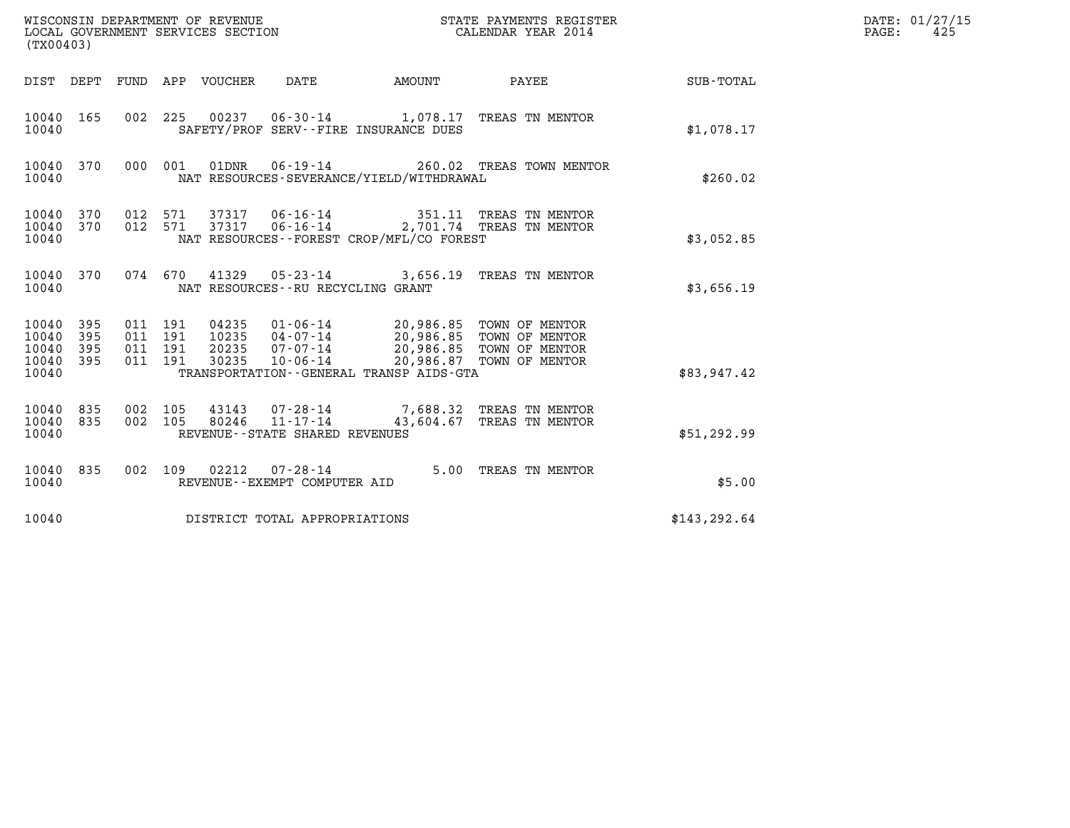WISCONSIN DEPARTMENT OF REVENUE
LOCAL GOVERNMENT SERVICES SECTION
(TX00403)

STATE PAYMENTS REGISTER
CALENDAR YEAR 2014

DATE: 01/27/15
PAGE: 425

| DIST | DEPT | FUND | APP | VOUCHER | DATE | AMOUNT | PAYEE | SUB-TOTAL |
|---|---|---|---|---|---|---|---|---|
| 10040 | 165 | 002 | 225 | 00237 | 06-30-14 | 1,078.17 | TREAS TN MENTOR | |
| 10040 | | | | SAFETY/PROF SERV--FIRE INSURANCE DUES | | | | $1,078.17 |
| 10040 | 370 | 000 | 001 | 01DNR | 06-19-14 | 260.02 | TREAS TOWN MENTOR | |
| 10040 | | | | NAT RESOURCES-SEVERANCE/YIELD/WITHDRAWAL | | | | $260.02 |
| 10040 | 370 | 012 | 571 | 37317 | 06-16-14 | 351.11 | TREAS TN MENTOR | |
| 10040 | 370 | 012 | 571 | 37317 | 06-16-14 | 2,701.74 | TREAS TN MENTOR | |
| 10040 | | | | NAT RESOURCES--FOREST CROP/MFL/CO FOREST | | | | $3,052.85 |
| 10040 | 370 | 074 | 670 | 41329 | 05-23-14 | 3,656.19 | TREAS TN MENTOR | |
| 10040 | | | | NAT RESOURCES--RU RECYCLING GRANT | | | | $3,656.19 |
| 10040 | 395 | 011 | 191 | 04235 | 01-06-14 | 20,986.85 | TOWN OF MENTOR | |
| 10040 | 395 | 011 | 191 | 10235 | 04-07-14 | 20,986.85 | TOWN OF MENTOR | |
| 10040 | 395 | 011 | 191 | 20235 | 07-07-14 | 20,986.85 | TOWN OF MENTOR | |
| 10040 | 395 | 011 | 191 | 30235 | 10-06-14 | 20,986.87 | TOWN OF MENTOR | |
| 10040 | | | | TRANSPORTATION--GENERAL TRANSP AIDS-GTA | | | | $83,947.42 |
| 10040 | 835 | 002 | 105 | 43143 | 07-28-14 | 7,688.32 | TREAS TN MENTOR | |
| 10040 | 835 | 002 | 105 | 80246 | 11-17-14 | 43,604.67 | TREAS TN MENTOR | |
| 10040 | | | | REVENUE--STATE SHARED REVENUES | | | | $51,292.99 |
| 10040 | 835 | 002 | 109 | 02212 | 07-28-14 | 5.00 | TREAS TN MENTOR | |
| 10040 | | | | REVENUE--EXEMPT COMPUTER AID | | | | $5.00 |
| 10040 | | | | DISTRICT TOTAL APPROPRIATIONS | | | | $143,292.64 |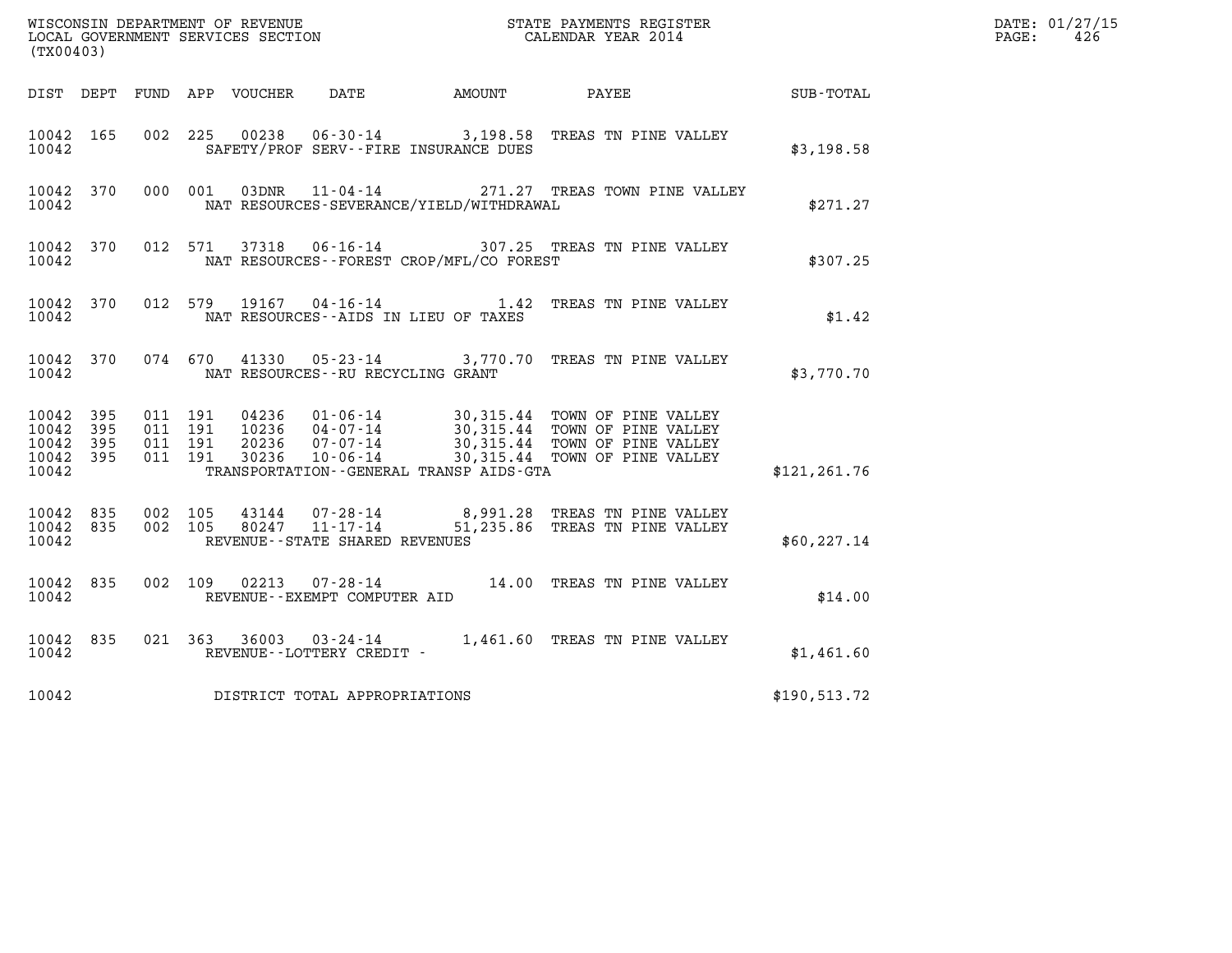WISCONSIN DEPARTMENT OF REVENUE
LOCAL GOVERNMENT SERVICES SECTION
(TX00403)

STATE PAYMENTS REGISTER
CALENDAR YEAR 2014

DATE: 01/27/15
PAGE: 426

| DIST | DEPT | FUND | APP | VOUCHER | DATE | AMOUNT | PAYEE | SUB-TOTAL |
|---|---|---|---|---|---|---|---|---|
| 10042 | 165 | 002 | 225 | 00238 | 06-30-14 | 3,198.58 | TREAS TN PINE VALLEY | |
| 10042 | | | | SAFETY/PROF SERV--FIRE INSURANCE DUES | | | | $3,198.58 |
| 10042 | 370 | 000 | 001 | 03DNR | 11-04-14 | 271.27 | TREAS TOWN PINE VALLEY | |
| 10042 | | | | NAT RESOURCES-SEVERANCE/YIELD/WITHDRAWAL | | | | $271.27 |
| 10042 | 370 | 012 | 571 | 37318 | 06-16-14 | 307.25 | TREAS TN PINE VALLEY | |
| 10042 | | | | NAT RESOURCES--FOREST CROP/MFL/CO FOREST | | | | $307.25 |
| 10042 | 370 | 012 | 579 | 19167 | 04-16-14 | 1.42 | TREAS TN PINE VALLEY | |
| 10042 | | | | NAT RESOURCES--AIDS IN LIEU OF TAXES | | | | $1.42 |
| 10042 | 370 | 074 | 670 | 41330 | 05-23-14 | 3,770.70 | TREAS TN PINE VALLEY | |
| 10042 | | | | NAT RESOURCES--RU RECYCLING GRANT | | | | $3,770.70 |
| 10042 | 395 | 011 | 191 | 04236 | 01-06-14 | 30,315.44 | TOWN OF PINE VALLEY | |
| 10042 | 395 | 011 | 191 | 10236 | 04-07-14 | 30,315.44 | TOWN OF PINE VALLEY | |
| 10042 | 395 | 011 | 191 | 20236 | 07-07-14 | 30,315.44 | TOWN OF PINE VALLEY | |
| 10042 | 395 | 011 | 191 | 30236 | 10-06-14 | 30,315.44 | TOWN OF PINE VALLEY | |
| 10042 | | | | TRANSPORTATION--GENERAL TRANSP AIDS-GTA | | | | $121,261.76 |
| 10042 | 835 | 002 | 105 | 43144 | 07-28-14 | 8,991.28 | TREAS TN PINE VALLEY | |
| 10042 | 835 | 002 | 105 | 80247 | 11-17-14 | 51,235.86 | TREAS TN PINE VALLEY | |
| 10042 | | | | REVENUE--STATE SHARED REVENUES | | | | $60,227.14 |
| 10042 | 835 | 002 | 109 | 02213 | 07-28-14 | 14.00 | TREAS TN PINE VALLEY | |
| 10042 | | | | REVENUE--EXEMPT COMPUTER AID | | | | $14.00 |
| 10042 | 835 | 021 | 363 | 36003 | 03-24-14 | 1,461.60 | TREAS TN PINE VALLEY | |
| 10042 | | | | REVENUE--LOTTERY CREDIT - | | | | $1,461.60 |
| 10042 | | | | DISTRICT TOTAL APPROPRIATIONS | | | | $190,513.72 |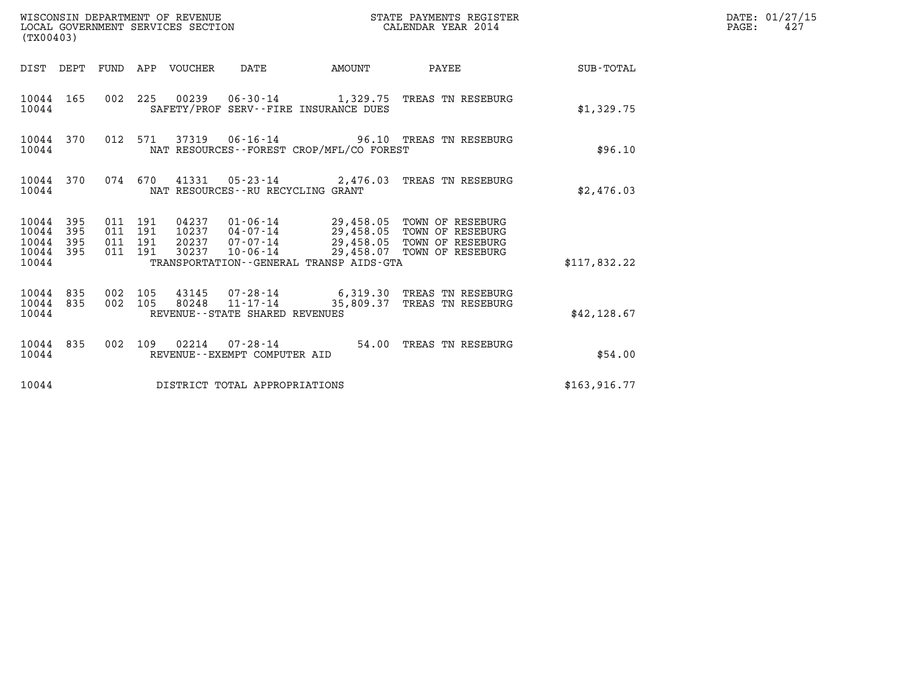WISCONSIN DEPARTMENT OF REVENUE
LOCAL GOVERNMENT SERVICES SECTION
(TX00403)

STATE PAYMENTS REGISTER
CALENDAR YEAR 2014

DATE: 01/27/15
PAGE: 427

| DIST | DEPT | FUND | APP | VOUCHER | DATE | AMOUNT | PAYEE | SUB-TOTAL |
|---|---|---|---|---|---|---|---|---|
| 10044 | 165 | 002 | 225 | 00239 | 06-30-14 | 1,329.75 | TREAS TN RESEBURG | |
| 10044 | | | | SAFETY/PROF SERV--FIRE INSURANCE DUES | | | | $1,329.75 |
| 10044 | 370 | 012 | 571 | 37319 | 06-16-14 | 96.10 | TREAS TN RESEBURG | |
| 10044 | | | | NAT RESOURCES--FOREST CROP/MFL/CO FOREST | | | | $96.10 |
| 10044 | 370 | 074 | 670 | 41331 | 05-23-14 | 2,476.03 | TREAS TN RESEBURG | |
| 10044 | | | | NAT RESOURCES--RU RECYCLING GRANT | | | | $2,476.03 |
| 10044 | 395 | 011 | 191 | 04237 | 01-06-14 | 29,458.05 | TOWN OF RESEBURG | |
| 10044 | 395 | 011 | 191 | 10237 | 04-07-14 | 29,458.05 | TOWN OF RESEBURG | |
| 10044 | 395 | 011 | 191 | 20237 | 07-07-14 | 29,458.05 | TOWN OF RESEBURG | |
| 10044 | 395 | 011 | 191 | 30237 | 10-06-14 | 29,458.07 | TOWN OF RESEBURG | |
| 10044 | | | | TRANSPORTATION--GENERAL TRANSP AIDS-GTA | | | | $117,832.22 |
| 10044 | 835 | 002 | 105 | 43145 | 07-28-14 | 6,319.30 | TREAS TN RESEBURG | |
| 10044 | 835 | 002 | 105 | 80248 | 11-17-14 | 35,809.37 | TREAS TN RESEBURG | |
| 10044 | | | | REVENUE--STATE SHARED REVENUES | | | | $42,128.67 |
| 10044 | 835 | 002 | 109 | 02214 | 07-28-14 | 54.00 | TREAS TN RESEBURG | |
| 10044 | | | | REVENUE--EXEMPT COMPUTER AID | | | | $54.00 |
| 10044 | | | | DISTRICT TOTAL APPROPRIATIONS | | | | $163,916.77 |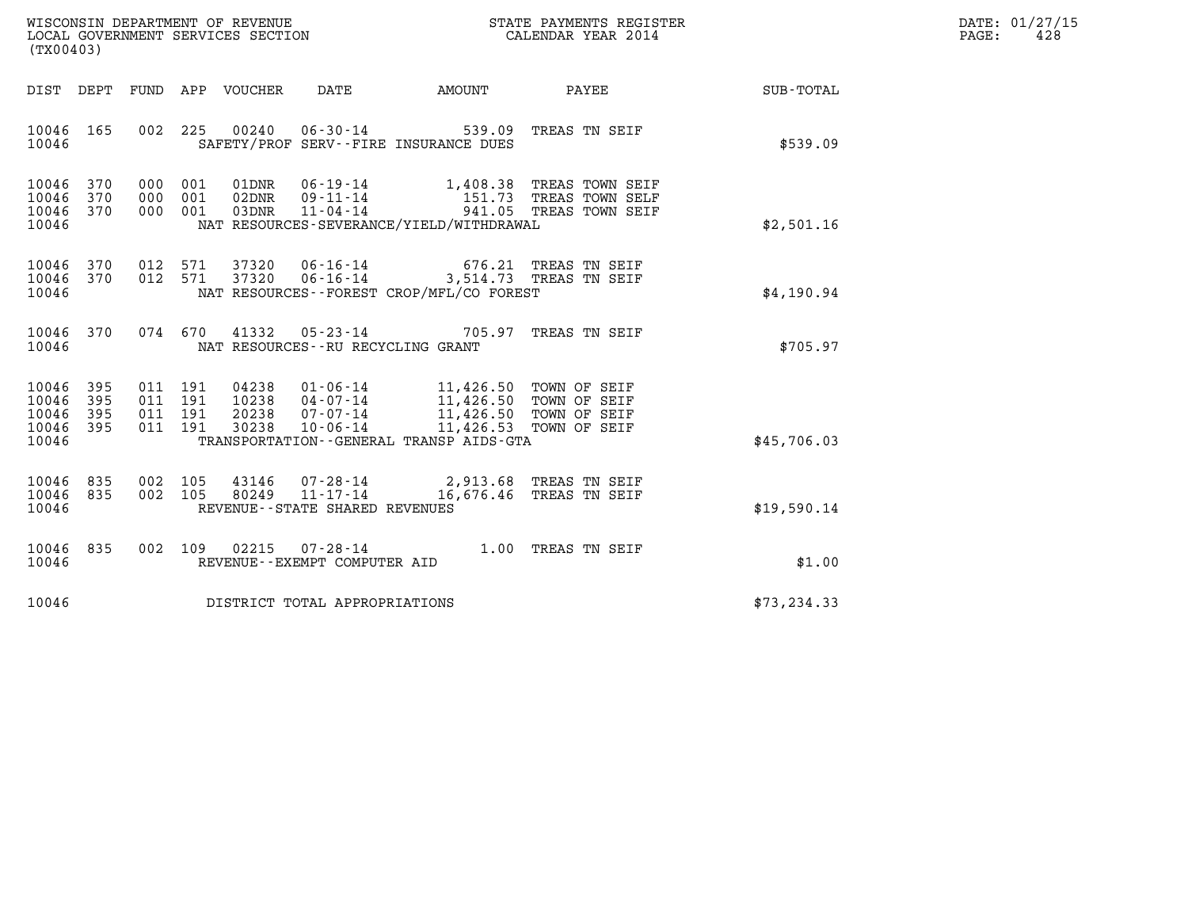WISCONSIN DEPARTMENT OF REVENUE
LOCAL GOVERNMENT SERVICES SECTION
(TX00403)

STATE PAYMENTS REGISTER
CALENDAR YEAR 2014

| DIST | DEPT | FUND | APP | VOUCHER | DATE | AMOUNT | PAYEE | SUB-TOTAL |
|---|---|---|---|---|---|---|---|---|
| 10046 | 165 | 002 | 225 | 00240 | 06-30-14 | 539.09 | TREAS TN SEIF | |
| 10046 | | | | | SAFETY/PROF SERV--FIRE INSURANCE DUES | | | $539.09 |
| 10046 | 370 | 000 | 001 | 01DNR | 06-19-14 | 1,408.38 | TREAS TOWN SEIF | |
| 10046 | 370 | 000 | 001 | 02DNR | 09-11-14 | 151.73 | TREAS TOWN SELF | |
| 10046 | 370 | 000 | 001 | 03DNR | 11-04-14 | 941.05 | TREAS TOWN SEIF | |
| 10046 | | | | | NAT RESOURCES-SEVERANCE/YIELD/WITHDRAWAL | | | $2,501.16 |
| 10046 | 370 | 012 | 571 | 37320 | 06-16-14 | 676.21 | TREAS TN SEIF | |
| 10046 | 370 | 012 | 571 | 37320 | 06-16-14 | 3,514.73 | TREAS TN SEIF | |
| 10046 | | | | | NAT RESOURCES--FOREST CROP/MFL/CO FOREST | | | $4,190.94 |
| 10046 | 370 | 074 | 670 | 41332 | 05-23-14 | 705.97 | TREAS TN SEIF | |
| 10046 | | | | | NAT RESOURCES--RU RECYCLING GRANT | | | $705.97 |
| 10046 | 395 | 011 | 191 | 04238 | 01-06-14 | 11,426.50 | TOWN OF SEIF | |
| 10046 | 395 | 011 | 191 | 10238 | 04-07-14 | 11,426.50 | TOWN OF SEIF | |
| 10046 | 395 | 011 | 191 | 20238 | 07-07-14 | 11,426.50 | TOWN OF SEIF | |
| 10046 | 395 | 011 | 191 | 30238 | 10-06-14 | 11,426.53 | TOWN OF SEIF | |
| 10046 | | | | | TRANSPORTATION--GENERAL TRANSP AIDS-GTA | | | $45,706.03 |
| 10046 | 835 | 002 | 105 | 43146 | 07-28-14 | 2,913.68 | TREAS TN SEIF | |
| 10046 | 835 | 002 | 105 | 80249 | 11-17-14 | 16,676.46 | TREAS TN SEIF | |
| 10046 | | | | | REVENUE--STATE SHARED REVENUES | | | $19,590.14 |
| 10046 | 835 | 002 | 109 | 02215 | 07-28-14 | 1.00 | TREAS TN SEIF | |
| 10046 | | | | | REVENUE--EXEMPT COMPUTER AID | | | $1.00 |
| 10046 | | | | | DISTRICT TOTAL APPROPRIATIONS | | | $73,234.33 |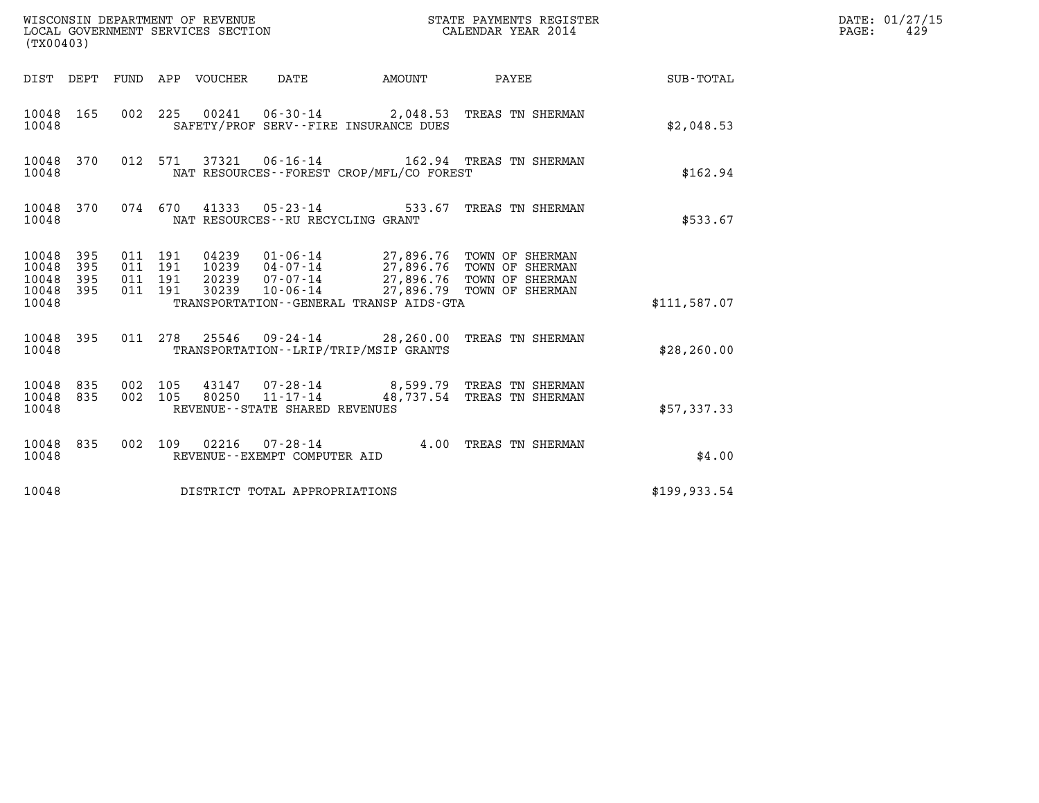WISCONSIN DEPARTMENT OF REVENUE
LOCAL GOVERNMENT SERVICES SECTION
(TX00403)

STATE PAYMENTS REGISTER
CALENDAR YEAR 2014

DATE: 01/27/15

| DIST | DEPT | FUND | APP | VOUCHER | DATE | AMOUNT | PAYEE | SUB-TOTAL |
|---|---|---|---|---|---|---|---|---|
| 10048 | 165 | 002 | 225 | 00241 | 06-30-14 | 2,048.53 | TREAS TN SHERMAN | |
| 10048 | | | | | SAFETY/PROF SERV--FIRE INSURANCE DUES | | | $2,048.53 |
| 10048 | 370 | 012 | 571 | 37321 | 06-16-14 | 162.94 | TREAS TN SHERMAN | |
| 10048 | | | | | NAT RESOURCES--FOREST CROP/MFL/CO FOREST | | | $162.94 |
| 10048 | 370 | 074 | 670 | 41333 | 05-23-14 | 533.67 | TREAS TN SHERMAN | |
| 10048 | | | | | NAT RESOURCES--RU RECYCLING GRANT | | | $533.67 |
| 10048 | 395 | 011 | 191 | 04239 | 01-06-14 | 27,896.76 | TOWN OF SHERMAN | |
| 10048 | 395 | 011 | 191 | 10239 | 04-07-14 | 27,896.76 | TOWN OF SHERMAN | |
| 10048 | 395 | 011 | 191 | 20239 | 07-07-14 | 27,896.76 | TOWN OF SHERMAN | |
| 10048 | 395 | 011 | 191 | 30239 | 10-06-14 | 27,896.79 | TOWN OF SHERMAN | |
| 10048 | | | | | TRANSPORTATION--GENERAL TRANSP AIDS-GTA | | | $111,587.07 |
| 10048 | 395 | 011 | 278 | 25546 | 09-24-14 | 28,260.00 | TREAS TN SHERMAN | |
| 10048 | | | | | TRANSPORTATION--LRIP/TRIP/MSIP GRANTS | | | $28,260.00 |
| 10048 | 835 | 002 | 105 | 43147 | 07-28-14 | 8,599.79 | TREAS TN SHERMAN | |
| 10048 | 835 | 002 | 105 | 80250 | 11-17-14 | 48,737.54 | TREAS TN SHERMAN | |
| 10048 | | | | | REVENUE--STATE SHARED REVENUES | | | $57,337.33 |
| 10048 | 835 | 002 | 109 | 02216 | 07-28-14 | 4.00 | TREAS TN SHERMAN | |
| 10048 | | | | | REVENUE--EXEMPT COMPUTER AID | | | $4.00 |
| 10048 | | | | | DISTRICT TOTAL APPROPRIATIONS | | | $199,933.54 |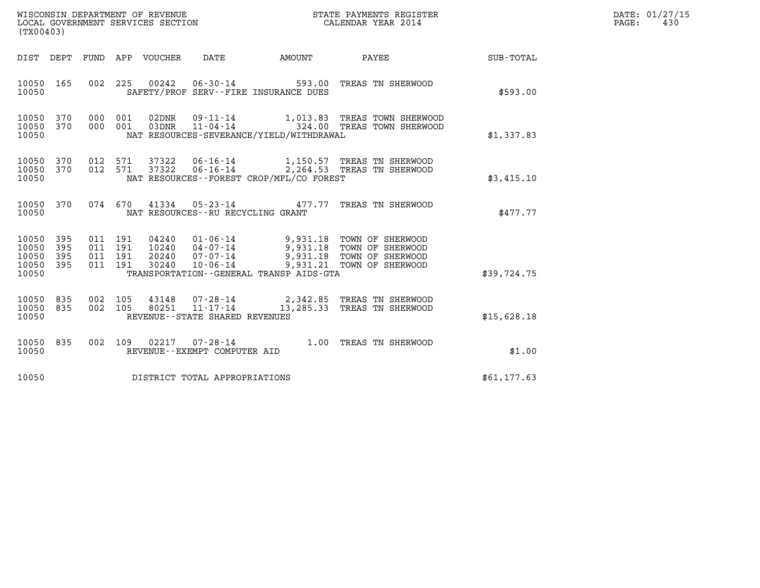WISCONSIN DEPARTMENT OF REVENUE
LOCAL GOVERNMENT SERVICES SECTION
(TX00403)

STATE PAYMENTS REGISTER
CALENDAR YEAR 2014

DATE: 01/27/15
PAGE: 430

| DIST | DEPT | FUND | APP | VOUCHER | DATE | AMOUNT | PAYEE | SUB-TOTAL |
|---|---|---|---|---|---|---|---|---|
| 10050 | 165 | 002 | 225 | 00242 | 06-30-14 | 593.00 | TREAS TN SHERWOOD | |
| 10050 | | | | SAFETY/PROF SERV--FIRE INSURANCE DUES | | | | $593.00 |
| 10050 | 370 | 000 | 001 | 02DNR | 09-11-14 | 1,013.83 | TREAS TOWN SHERWOOD | |
| 10050 | 370 | 000 | 001 | 03DNR | 11-04-14 | 324.00 | TREAS TOWN SHERWOOD | |
| 10050 | | | | NAT RESOURCES-SEVERANCE/YIELD/WITHDRAWAL | | | | $1,337.83 |
| 10050 | 370 | 012 | 571 | 37322 | 06-16-14 | 1,150.57 | TREAS TN SHERWOOD | |
| 10050 | 370 | 012 | 571 | 37322 | 06-16-14 | 2,264.53 | TREAS TN SHERWOOD | |
| 10050 | | | | NAT RESOURCES--FOREST CROP/MFL/CO FOREST | | | | $3,415.10 |
| 10050 | 370 | 074 | 670 | 41334 | 05-23-14 | 477.77 | TREAS TN SHERWOOD | |
| 10050 | | | | NAT RESOURCES--RU RECYCLING GRANT | | | | $477.77 |
| 10050 | 395 | 011 | 191 | 04240 | 01-06-14 | 9,931.18 | TOWN OF SHERWOOD | |
| 10050 | 395 | 011 | 191 | 10240 | 04-07-14 | 9,931.18 | TOWN OF SHERWOOD | |
| 10050 | 395 | 011 | 191 | 20240 | 07-07-14 | 9,931.18 | TOWN OF SHERWOOD | |
| 10050 | 395 | 011 | 191 | 30240 | 10-06-14 | 9,931.21 | TOWN OF SHERWOOD | |
| 10050 | | | | TRANSPORTATION--GENERAL TRANSP AIDS-GTA | | | | $39,724.75 |
| 10050 | 835 | 002 | 105 | 43148 | 07-28-14 | 2,342.85 | TREAS TN SHERWOOD | |
| 10050 | 835 | 002 | 105 | 80251 | 11-17-14 | 13,285.33 | TREAS TN SHERWOOD | |
| 10050 | | | | REVENUE--STATE SHARED REVENUES | | | | $15,628.18 |
| 10050 | 835 | 002 | 109 | 02217 | 07-28-14 | 1.00 | TREAS TN SHERWOOD | |
| 10050 | | | | REVENUE--EXEMPT COMPUTER AID | | | | $1.00 |
| 10050 | | | | DISTRICT TOTAL APPROPRIATIONS | | | | $61,177.63 |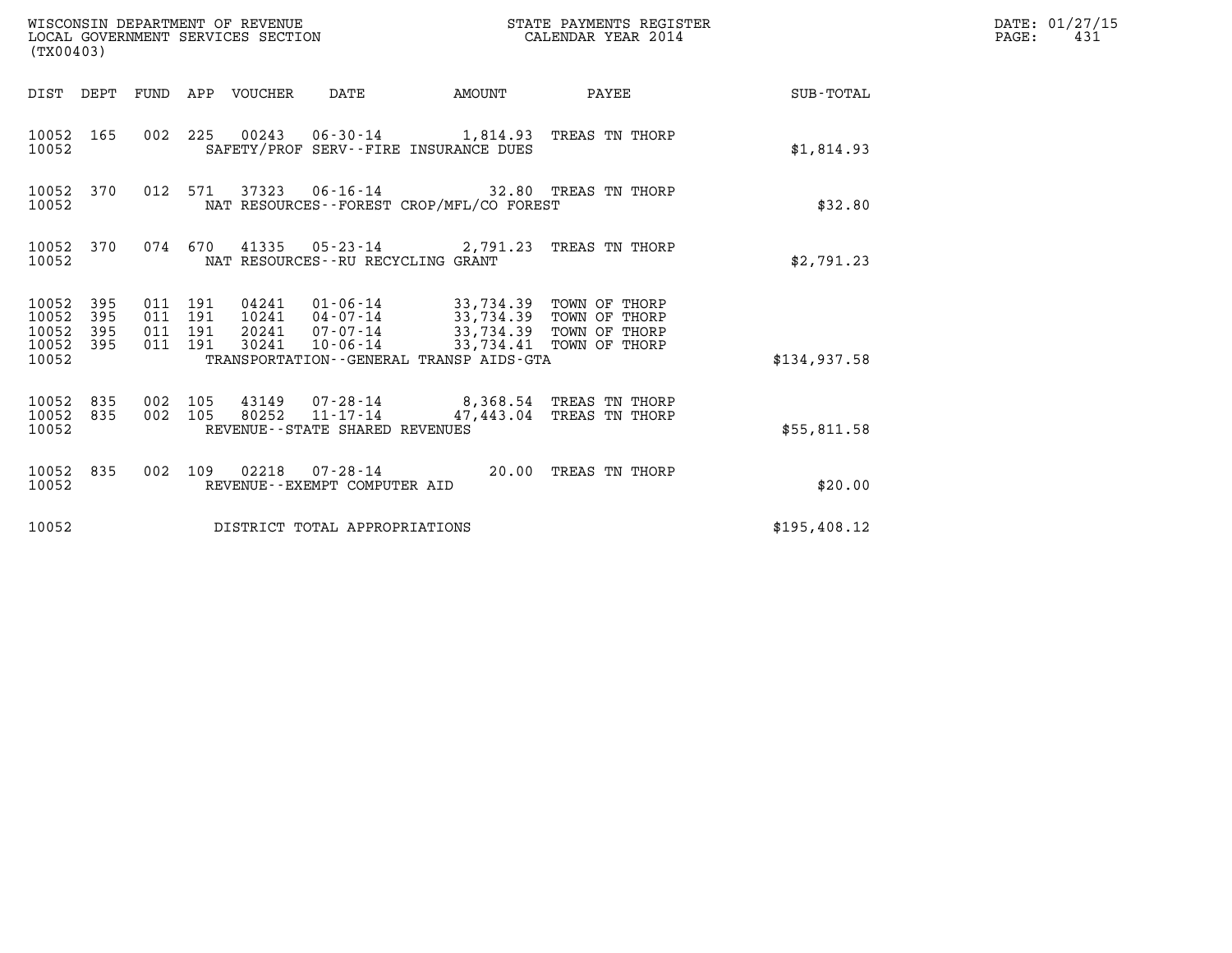WISCONSIN DEPARTMENT OF REVENUE
LOCAL GOVERNMENT SERVICES SECTION
(TX00403)

STATE PAYMENTS REGISTER
CALENDAR YEAR 2014

DATE: 01/27/15
PAGE: 431

| DIST | DEPT | FUND | APP | VOUCHER | DATE | AMOUNT | PAYEE | SUB-TOTAL |
|---|---|---|---|---|---|---|---|---|
| 10052 | 165 | 002 | 225 | 00243 | 06-30-14 | 1,814.93 | TREAS TN THORP | |
| 10052 | | | | SAFETY/PROF SERV--FIRE INSURANCE DUES | | | | $1,814.93 |
| 10052 | 370 | 012 | 571 | 37323 | 06-16-14 | 32.80 | TREAS TN THORP | |
| 10052 | | | | NAT RESOURCES--FOREST CROP/MFL/CO FOREST | | | | $32.80 |
| 10052 | 370 | 074 | 670 | 41335 | 05-23-14 | 2,791.23 | TREAS TN THORP | |
| 10052 | | | | NAT RESOURCES--RU RECYCLING GRANT | | | | $2,791.23 |
| 10052 | 395 | 011 | 191 | 04241 | 01-06-14 | 33,734.39 | TOWN OF THORP | |
| 10052 | 395 | 011 | 191 | 10241 | 04-07-14 | 33,734.39 | TOWN OF THORP | |
| 10052 | 395 | 011 | 191 | 20241 | 07-07-14 | 33,734.39 | TOWN OF THORP | |
| 10052 | 395 | 011 | 191 | 30241 | 10-06-14 | 33,734.41 | TOWN OF THORP | |
| 10052 | | | | TRANSPORTATION--GENERAL TRANSP AIDS-GTA | | | | $134,937.58 |
| 10052 | 835 | 002 | 105 | 43149 | 07-28-14 | 8,368.54 | TREAS TN THORP | |
| 10052 | 835 | 002 | 105 | 80252 | 11-17-14 | 47,443.04 | TREAS TN THORP | |
| 10052 | | | | REVENUE--STATE SHARED REVENUES | | | | $55,811.58 |
| 10052 | 835 | 002 | 109 | 02218 | 07-28-14 | 20.00 | TREAS TN THORP | |
| 10052 | | | | REVENUE--EXEMPT COMPUTER AID | | | | $20.00 |
| 10052 | | | | DISTRICT TOTAL APPROPRIATIONS | | | | $195,408.12 |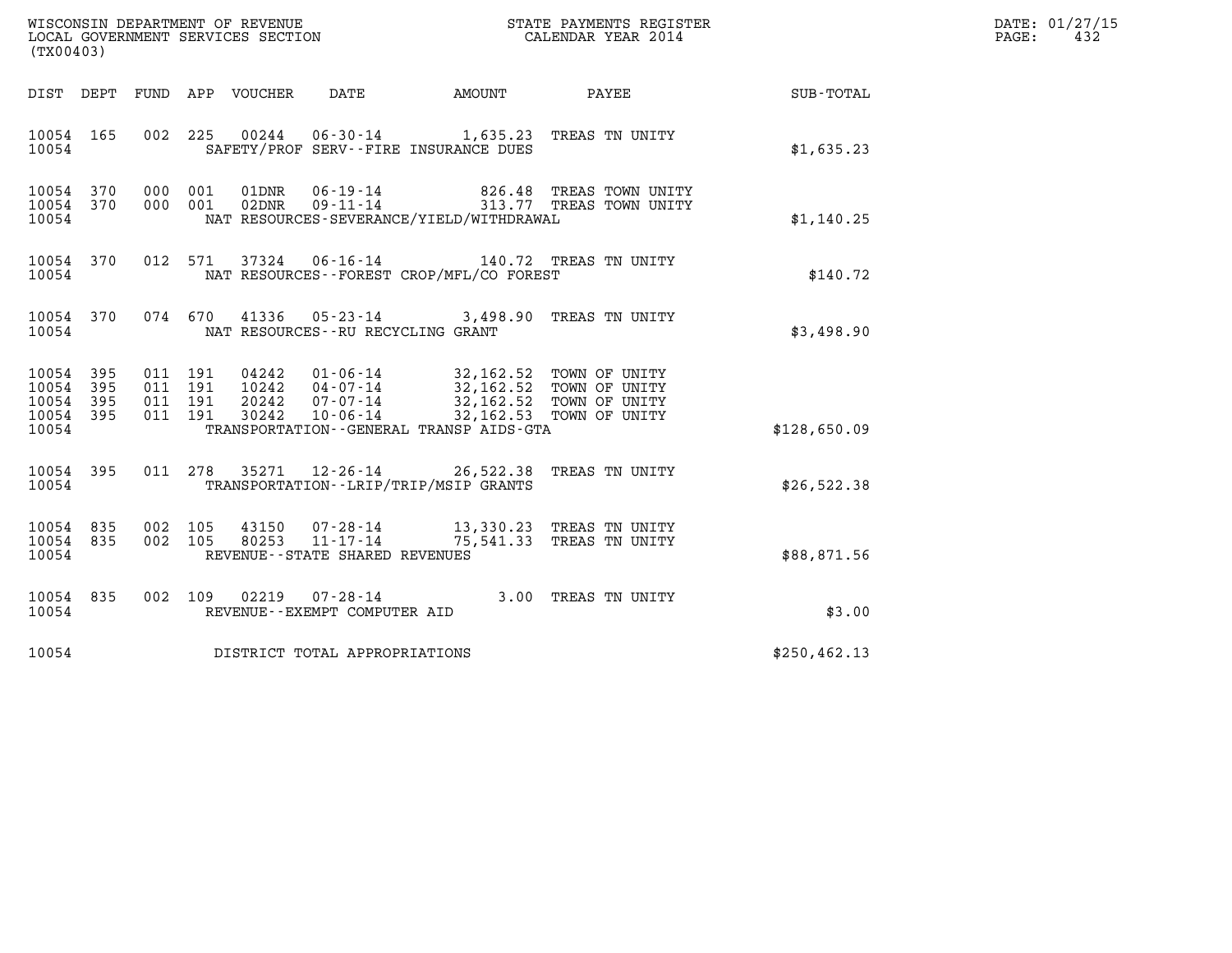WISCONSIN DEPARTMENT OF REVENUE
LOCAL GOVERNMENT SERVICES SECTION
(TX00403)

STATE PAYMENTS REGISTER
CALENDAR YEAR 2014

DATE: 01/27/15
PAGE: 432

| DIST | DEPT | FUND | APP | VOUCHER | DATE | AMOUNT | PAYEE | SUB-TOTAL |
|---|---|---|---|---|---|---|---|---|
| 10054 | 165 | 002 | 225 | 00244 | 06-30-14 | 1,635.23 | TREAS TN UNITY | |
| 10054 | | | | | SAFETY/PROF SERV--FIRE INSURANCE DUES | | | $1,635.23 |
| 10054 | 370 | 000 | 001 | 01DNR | 06-19-14 | 826.48 | TREAS TOWN UNITY | |
| 10054 | 370 | 000 | 001 | 02DNR | 09-11-14 | 313.77 | TREAS TOWN UNITY | |
| 10054 | | | | | NAT RESOURCES-SEVERANCE/YIELD/WITHDRAWAL | | | $1,140.25 |
| 10054 | 370 | 012 | 571 | 37324 | 06-16-14 | 140.72 | TREAS TN UNITY | |
| 10054 | | | | | NAT RESOURCES--FOREST CROP/MFL/CO FOREST | | | $140.72 |
| 10054 | 370 | 074 | 670 | 41336 | 05-23-14 | 3,498.90 | TREAS TN UNITY | |
| 10054 | | | | | NAT RESOURCES--RU RECYCLING GRANT | | | $3,498.90 |
| 10054 | 395 | 011 | 191 | 04242 | 01-06-14 | 32,162.52 | TOWN OF UNITY | |
| 10054 | 395 | 011 | 191 | 10242 | 04-07-14 | 32,162.52 | TOWN OF UNITY | |
| 10054 | 395 | 011 | 191 | 20242 | 07-07-14 | 32,162.52 | TOWN OF UNITY | |
| 10054 | 395 | 011 | 191 | 30242 | 10-06-14 | 32,162.53 | TOWN OF UNITY | |
| 10054 | | | | | TRANSPORTATION--GENERAL TRANSP AIDS-GTA | | | $128,650.09 |
| 10054 | 395 | 011 | 278 | 35271 | 12-26-14 | 26,522.38 | TREAS TN UNITY | |
| 10054 | | | | | TRANSPORTATION--LRIP/TRIP/MSIP GRANTS | | | $26,522.38 |
| 10054 | 835 | 002 | 105 | 43150 | 07-28-14 | 13,330.23 | TREAS TN UNITY | |
| 10054 | 835 | 002 | 105 | 80253 | 11-17-14 | 75,541.33 | TREAS TN UNITY | |
| 10054 | | | | | REVENUE--STATE SHARED REVENUES | | | $88,871.56 |
| 10054 | 835 | 002 | 109 | 02219 | 07-28-14 | 3.00 | TREAS TN UNITY | |
| 10054 | | | | | REVENUE--EXEMPT COMPUTER AID | | | $3.00 |
| 10054 | | | | | DISTRICT TOTAL APPROPRIATIONS | | | $250,462.13 |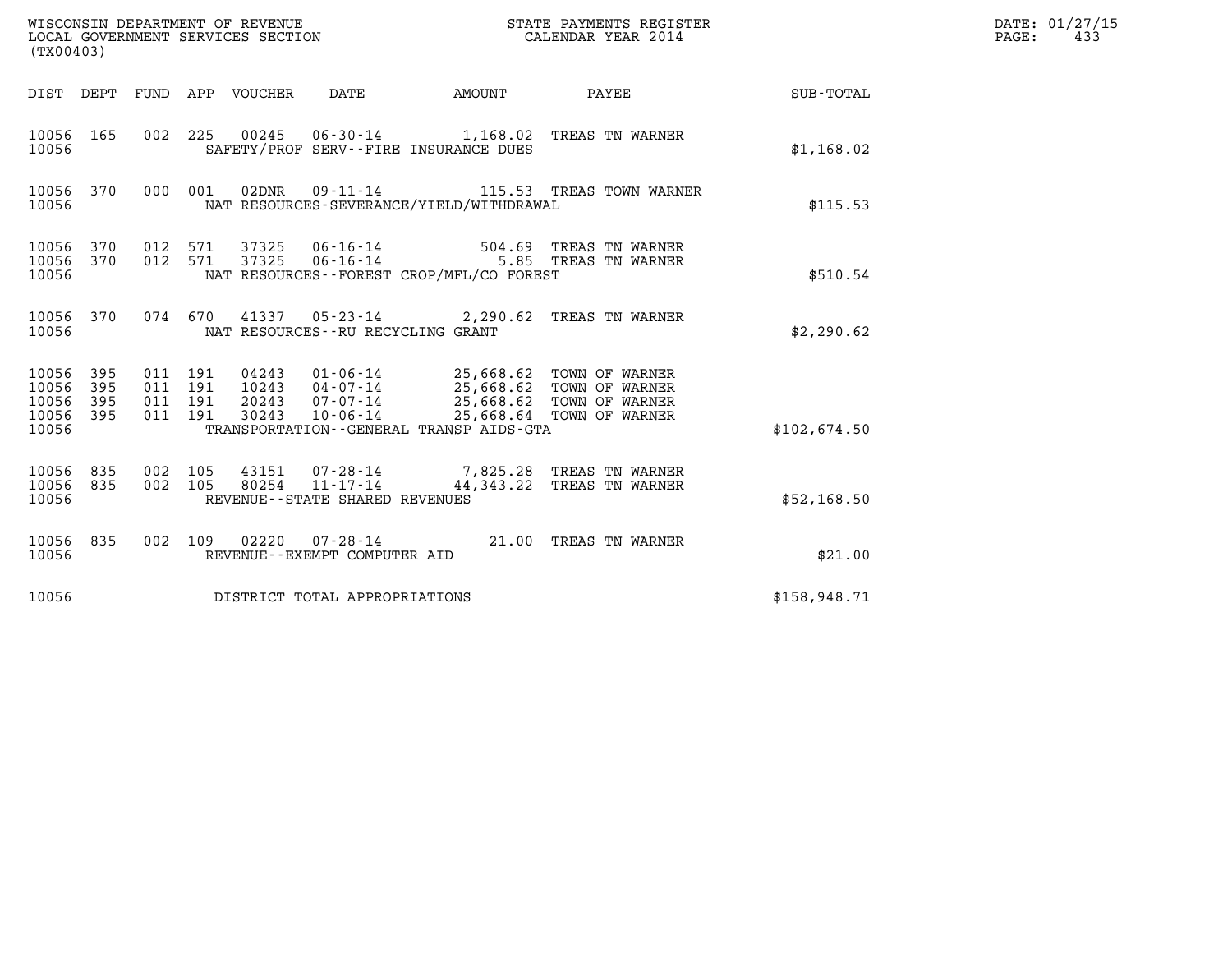WISCONSIN DEPARTMENT OF REVENUE
LOCAL GOVERNMENT SERVICES SECTION
(TX00403)

STATE PAYMENTS REGISTER
CALENDAR YEAR 2014

DATE: 01/27/15
PAGE: 433

| DIST | DEPT | FUND | APP | VOUCHER | DATE | AMOUNT | PAYEE | SUB-TOTAL |
|---|---|---|---|---|---|---|---|---|
| 10056 | 165 | 002 | 225 | 00245 | 06-30-14 | 1,168.02 | TREAS TN WARNER | |
| 10056 | | | | SAFETY/PROF SERV--FIRE INSURANCE DUES | | | | $1,168.02 |
| 10056 | 370 | 000 | 001 | 02DNR | 09-11-14 | 115.53 | TREAS TOWN WARNER | |
| 10056 | | | | NAT RESOURCES-SEVERANCE/YIELD/WITHDRAWAL | | | | $115.53 |
| 10056 | 370 | 012 | 571 | 37325 | 06-16-14 | 504.69 | TREAS TN WARNER | |
| 10056 | 370 | 012 | 571 | 37325 | 06-16-14 | 5.85 | TREAS TN WARNER | |
| 10056 | | | | NAT RESOURCES--FOREST CROP/MFL/CO FOREST | | | | $510.54 |
| 10056 | 370 | 074 | 670 | 41337 | 05-23-14 | 2,290.62 | TREAS TN WARNER | |
| 10056 | | | | NAT RESOURCES--RU RECYCLING GRANT | | | | $2,290.62 |
| 10056 | 395 | 011 | 191 | 04243 | 01-06-14 | 25,668.62 | TOWN OF WARNER | |
| 10056 | 395 | 011 | 191 | 10243 | 04-07-14 | 25,668.62 | TOWN OF WARNER | |
| 10056 | 395 | 011 | 191 | 20243 | 07-07-14 | 25,668.62 | TOWN OF WARNER | |
| 10056 | 395 | 011 | 191 | 30243 | 10-06-14 | 25,668.64 | TOWN OF WARNER | |
| 10056 | | | | TRANSPORTATION--GENERAL TRANSP AIDS-GTA | | | | $102,674.50 |
| 10056 | 835 | 002 | 105 | 43151 | 07-28-14 | 7,825.28 | TREAS TN WARNER | |
| 10056 | 835 | 002 | 105 | 80254 | 11-17-14 | 44,343.22 | TREAS TN WARNER | |
| 10056 | | | | REVENUE--STATE SHARED REVENUES | | | | $52,168.50 |
| 10056 | 835 | 002 | 109 | 02220 | 07-28-14 | 21.00 | TREAS TN WARNER | |
| 10056 | | | | REVENUE--EXEMPT COMPUTER AID | | | | $21.00 |
| 10056 | | | | DISTRICT TOTAL APPROPRIATIONS | | | | $158,948.71 |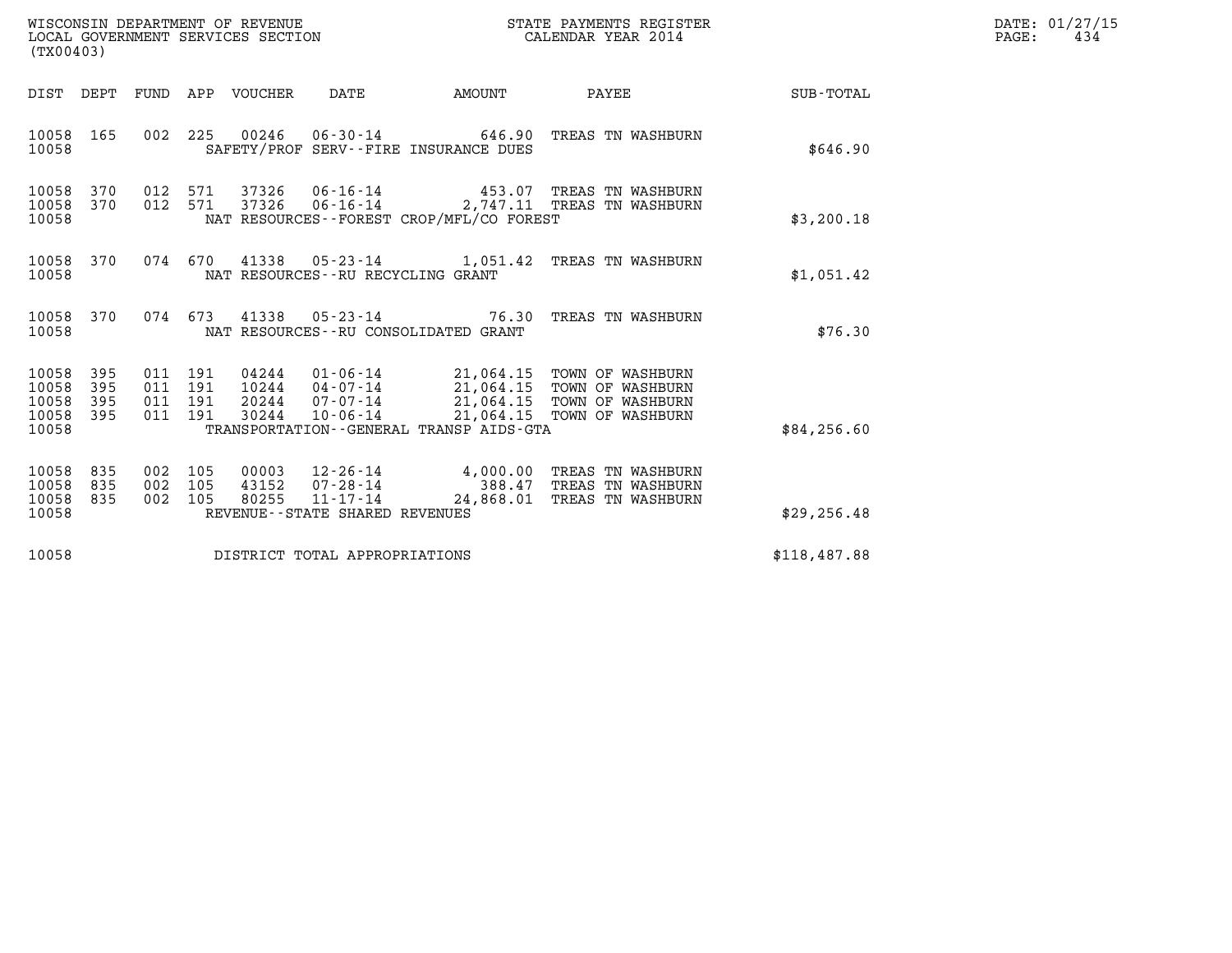WISCONSIN DEPARTMENT OF REVENUE
LOCAL GOVERNMENT SERVICES SECTION
(TX00403)

STATE PAYMENTS REGISTER
CALENDAR YEAR 2014

DATE: 01/27/15
PAGE: 434

| DIST | DEPT | FUND | APP | VOUCHER | DATE | AMOUNT | PAYEE | SUB-TOTAL |
|---|---|---|---|---|---|---|---|---|
| 10058 | 165 | 002 | 225 | 00246 | 06-30-14 | 646.90 | TREAS TN WASHBURN | |
| 10058 | | | | | SAFETY/PROF SERV--FIRE INSURANCE DUES | | | $646.90 |
| 10058 | 370 | 012 | 571 | 37326 | 06-16-14 | 453.07 | TREAS TN WASHBURN | |
| 10058 | 370 | 012 | 571 | 37326 | 06-16-14 | 2,747.11 | TREAS TN WASHBURN | |
| 10058 | | | | | NAT RESOURCES--FOREST CROP/MFL/CO FOREST | | | $3,200.18 |
| 10058 | 370 | 074 | 670 | 41338 | 05-23-14 | 1,051.42 | TREAS TN WASHBURN | |
| 10058 | | | | | NAT RESOURCES--RU RECYCLING GRANT | | | $1,051.42 |
| 10058 | 370 | 074 | 673 | 41338 | 05-23-14 | 76.30 | TREAS TN WASHBURN | |
| 10058 | | | | | NAT RESOURCES--RU CONSOLIDATED GRANT | | | $76.30 |
| 10058 | 395 | 011 | 191 | 04244 | 01-06-14 | 21,064.15 | TOWN OF WASHBURN | |
| 10058 | 395 | 011 | 191 | 10244 | 04-07-14 | 21,064.15 | TOWN OF WASHBURN | |
| 10058 | 395 | 011 | 191 | 20244 | 07-07-14 | 21,064.15 | TOWN OF WASHBURN | |
| 10058 | 395 | 011 | 191 | 30244 | 10-06-14 | 21,064.15 | TOWN OF WASHBURN | |
| 10058 | | | | | TRANSPORTATION--GENERAL TRANSP AIDS-GTA | | | $84,256.60 |
| 10058 | 835 | 002 | 105 | 00003 | 12-26-14 | 4,000.00 | TREAS TN WASHBURN | |
| 10058 | 835 | 002 | 105 | 43152 | 07-28-14 | 388.47 | TREAS TN WASHBURN | |
| 10058 | 835 | 002 | 105 | 80255 | 11-17-14 | 24,868.01 | TREAS TN WASHBURN | |
| 10058 | | | | | REVENUE--STATE SHARED REVENUES | | | $29,256.48 |
| 10058 | | | | | DISTRICT TOTAL APPROPRIATIONS | | | $118,487.88 |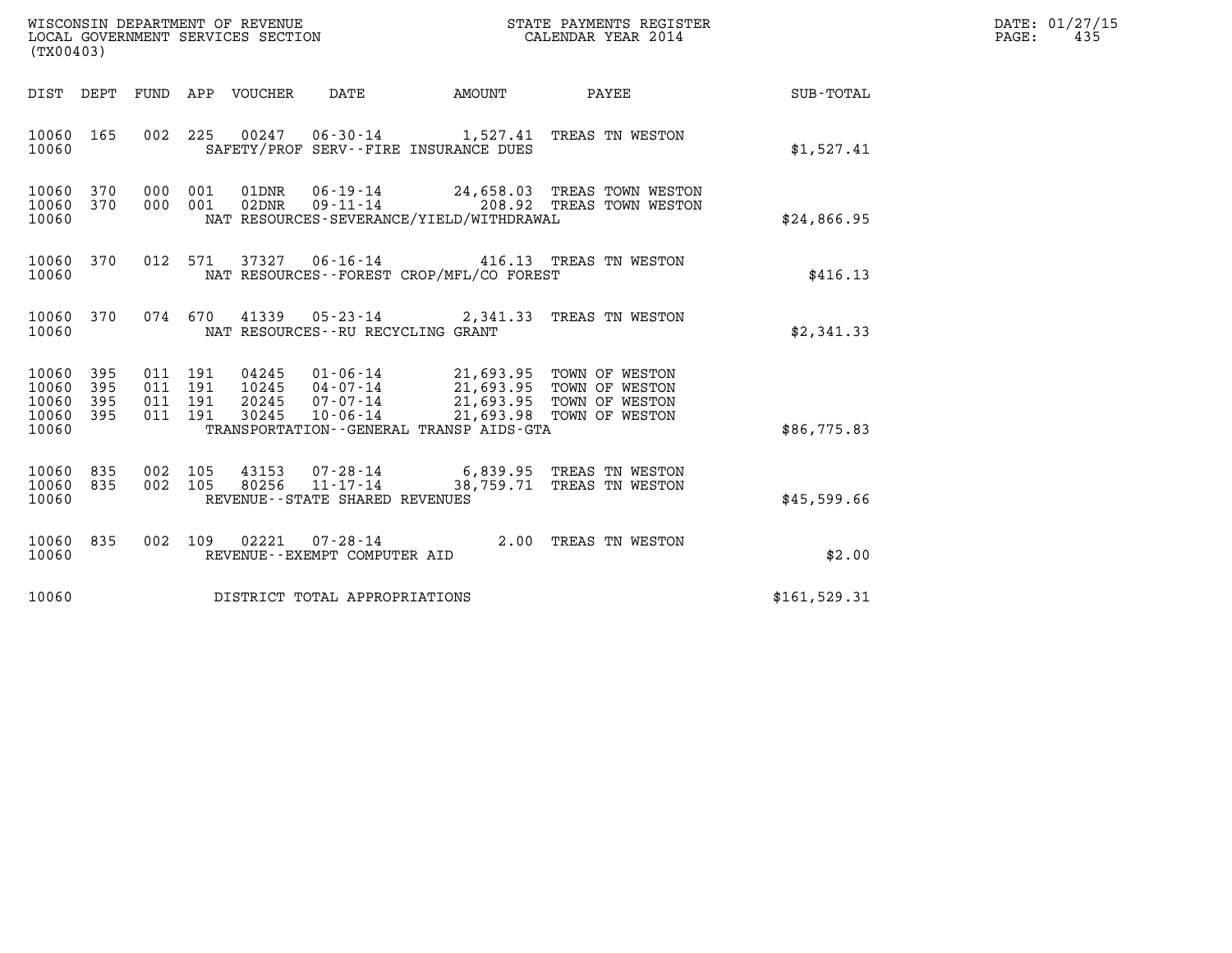WISCONSIN DEPARTMENT OF REVENUE
LOCAL GOVERNMENT SERVICES SECTION
(TX00403)

STATE PAYMENTS REGISTER
CALENDAR YEAR 2014

DATE: 01/27/15
PAGE: 435

| DIST | DEPT | FUND | APP | VOUCHER | DATE | AMOUNT | PAYEE | SUB-TOTAL |
|---|---|---|---|---|---|---|---|---|
| 10060 | 165 | 002 | 225 | 00247 | 06-30-14 | 1,527.41 | TREAS TN WESTON | |
| 10060 | | | | | SAFETY/PROF SERV--FIRE INSURANCE DUES | | | $1,527.41 |
| 10060 | 370 | 000 | 001 | 01DNR | 06-19-14 | 24,658.03 | TREAS TOWN WESTON | |
| 10060 | 370 | 000 | 001 | 02DNR | 09-11-14 | 208.92 | TREAS TOWN WESTON | |
| 10060 | | | | | NAT RESOURCES-SEVERANCE/YIELD/WITHDRAWAL | | | $24,866.95 |
| 10060 | 370 | 012 | 571 | 37327 | 06-16-14 | 416.13 | TREAS TN WESTON | |
| 10060 | | | | | NAT RESOURCES--FOREST CROP/MFL/CO FOREST | | | $416.13 |
| 10060 | 370 | 074 | 670 | 41339 | 05-23-14 | 2,341.33 | TREAS TN WESTON | |
| 10060 | | | | | NAT RESOURCES--RU RECYCLING GRANT | | | $2,341.33 |
| 10060 | 395 | 011 | 191 | 04245 | 01-06-14 | 21,693.95 | TOWN OF WESTON | |
| 10060 | 395 | 011 | 191 | 10245 | 04-07-14 | 21,693.95 | TOWN OF WESTON | |
| 10060 | 395 | 011 | 191 | 20245 | 07-07-14 | 21,693.95 | TOWN OF WESTON | |
| 10060 | 395 | 011 | 191 | 30245 | 10-06-14 | 21,693.98 | TOWN OF WESTON | |
| 10060 | | | | | TRANSPORTATION--GENERAL TRANSP AIDS-GTA | | | $86,775.83 |
| 10060 | 835 | 002 | 105 | 43153 | 07-28-14 | 6,839.95 | TREAS TN WESTON | |
| 10060 | 835 | 002 | 105 | 80256 | 11-17-14 | 38,759.71 | TREAS TN WESTON | |
| 10060 | | | | | REVENUE--STATE SHARED REVENUES | | | $45,599.66 |
| 10060 | 835 | 002 | 109 | 02221 | 07-28-14 | 2.00 | TREAS TN WESTON | |
| 10060 | | | | | REVENUE--EXEMPT COMPUTER AID | | | $2.00 |
| 10060 | | | | | DISTRICT TOTAL APPROPRIATIONS | | | $161,529.31 |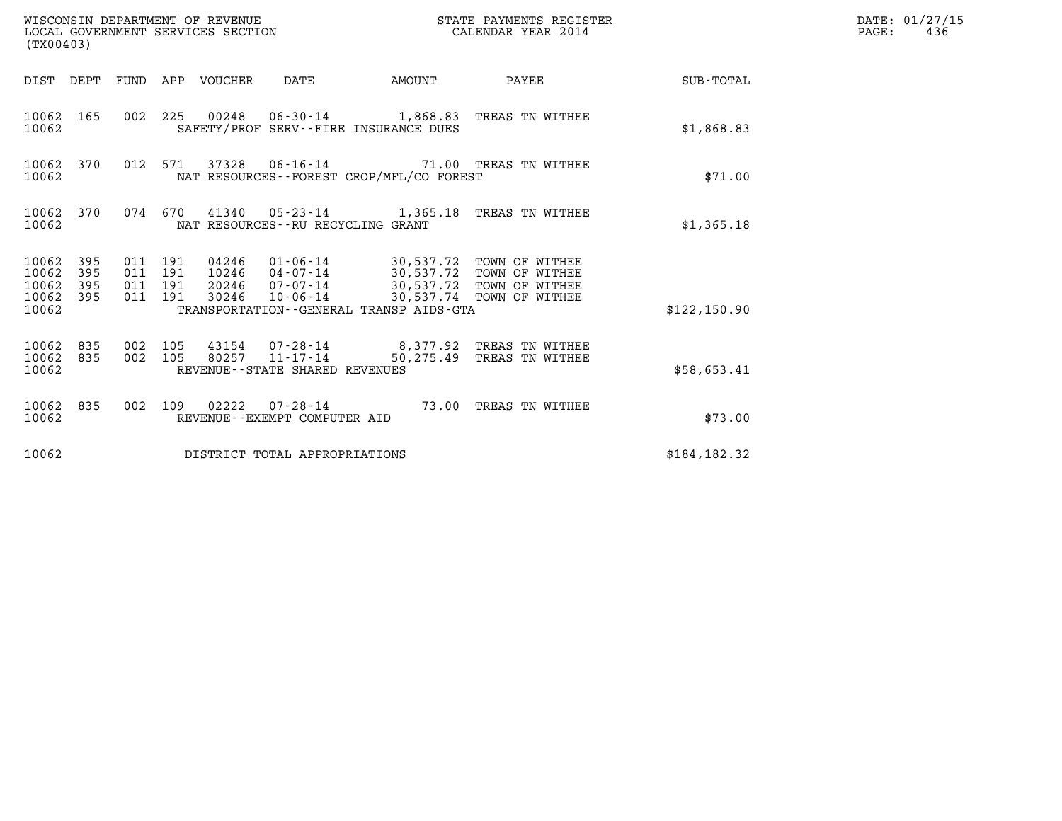WISCONSIN DEPARTMENT OF REVENUE
LOCAL GOVERNMENT SERVICES SECTION
(TX00403)

STATE PAYMENTS REGISTER
CALENDAR YEAR 2014

DATE: 01/27/15
PAGE: 436

| DIST | DEPT | FUND | APP | VOUCHER | DATE | AMOUNT | PAYEE | SUB-TOTAL |
|---|---|---|---|---|---|---|---|---|
| 10062 | 165 | 002 | 225 | 00248 | 06-30-14 | 1,868.83 | TREAS TN WITHEE | |
| 10062 | | | | SAFETY/PROF SERV--FIRE INSURANCE DUES | | | | $1,868.83 |
| 10062 | 370 | 012 | 571 | 37328 | 06-16-14 | 71.00 | TREAS TN WITHEE | |
| 10062 | | | | NAT RESOURCES--FOREST CROP/MFL/CO FOREST | | | | $71.00 |
| 10062 | 370 | 074 | 670 | 41340 | 05-23-14 | 1,365.18 | TREAS TN WITHEE | |
| 10062 | | | | NAT RESOURCES--RU RECYCLING GRANT | | | | $1,365.18 |
| 10062 | 395 | 011 | 191 | 04246 | 01-06-14 | 30,537.72 | TOWN OF WITHEE | |
| 10062 | 395 | 011 | 191 | 10246 | 04-07-14 | 30,537.72 | TOWN OF WITHEE | |
| 10062 | 395 | 011 | 191 | 20246 | 07-07-14 | 30,537.72 | TOWN OF WITHEE | |
| 10062 | 395 | 011 | 191 | 30246 | 10-06-14 | 30,537.74 | TOWN OF WITHEE | |
| 10062 | | | | TRANSPORTATION--GENERAL TRANSP AIDS-GTA | | | | $122,150.90 |
| 10062 | 835 | 002 | 105 | 43154 | 07-28-14 | 8,377.92 | TREAS TN WITHEE | |
| 10062 | 835 | 002 | 105 | 80257 | 11-17-14 | 50,275.49 | TREAS TN WITHEE | |
| 10062 | | | | REVENUE--STATE SHARED REVENUES | | | | $58,653.41 |
| 10062 | 835 | 002 | 109 | 02222 | 07-28-14 | 73.00 | TREAS TN WITHEE | |
| 10062 | | | | REVENUE--EXEMPT COMPUTER AID | | | | $73.00 |
| 10062 | | | | DISTRICT TOTAL APPROPRIATIONS | | | | $184,182.32 |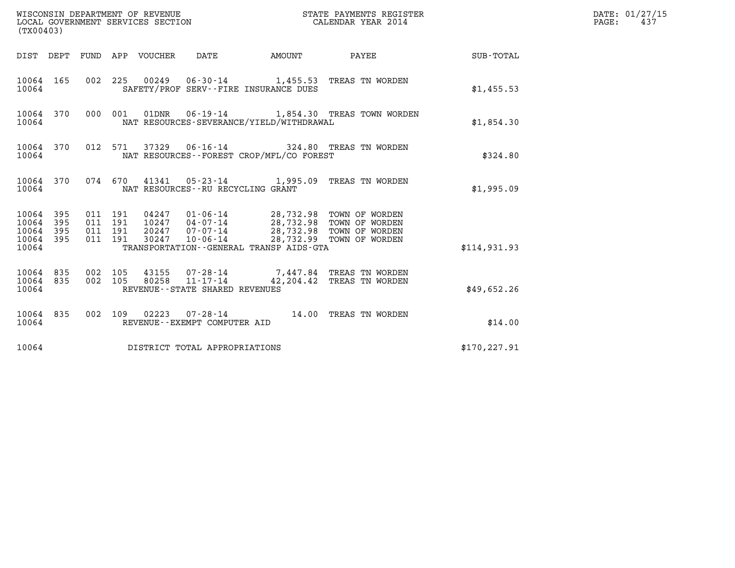WISCONSIN DEPARTMENT OF REVENUE
LOCAL GOVERNMENT SERVICES SECTION
(TX00403)

STATE PAYMENTS REGISTER
CALENDAR YEAR 2014

DATE: 01/27/15
PAGE: 437

| DIST | DEPT | FUND | APP | VOUCHER | DATE | AMOUNT | PAYEE | SUB-TOTAL |
|---|---|---|---|---|---|---|---|---|
| 10064 | 165 | 002 | 225 | 00249 | 06-30-14 | 1,455.53 | TREAS TN WORDEN | |
| 10064 | | | | | SAFETY/PROF SERV--FIRE INSURANCE DUES | | | $1,455.53 |
| 10064 | 370 | 000 | 001 | 01DNR | 06-19-14 | 1,854.30 | TREAS TOWN WORDEN | |
| 10064 | | | | | NAT RESOURCES-SEVERANCE/YIELD/WITHDRAWAL | | | $1,854.30 |
| 10064 | 370 | 012 | 571 | 37329 | 06-16-14 | 324.80 | TREAS TN WORDEN | |
| 10064 | | | | | NAT RESOURCES--FOREST CROP/MFL/CO FOREST | | | $324.80 |
| 10064 | 370 | 074 | 670 | 41341 | 05-23-14 | 1,995.09 | TREAS TN WORDEN | |
| 10064 | | | | | NAT RESOURCES--RU RECYCLING GRANT | | | $1,995.09 |
| 10064 | 395 | 011 | 191 | 04247 | 01-06-14 | 28,732.98 | TOWN OF WORDEN | |
| 10064 | 395 | 011 | 191 | 10247 | 04-07-14 | 28,732.98 | TOWN OF WORDEN | |
| 10064 | 395 | 011 | 191 | 20247 | 07-07-14 | 28,732.98 | TOWN OF WORDEN | |
| 10064 | 395 | 011 | 191 | 30247 | 10-06-14 | 28,732.99 | TOWN OF WORDEN | |
| 10064 | | | | | TRANSPORTATION--GENERAL TRANSP AIDS-GTA | | | $114,931.93 |
| 10064 | 835 | 002 | 105 | 43155 | 07-28-14 | 7,447.84 | TREAS TN WORDEN | |
| 10064 | 835 | 002 | 105 | 80258 | 11-17-14 | 42,204.42 | TREAS TN WORDEN | |
| 10064 | | | | | REVENUE--STATE SHARED REVENUES | | | $49,652.26 |
| 10064 | 835 | 002 | 109 | 02223 | 07-28-14 | 14.00 | TREAS TN WORDEN | |
| 10064 | | | | | REVENUE--EXEMPT COMPUTER AID | | | $14.00 |
| 10064 | | | | | DISTRICT TOTAL APPROPRIATIONS | | | $170,227.91 |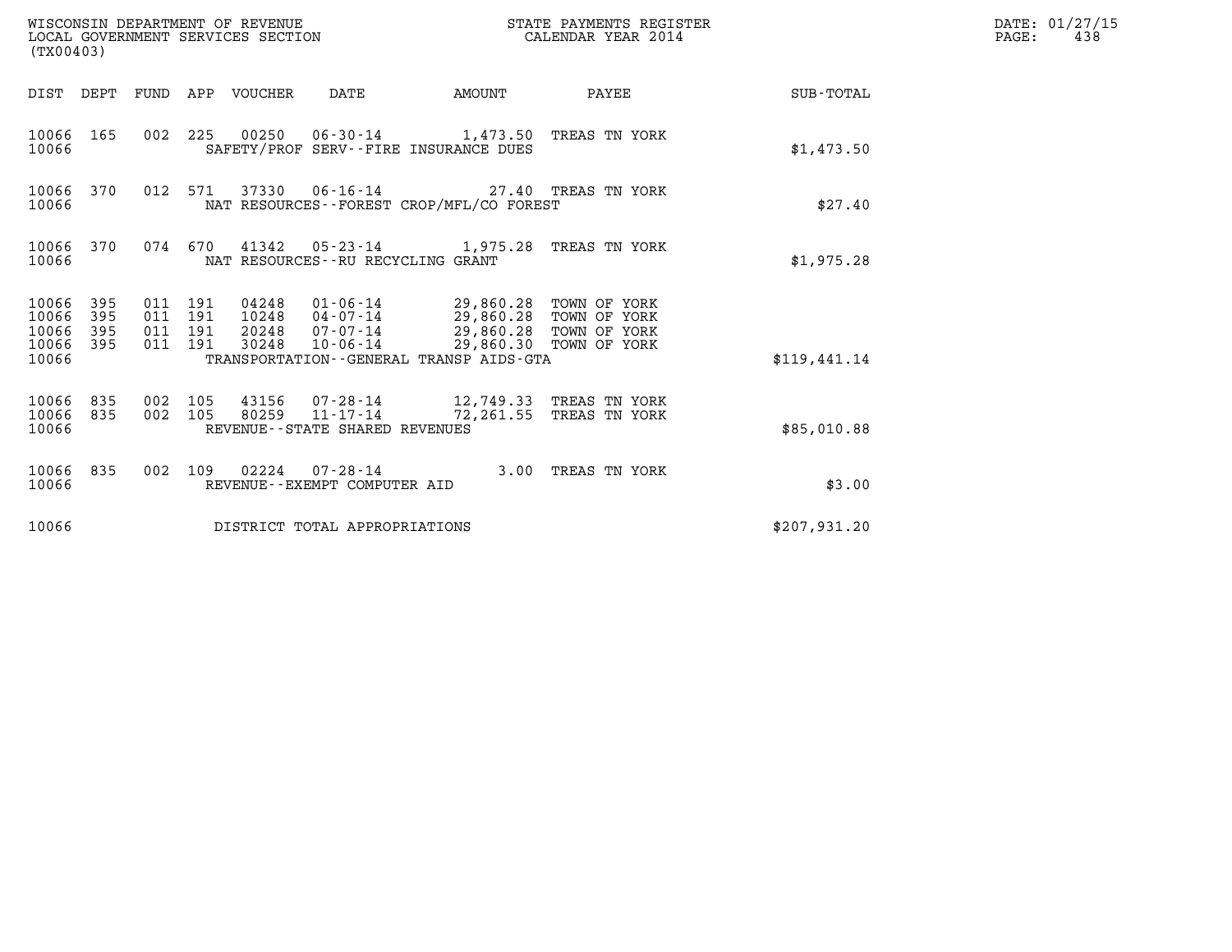WISCONSIN DEPARTMENT OF REVENUE
LOCAL GOVERNMENT SERVICES SECTION
(TX00403)

STATE PAYMENTS REGISTER
CALENDAR YEAR 2014

DATE: 01/27/15
PAGE: 438

| DIST | DEPT | FUND | APP | VOUCHER | DATE | AMOUNT | PAYEE | SUB-TOTAL |
|---|---|---|---|---|---|---|---|---|
| 10066 | 165 | 002 | 225 | 00250 | 06-30-14 | 1,473.50 | TREAS TN YORK | |
| 10066 | | | | SAFETY/PROF SERV--FIRE INSURANCE DUES | | | | $1,473.50 |
| 10066 | 370 | 012 | 571 | 37330 | 06-16-14 | 27.40 | TREAS TN YORK | |
| 10066 | | | | NAT RESOURCES--FOREST CROP/MFL/CO FOREST | | | | $27.40 |
| 10066 | 370 | 074 | 670 | 41342 | 05-23-14 | 1,975.28 | TREAS TN YORK | |
| 10066 | | | | NAT RESOURCES--RU RECYCLING GRANT | | | | $1,975.28 |
| 10066 | 395 | 011 | 191 | 04248 | 01-06-14 | 29,860.28 | TOWN OF YORK | |
| 10066 | 395 | 011 | 191 | 10248 | 04-07-14 | 29,860.28 | TOWN OF YORK | |
| 10066 | 395 | 011 | 191 | 20248 | 07-07-14 | 29,860.28 | TOWN OF YORK | |
| 10066 | 395 | 011 | 191 | 30248 | 10-06-14 | 29,860.30 | TOWN OF YORK | |
| 10066 | | | | TRANSPORTATION--GENERAL TRANSP AIDS-GTA | | | | $119,441.14 |
| 10066 | 835 | 002 | 105 | 43156 | 07-28-14 | 12,749.33 | TREAS TN YORK | |
| 10066 | 835 | 002 | 105 | 80259 | 11-17-14 | 72,261.55 | TREAS TN YORK | |
| 10066 | | | | REVENUE--STATE SHARED REVENUES | | | | $85,010.88 |
| 10066 | 835 | 002 | 109 | 02224 | 07-28-14 | 3.00 | TREAS TN YORK | |
| 10066 | | | | REVENUE--EXEMPT COMPUTER AID | | | | $3.00 |
| 10066 | | | | DISTRICT TOTAL APPROPRIATIONS | | | | $207,931.20 |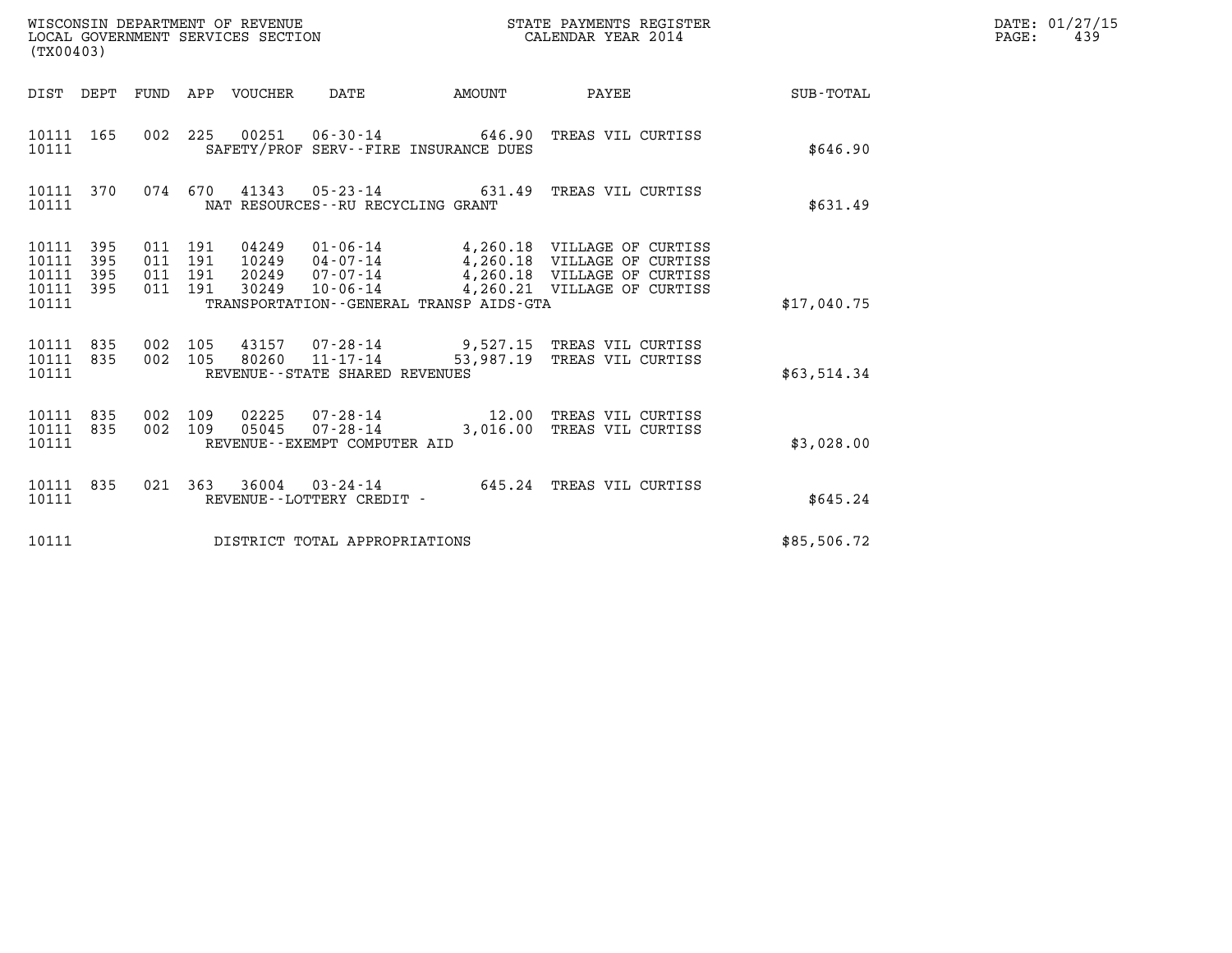WISCONSIN DEPARTMENT OF REVENUE
LOCAL GOVERNMENT SERVICES SECTION
(TX00403)

STATE PAYMENTS REGISTER
CALENDAR YEAR 2014

DATE: 01/27/15

| DIST | DEPT | FUND | APP | VOUCHER | DATE | AMOUNT | PAYEE | SUB-TOTAL |
|---|---|---|---|---|---|---|---|---|
| 10111 | 165 | 002 | 225 | 00251 | 06-30-14 | 646.90 | TREAS VIL CURTISS | |
| 10111 | | | | | SAFETY/PROF SERV--FIRE INSURANCE DUES | | | $646.90 |
| 10111 | 370 | 074 | 670 | 41343 | 05-23-14 | 631.49 | TREAS VIL CURTISS | |
| 10111 | | | | | NAT RESOURCES--RU RECYCLING GRANT | | | $631.49 |
| 10111 | 395 | 011 | 191 | 04249 | 01-06-14 | 4,260.18 | VILLAGE OF CURTISS | |
| 10111 | 395 | 011 | 191 | 10249 | 04-07-14 | 4,260.18 | VILLAGE OF CURTISS | |
| 10111 | 395 | 011 | 191 | 20249 | 07-07-14 | 4,260.18 | VILLAGE OF CURTISS | |
| 10111 | 395 | 011 | 191 | 30249 | 10-06-14 | 4,260.21 | VILLAGE OF CURTISS | |
| 10111 | | | | | TRANSPORTATION--GENERAL TRANSP AIDS-GTA | | | $17,040.75 |
| 10111 | 835 | 002 | 105 | 43157 | 07-28-14 | 9,527.15 | TREAS VIL CURTISS | |
| 10111 | 835 | 002 | 105 | 80260 | 11-17-14 | 53,987.19 | TREAS VIL CURTISS | |
| 10111 | | | | | REVENUE--STATE SHARED REVENUES | | | $63,514.34 |
| 10111 | 835 | 002 | 109 | 02225 | 07-28-14 | 12.00 | TREAS VIL CURTISS | |
| 10111 | 835 | 002 | 109 | 05045 | 07-28-14 | 3,016.00 | TREAS VIL CURTISS | |
| 10111 | | | | | REVENUE--EXEMPT COMPUTER AID | | | $3,028.00 |
| 10111 | 835 | 021 | 363 | 36004 | 03-24-14 | 645.24 | TREAS VIL CURTISS | |
| 10111 | | | | | REVENUE--LOTTERY CREDIT - | | | $645.24 |
| 10111 | | | | | DISTRICT TOTAL APPROPRIATIONS | | | $85,506.72 |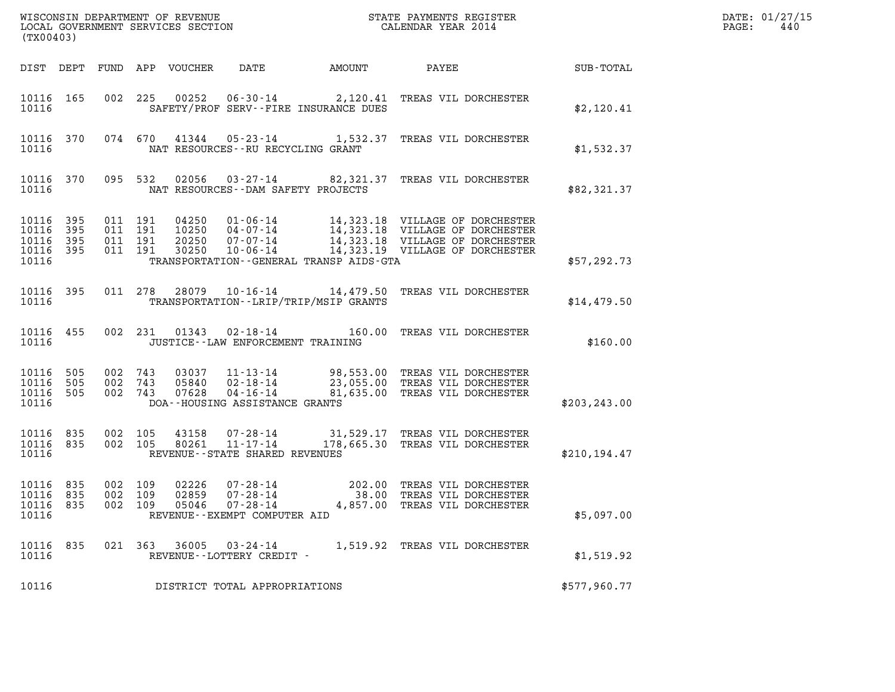WISCONSIN DEPARTMENT OF REVENUE
LOCAL GOVERNMENT SERVICES SECTION
(TX00403)

STATE PAYMENTS REGISTER
CALENDAR YEAR 2014

DATE: 01/27/15
PAGE: 440

| DIST | DEPT | FUND | APP | VOUCHER | DATE | AMOUNT | PAYEE | SUB-TOTAL |
|---|---|---|---|---|---|---|---|---|
| 10116 | 165 | 002 | 225 | 00252 | 06-30-14 | 2,120.41 | TREAS VIL DORCHESTER | |
| 10116 | | | | | SAFETY/PROF SERV--FIRE INSURANCE DUES | | | $2,120.41 |
| 10116 | 370 | 074 | 670 | 41344 | 05-23-14 | 1,532.37 | TREAS VIL DORCHESTER | |
| 10116 | | | | | NAT RESOURCES--RU RECYCLING GRANT | | | $1,532.37 |
| 10116 | 370 | 095 | 532 | 02056 | 03-27-14 | 82,321.37 | TREAS VIL DORCHESTER | |
| 10116 | | | | | NAT RESOURCES--DAM SAFETY PROJECTS | | | $82,321.37 |
| 10116 | 395 | 011 | 191 | 04250 | 01-06-14 | 14,323.18 | VILLAGE OF DORCHESTER | |
| 10116 | 395 | 011 | 191 | 10250 | 04-07-14 | 14,323.18 | VILLAGE OF DORCHESTER | |
| 10116 | 395 | 011 | 191 | 20250 | 07-07-14 | 14,323.18 | VILLAGE OF DORCHESTER | |
| 10116 | 395 | 011 | 191 | 30250 | 10-06-14 | 14,323.19 | VILLAGE OF DORCHESTER | |
| 10116 | | | | | TRANSPORTATION--GENERAL TRANSP AIDS-GTA | | | $57,292.73 |
| 10116 | 395 | 011 | 278 | 28079 | 10-16-14 | 14,479.50 | TREAS VIL DORCHESTER | |
| 10116 | | | | | TRANSPORTATION--LRIP/TRIP/MSIP GRANTS | | | $14,479.50 |
| 10116 | 455 | 002 | 231 | 01343 | 02-18-14 | 160.00 | TREAS VIL DORCHESTER | |
| 10116 | | | | | JUSTICE--LAW ENFORCEMENT TRAINING | | | $160.00 |
| 10116 | 505 | 002 | 743 | 03037 | 11-13-14 | 98,553.00 | TREAS VIL DORCHESTER | |
| 10116 | 505 | 002 | 743 | 05840 | 02-18-14 | 23,055.00 | TREAS VIL DORCHESTER | |
| 10116 | 505 | 002 | 743 | 07628 | 04-16-14 | 81,635.00 | TREAS VIL DORCHESTER | |
| 10116 | | | | | DOA--HOUSING ASSISTANCE GRANTS | | | $203,243.00 |
| 10116 | 835 | 002 | 105 | 43158 | 07-28-14 | 31,529.17 | TREAS VIL DORCHESTER | |
| 10116 | 835 | 002 | 105 | 80261 | 11-17-14 | 178,665.30 | TREAS VIL DORCHESTER | |
| 10116 | | | | | REVENUE--STATE SHARED REVENUES | | | $210,194.47 |
| 10116 | 835 | 002 | 109 | 02226 | 07-28-14 | 202.00 | TREAS VIL DORCHESTER | |
| 10116 | 835 | 002 | 109 | 02859 | 07-28-14 | 38.00 | TREAS VIL DORCHESTER | |
| 10116 | 835 | 002 | 109 | 05046 | 07-28-14 | 4,857.00 | TREAS VIL DORCHESTER | |
| 10116 | | | | | REVENUE--EXEMPT COMPUTER AID | | | $5,097.00 |
| 10116 | 835 | 021 | 363 | 36005 | 03-24-14 | 1,519.92 | TREAS VIL DORCHESTER | |
| 10116 | | | | | REVENUE--LOTTERY CREDIT - | | | $1,519.92 |
| 10116 | | | | | DISTRICT TOTAL APPROPRIATIONS | | | $577,960.77 |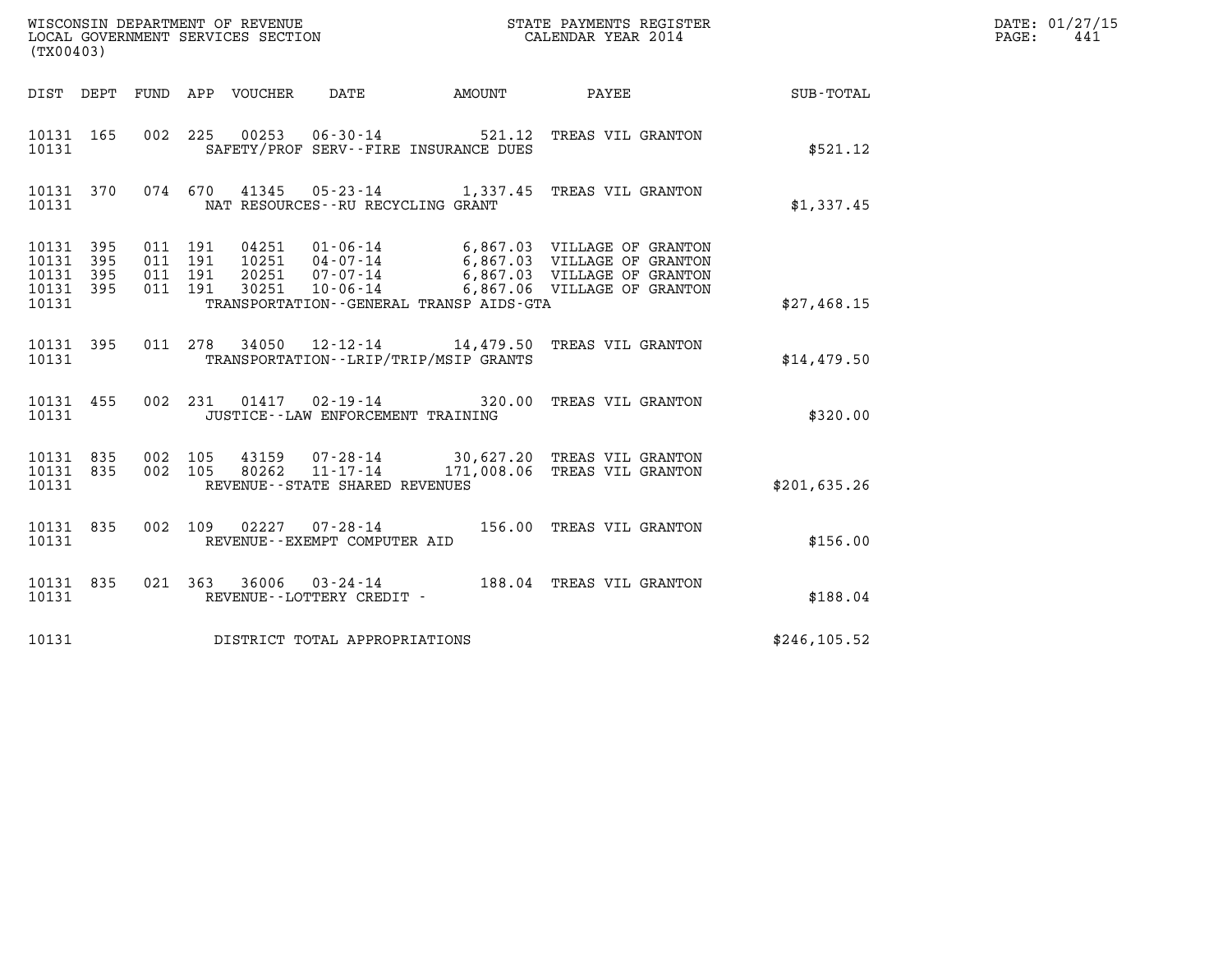WISCONSIN DEPARTMENT OF REVENUE
LOCAL GOVERNMENT SERVICES SECTION
(TX00403)

STATE PAYMENTS REGISTER
CALENDAR YEAR 2014

DATE: 01/27/15
PAGE: 441

| DIST | DEPT | FUND | APP | VOUCHER | DATE | AMOUNT | PAYEE | SUB-TOTAL |
|---|---|---|---|---|---|---|---|---|
| 10131 | 165 | 002 | 225 | 00253 | 06-30-14 | 521.12 | TREAS VIL GRANTON | |
| 10131 | | | | | SAFETY/PROF SERV--FIRE INSURANCE DUES | | | $521.12 |
| 10131 | 370 | 074 | 670 | 41345 | 05-23-14 | 1,337.45 | TREAS VIL GRANTON | |
| 10131 | | | | | NAT RESOURCES--RU RECYCLING GRANT | | | $1,337.45 |
| 10131 | 395 | 011 | 191 | 04251 | 01-06-14 | 6,867.03 | VILLAGE OF GRANTON | |
| 10131 | 395 | 011 | 191 | 10251 | 04-07-14 | 6,867.03 | VILLAGE OF GRANTON | |
| 10131 | 395 | 011 | 191 | 20251 | 07-07-14 | 6,867.03 | VILLAGE OF GRANTON | |
| 10131 | 395 | 011 | 191 | 30251 | 10-06-14 | 6,867.06 | VILLAGE OF GRANTON | |
| 10131 | | | | | TRANSPORTATION--GENERAL TRANSP AIDS-GTA | | | $27,468.15 |
| 10131 | 395 | 011 | 278 | 34050 | 12-12-14 | 14,479.50 | TREAS VIL GRANTON | |
| 10131 | | | | | TRANSPORTATION--LRIP/TRIP/MSIP GRANTS | | | $14,479.50 |
| 10131 | 455 | 002 | 231 | 01417 | 02-19-14 | 320.00 | TREAS VIL GRANTON | |
| 10131 | | | | | JUSTICE--LAW ENFORCEMENT TRAINING | | | $320.00 |
| 10131 | 835 | 002 | 105 | 43159 | 07-28-14 | 30,627.20 | TREAS VIL GRANTON | |
| 10131 | 835 | 002 | 105 | 80262 | 11-17-14 | 171,008.06 | TREAS VIL GRANTON | |
| 10131 | | | | | REVENUE--STATE SHARED REVENUES | | | $201,635.26 |
| 10131 | 835 | 002 | 109 | 02227 | 07-28-14 | 156.00 | TREAS VIL GRANTON | |
| 10131 | | | | | REVENUE--EXEMPT COMPUTER AID | | | $156.00 |
| 10131 | 835 | 021 | 363 | 36006 | 03-24-14 | 188.04 | TREAS VIL GRANTON | |
| 10131 | | | | | REVENUE--LOTTERY CREDIT - | | | $188.04 |
| 10131 | | | | | DISTRICT TOTAL APPROPRIATIONS | | | $246,105.52 |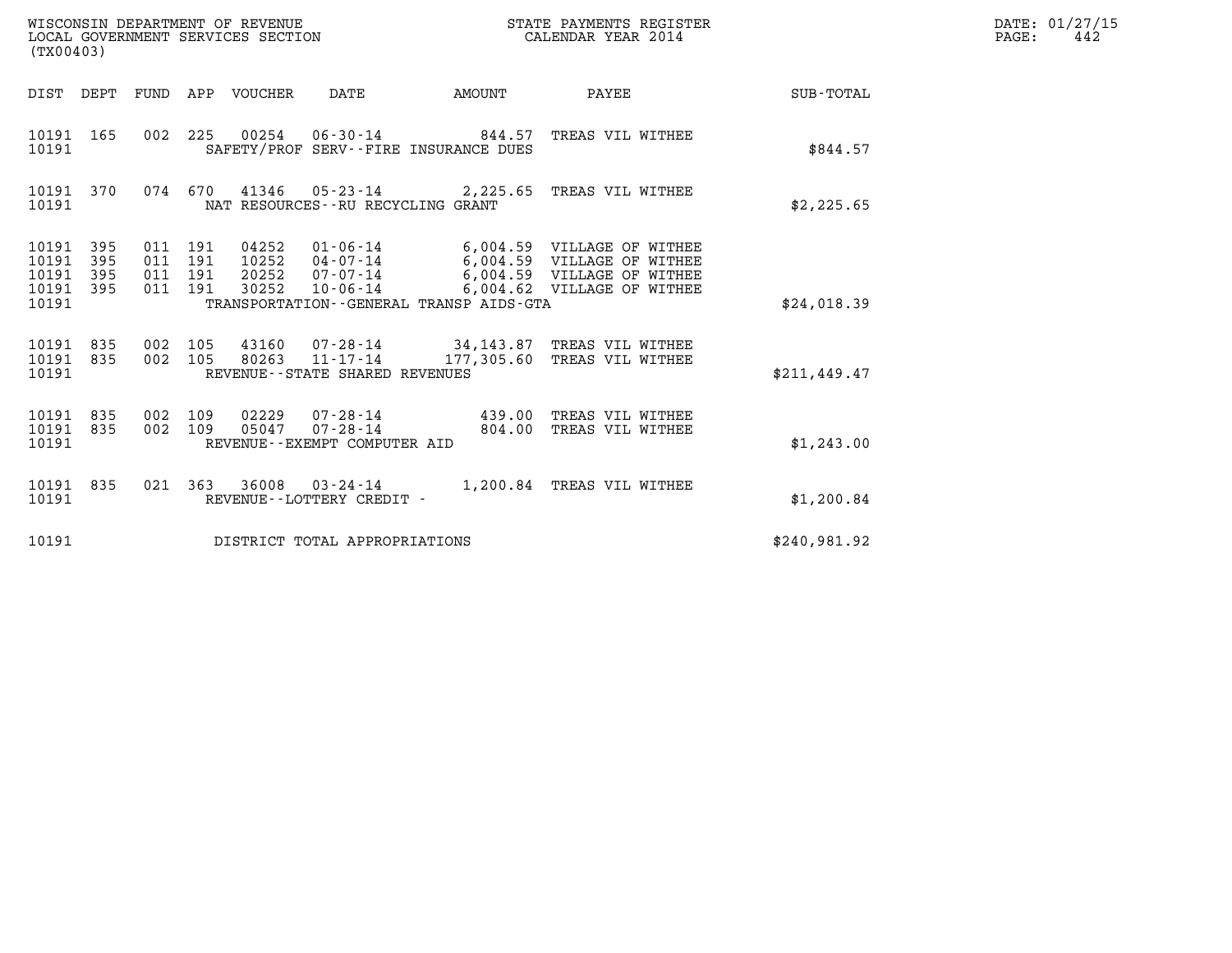WISCONSIN DEPARTMENT OF REVENUE
LOCAL GOVERNMENT SERVICES SECTION
(TX00403)

STATE PAYMENTS REGISTER
CALENDAR YEAR 2014

DATE: 01/27/15
PAGE: 442

| DIST | DEPT | FUND | APP | VOUCHER | DATE | AMOUNT | PAYEE | SUB-TOTAL |
|---|---|---|---|---|---|---|---|---|
| 10191 | 165 | 002 | 225 | 00254 | 06-30-14 | 844.57 | TREAS VIL WITHEE | |
| 10191 | | | | SAFETY/PROF SERV--FIRE INSURANCE DUES | | | | $844.57 |
| 10191 | 370 | 074 | 670 | 41346 | 05-23-14 | 2,225.65 | TREAS VIL WITHEE | |
| 10191 | | | | NAT RESOURCES--RU RECYCLING GRANT | | | | $2,225.65 |
| 10191 | 395 | 011 | 191 | 04252 | 01-06-14 | 6,004.59 | VILLAGE OF WITHEE | |
| 10191 | 395 | 011 | 191 | 10252 | 04-07-14 | 6,004.59 | VILLAGE OF WITHEE | |
| 10191 | 395 | 011 | 191 | 20252 | 07-07-14 | 6,004.59 | VILLAGE OF WITHEE | |
| 10191 | 395 | 011 | 191 | 30252 | 10-06-14 | 6,004.62 | VILLAGE OF WITHEE | |
| 10191 | | | | TRANSPORTATION--GENERAL TRANSP AIDS-GTA | | | | $24,018.39 |
| 10191 | 835 | 002 | 105 | 43160 | 07-28-14 | 34,143.87 | TREAS VIL WITHEE | |
| 10191 | 835 | 002 | 105 | 80263 | 11-17-14 | 177,305.60 | TREAS VIL WITHEE | |
| 10191 | | | | REVENUE--STATE SHARED REVENUES | | | | $211,449.47 |
| 10191 | 835 | 002 | 109 | 02229 | 07-28-14 | 439.00 | TREAS VIL WITHEE | |
| 10191 | 835 | 002 | 109 | 05047 | 07-28-14 | 804.00 | TREAS VIL WITHEE | |
| 10191 | | | | REVENUE--EXEMPT COMPUTER AID | | | | $1,243.00 |
| 10191 | 835 | 021 | 363 | 36008 | 03-24-14 | 1,200.84 | TREAS VIL WITHEE | |
| 10191 | | | | REVENUE--LOTTERY CREDIT - | | | | $1,200.84 |
| 10191 | | | | DISTRICT TOTAL APPROPRIATIONS | | | | $240,981.92 |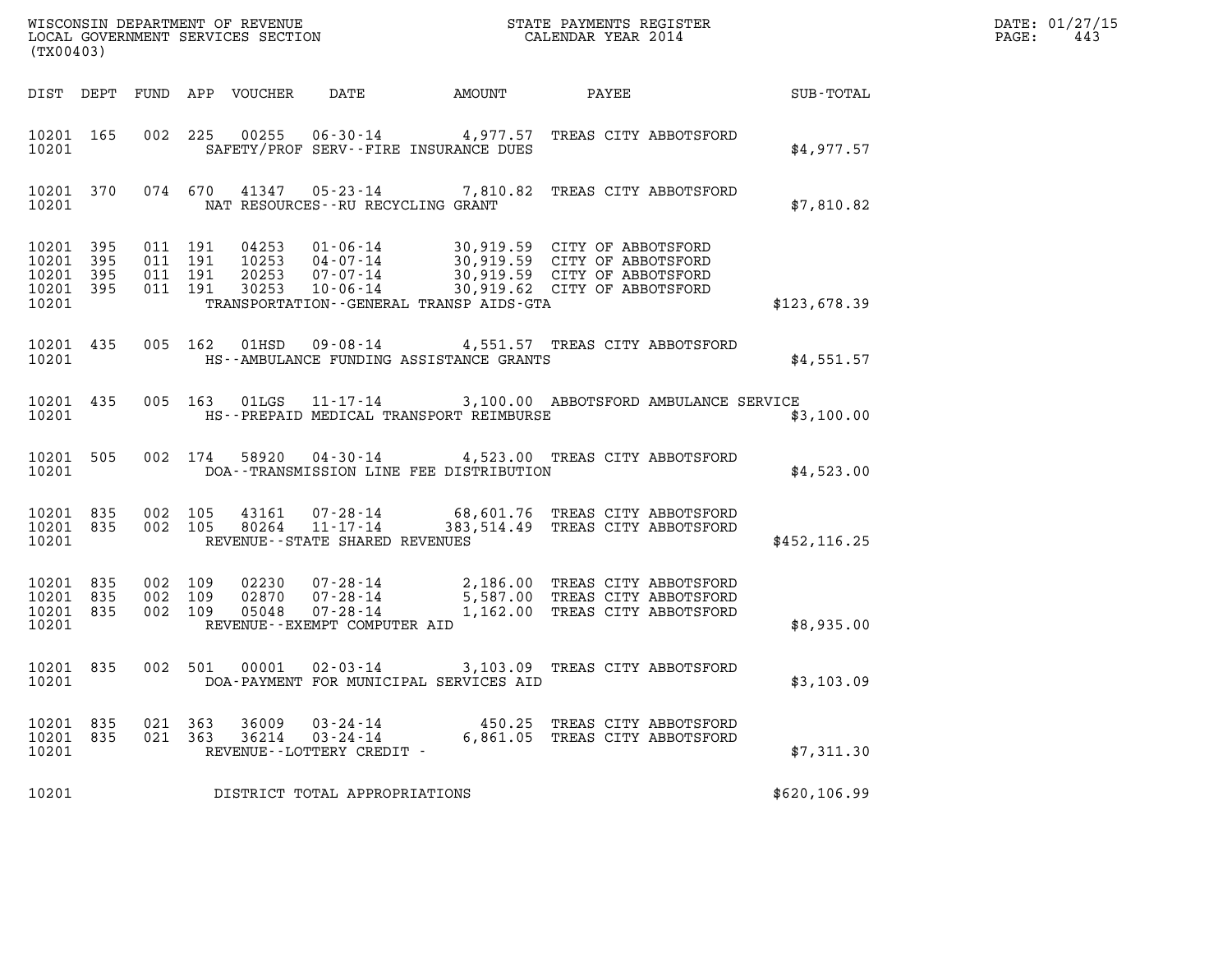WISCONSIN DEPARTMENT OF REVENUE
LOCAL GOVERNMENT SERVICES SECTION
(TX00403)

STATE PAYMENTS REGISTER
CALENDAR YEAR 2014

DATE: 01/27/15

| DIST | DEPT | FUND | APP | VOUCHER | DATE | AMOUNT | PAYEE | SUB-TOTAL |
|---|---|---|---|---|---|---|---|---|
| 10201 | 165 | 002 | 225 | 00255 | 06-30-14 | 4,977.57 | TREAS CITY ABBOTSFORD | |
| 10201 | | | | | SAFETY/PROF SERV--FIRE INSURANCE DUES | | | $4,977.57 |
| 10201 | 370 | 074 | 670 | 41347 | 05-23-14 | 7,810.82 | TREAS CITY ABBOTSFORD | |
| 10201 | | | | | NAT RESOURCES--RU RECYCLING GRANT | | | $7,810.82 |
| 10201 | 395 | 011 | 191 | 04253 | 01-06-14 | 30,919.59 | CITY OF ABBOTSFORD | |
| 10201 | 395 | 011 | 191 | 10253 | 04-07-14 | 30,919.59 | CITY OF ABBOTSFORD | |
| 10201 | 395 | 011 | 191 | 20253 | 07-07-14 | 30,919.59 | CITY OF ABBOTSFORD | |
| 10201 | 395 | 011 | 191 | 30253 | 10-06-14 | 30,919.62 | CITY OF ABBOTSFORD | |
| 10201 | | | | | TRANSPORTATION--GENERAL TRANSP AIDS-GTA | | | $123,678.39 |
| 10201 | 435 | 005 | 162 | 01HSD | 09-08-14 | 4,551.57 | TREAS CITY ABBOTSFORD | |
| 10201 | | | | | HS--AMBULANCE FUNDING ASSISTANCE GRANTS | | | $4,551.57 |
| 10201 | 435 | 005 | 163 | 01LGS | 11-17-14 | 3,100.00 | ABBOTSFORD AMBULANCE SERVICE | |
| 10201 | | | | | HS--PREPAID MEDICAL TRANSPORT REIMBURSE | | | $3,100.00 |
| 10201 | 505 | 002 | 174 | 58920 | 04-30-14 | 4,523.00 | TREAS CITY ABBOTSFORD | |
| 10201 | | | | | DOA--TRANSMISSION LINE FEE DISTRIBUTION | | | $4,523.00 |
| 10201 | 835 | 002 | 105 | 43161 | 07-28-14 | 68,601.76 | TREAS CITY ABBOTSFORD | |
| 10201 | 835 | 002 | 105 | 80264 | 11-17-14 | 383,514.49 | TREAS CITY ABBOTSFORD | |
| 10201 | | | | | REVENUE--STATE SHARED REVENUES | | | $452,116.25 |
| 10201 | 835 | 002 | 109 | 02230 | 07-28-14 | 2,186.00 | TREAS CITY ABBOTSFORD | |
| 10201 | 835 | 002 | 109 | 02870 | 07-28-14 | 5,587.00 | TREAS CITY ABBOTSFORD | |
| 10201 | 835 | 002 | 109 | 05048 | 07-28-14 | 1,162.00 | TREAS CITY ABBOTSFORD | |
| 10201 | | | | | REVENUE--EXEMPT COMPUTER AID | | | $8,935.00 |
| 10201 | 835 | 002 | 501 | 00001 | 02-03-14 | 3,103.09 | TREAS CITY ABBOTSFORD | |
| 10201 | | | | | DOA-PAYMENT FOR MUNICIPAL SERVICES AID | | | $3,103.09 |
| 10201 | 835 | 021 | 363 | 36009 | 03-24-14 | 450.25 | TREAS CITY ABBOTSFORD | |
| 10201 | 835 | 021 | 363 | 36214 | 03-24-14 | 6,861.05 | TREAS CITY ABBOTSFORD | |
| 10201 | | | | | REVENUE--LOTTERY CREDIT - | | | $7,311.30 |
| 10201 | | | | | DISTRICT TOTAL APPROPRIATIONS | | | $620,106.99 |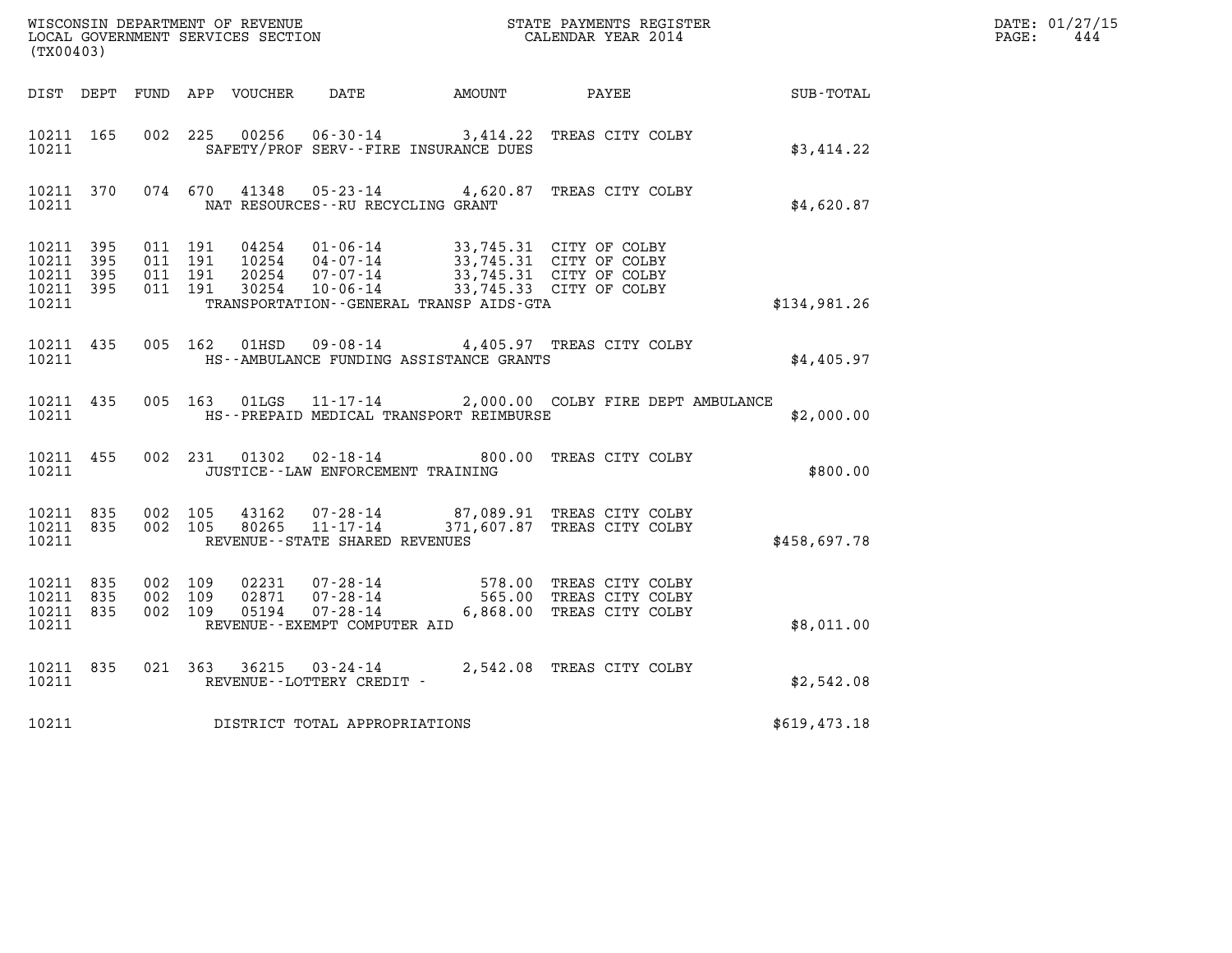WISCONSIN DEPARTMENT OF REVENUE
LOCAL GOVERNMENT SERVICES SECTION
(TX00403)

STATE PAYMENTS REGISTER
CALENDAR YEAR 2014

DATE: 01/27/15
PAGE: 444

| DIST | DEPT | FUND | APP | VOUCHER | DATE | AMOUNT | PAYEE | SUB-TOTAL |
|---|---|---|---|---|---|---|---|---|
| 10211 | 165 | 002 | 225 | 00256 | 06-30-14 | 3,414.22 | TREAS CITY COLBY | |
| 10211 | | | | SAFETY/PROF SERV--FIRE INSURANCE DUES | | | | $3,414.22 |
| 10211 | 370 | 074 | 670 | 41348 | 05-23-14 | 4,620.87 | TREAS CITY COLBY | |
| 10211 | | | | NAT RESOURCES--RU RECYCLING GRANT | | | | $4,620.87 |
| 10211 | 395 | 011 | 191 | 04254 | 01-06-14 | 33,745.31 | CITY OF COLBY | |
| 10211 | 395 | 011 | 191 | 10254 | 04-07-14 | 33,745.31 | CITY OF COLBY | |
| 10211 | 395 | 011 | 191 | 20254 | 07-07-14 | 33,745.31 | CITY OF COLBY | |
| 10211 | 395 | 011 | 191 | 30254 | 10-06-14 | 33,745.33 | CITY OF COLBY | |
| 10211 | | | | TRANSPORTATION--GENERAL TRANSP AIDS-GTA | | | | $134,981.26 |
| 10211 | 435 | 005 | 162 | 01HSD | 09-08-14 | 4,405.97 | TREAS CITY COLBY | |
| 10211 | | | | HS--AMBULANCE FUNDING ASSISTANCE GRANTS | | | | $4,405.97 |
| 10211 | 435 | 005 | 163 | 01LGS | 11-17-14 | 2,000.00 | COLBY FIRE DEPT AMBULANCE | |
| 10211 | | | | HS--PREPAID MEDICAL TRANSPORT REIMBURSE | | | | $2,000.00 |
| 10211 | 455 | 002 | 231 | 01302 | 02-18-14 | 800.00 | TREAS CITY COLBY | |
| 10211 | | | | JUSTICE--LAW ENFORCEMENT TRAINING | | | | $800.00 |
| 10211 | 835 | 002 | 105 | 43162 | 07-28-14 | 87,089.91 | TREAS CITY COLBY | |
| 10211 | 835 | 002 | 105 | 80265 | 11-17-14 | 371,607.87 | TREAS CITY COLBY | |
| 10211 | | | | REVENUE--STATE SHARED REVENUES | | | | $458,697.78 |
| 10211 | 835 | 002 | 109 | 02231 | 07-28-14 | 578.00 | TREAS CITY COLBY | |
| 10211 | 835 | 002 | 109 | 02871 | 07-28-14 | 565.00 | TREAS CITY COLBY | |
| 10211 | 835 | 002 | 109 | 05194 | 07-28-14 | 6,868.00 | TREAS CITY COLBY | |
| 10211 | | | | REVENUE--EXEMPT COMPUTER AID | | | | $8,011.00 |
| 10211 | 835 | 021 | 363 | 36215 | 03-24-14 | 2,542.08 | TREAS CITY COLBY | |
| 10211 | | | | REVENUE--LOTTERY CREDIT - | | | | $2,542.08 |
| 10211 | | | | DISTRICT TOTAL APPROPRIATIONS | | | | $619,473.18 |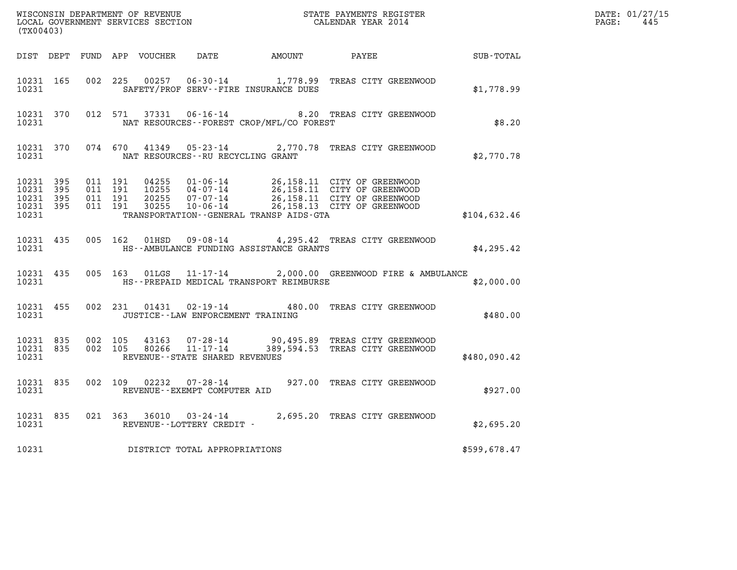WISCONSIN DEPARTMENT OF REVENUE
LOCAL GOVERNMENT SERVICES SECTION
(TX00403)

STATE PAYMENTS REGISTER
CALENDAR YEAR 2014

DATE: 01/27/15
PAGE: 445

| DIST | DEPT | FUND | APP | VOUCHER | DATE | AMOUNT | PAYEE | SUB-TOTAL |
|---|---|---|---|---|---|---|---|---|
| 10231 | 165 | 002 | 225 | 00257 | 06-30-14 | 1,778.99 | TREAS CITY GREENWOOD | |
| 10231 | | | | | SAFETY/PROF SERV--FIRE INSURANCE DUES | | | $1,778.99 |
| 10231 | 370 | 012 | 571 | 37331 | 06-16-14 | 8.20 | TREAS CITY GREENWOOD | |
| 10231 | | | | | NAT RESOURCES--FOREST CROP/MFL/CO FOREST | | | $8.20 |
| 10231 | 370 | 074 | 670 | 41349 | 05-23-14 | 2,770.78 | TREAS CITY GREENWOOD | |
| 10231 | | | | | NAT RESOURCES--RU RECYCLING GRANT | | | $2,770.78 |
| 10231 | 395 | 011 | 191 | 04255 | 01-06-14 | 26,158.11 | CITY OF GREENWOOD | |
| 10231 | 395 | 011 | 191 | 10255 | 04-07-14 | 26,158.11 | CITY OF GREENWOOD | |
| 10231 | 395 | 011 | 191 | 20255 | 07-07-14 | 26,158.11 | CITY OF GREENWOOD | |
| 10231 | 395 | 011 | 191 | 30255 | 10-06-14 | 26,158.13 | CITY OF GREENWOOD | |
| 10231 | | | | | TRANSPORTATION--GENERAL TRANSP AIDS-GTA | | | $104,632.46 |
| 10231 | 435 | 005 | 162 | 01HSD | 09-08-14 | 4,295.42 | TREAS CITY GREENWOOD | |
| 10231 | | | | | HS--AMBULANCE FUNDING ASSISTANCE GRANTS | | | $4,295.42 |
| 10231 | 435 | 005 | 163 | 01LGS | 11-17-14 | 2,000.00 | GREENWOOD FIRE & AMBULANCE | |
| 10231 | | | | | HS--PREPAID MEDICAL TRANSPORT REIMBURSE | | | $2,000.00 |
| 10231 | 455 | 002 | 231 | 01431 | 02-19-14 | 480.00 | TREAS CITY GREENWOOD | |
| 10231 | | | | | JUSTICE--LAW ENFORCEMENT TRAINING | | | $480.00 |
| 10231 | 835 | 002 | 105 | 43163 | 07-28-14 | 90,495.89 | TREAS CITY GREENWOOD | |
| 10231 | 835 | 002 | 105 | 80266 | 11-17-14 | 389,594.53 | TREAS CITY GREENWOOD | |
| 10231 | | | | | REVENUE--STATE SHARED REVENUES | | | $480,090.42 |
| 10231 | 835 | 002 | 109 | 02232 | 07-28-14 | 927.00 | TREAS CITY GREENWOOD | |
| 10231 | | | | | REVENUE--EXEMPT COMPUTER AID | | | $927.00 |
| 10231 | 835 | 021 | 363 | 36010 | 03-24-14 | 2,695.20 | TREAS CITY GREENWOOD | |
| 10231 | | | | | REVENUE--LOTTERY CREDIT - | | | $2,695.20 |
| 10231 | | | | | DISTRICT TOTAL APPROPRIATIONS | | | $599,678.47 |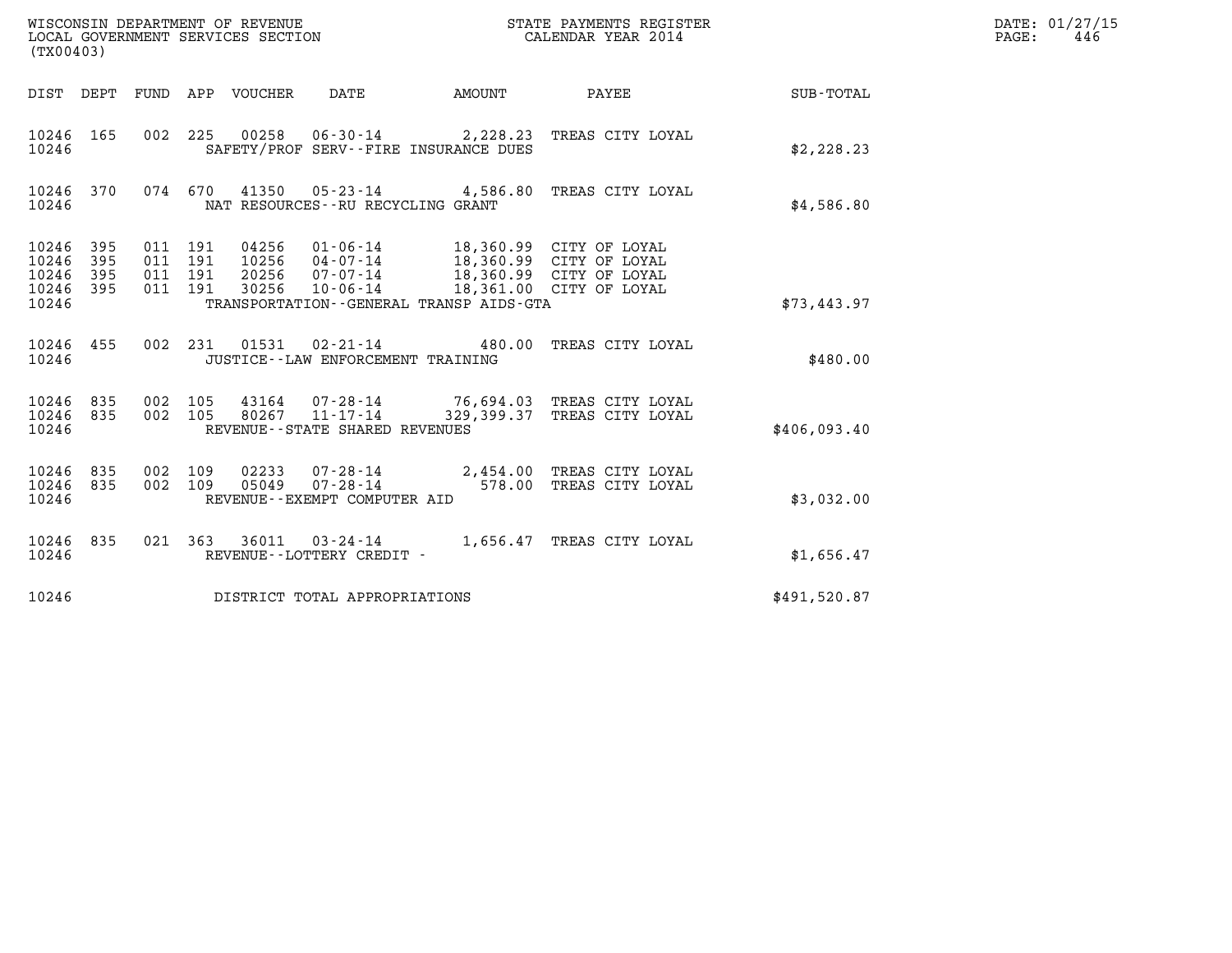WISCONSIN DEPARTMENT OF REVENUE
LOCAL GOVERNMENT SERVICES SECTION
(TX00403)

STATE PAYMENTS REGISTER
CALENDAR YEAR 2014

DATE: 01/27/15
PAGE: 446

| DIST | DEPT | FUND | APP | VOUCHER | DATE | AMOUNT | PAYEE | SUB-TOTAL |
|---|---|---|---|---|---|---|---|---|
| 10246 | 165 | 002 | 225 | 00258 | 06-30-14 | 2,228.23 | TREAS CITY LOYAL | |
| 10246 | | | | SAFETY/PROF SERV--FIRE INSURANCE DUES | | | | $2,228.23 |
| 10246 | 370 | 074 | 670 | 41350 | 05-23-14 | 4,586.80 | TREAS CITY LOYAL | |
| 10246 | | | | NAT RESOURCES--RU RECYCLING GRANT | | | | $4,586.80 |
| 10246 | 395 | 011 | 191 | 04256 | 01-06-14 | 18,360.99 | CITY OF LOYAL | |
| 10246 | 395 | 011 | 191 | 10256 | 04-07-14 | 18,360.99 | CITY OF LOYAL | |
| 10246 | 395 | 011 | 191 | 20256 | 07-07-14 | 18,360.99 | CITY OF LOYAL | |
| 10246 | 395 | 011 | 191 | 30256 | 10-06-14 | 18,361.00 | CITY OF LOYAL | |
| 10246 | | | | TRANSPORTATION--GENERAL TRANSP AIDS-GTA | | | | $73,443.97 |
| 10246 | 455 | 002 | 231 | 01531 | 02-21-14 | 480.00 | TREAS CITY LOYAL | |
| 10246 | | | | JUSTICE--LAW ENFORCEMENT TRAINING | | | | $480.00 |
| 10246 | 835 | 002 | 105 | 43164 | 07-28-14 | 76,694.03 | TREAS CITY LOYAL | |
| 10246 | 835 | 002 | 105 | 80267 | 11-17-14 | 329,399.37 | TREAS CITY LOYAL | |
| 10246 | | | | REVENUE--STATE SHARED REVENUES | | | | $406,093.40 |
| 10246 | 835 | 002 | 109 | 02233 | 07-28-14 | 2,454.00 | TREAS CITY LOYAL | |
| 10246 | 835 | 002 | 109 | 05049 | 07-28-14 | 578.00 | TREAS CITY LOYAL | |
| 10246 | | | | REVENUE--EXEMPT COMPUTER AID | | | | $3,032.00 |
| 10246 | 835 | 021 | 363 | 36011 | 03-24-14 | 1,656.47 | TREAS CITY LOYAL | |
| 10246 | | | | REVENUE--LOTTERY CREDIT - | | | | $1,656.47 |
| 10246 | | | | DISTRICT TOTAL APPROPRIATIONS | | | | $491,520.87 |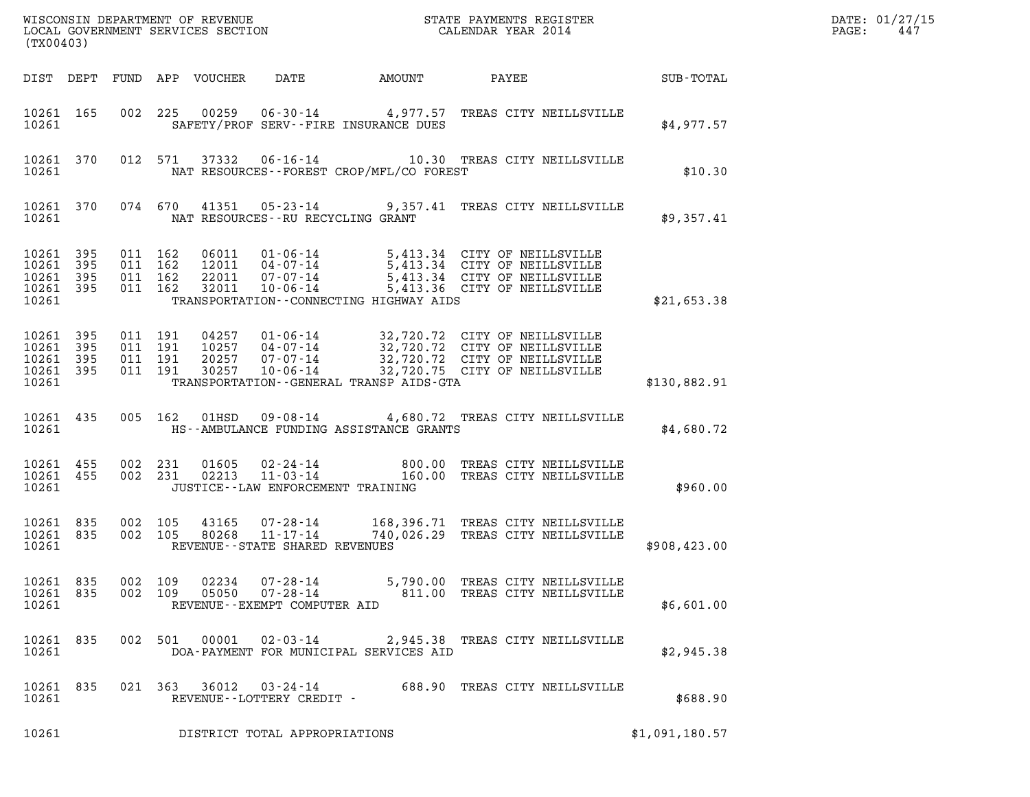WISCONSIN DEPARTMENT OF REVENUE
LOCAL GOVERNMENT SERVICES SECTION
(TX00403)

STATE PAYMENTS REGISTER
CALENDAR YEAR 2014

DATE: 01/27/15
PAGE: 447

| DIST | DEPT | FUND | APP | VOUCHER | DATE | AMOUNT | PAYEE | SUB-TOTAL |
|---|---|---|---|---|---|---|---|---|
| 10261 | 165 | 002 | 225 | 00259 | 06-30-14 | 4,977.57 | TREAS CITY NEILLSVILLE | |
| 10261 | | | | SAFETY/PROF SERV--FIRE INSURANCE DUES | | | | $4,977.57 |
| 10261 | 370 | 012 | 571 | 37332 | 06-16-14 | 10.30 | TREAS CITY NEILLSVILLE | |
| 10261 | | | | NAT RESOURCES--FOREST CROP/MFL/CO FOREST | | | | $10.30 |
| 10261 | 370 | 074 | 670 | 41351 | 05-23-14 | 9,357.41 | TREAS CITY NEILLSVILLE | |
| 10261 | | | | NAT RESOURCES--RU RECYCLING GRANT | | | | $9,357.41 |
| 10261 | 395 | 011 | 162 | 06011 | 01-06-14 | 5,413.34 | CITY OF NEILLSVILLE | |
| 10261 | 395 | 011 | 162 | 12011 | 04-07-14 | 5,413.34 | CITY OF NEILLSVILLE | |
| 10261 | 395 | 011 | 162 | 22011 | 07-07-14 | 5,413.34 | CITY OF NEILLSVILLE | |
| 10261 | 395 | 011 | 162 | 32011 | 10-06-14 | 5,413.36 | CITY OF NEILLSVILLE | |
| 10261 | | | | TRANSPORTATION--CONNECTING HIGHWAY AIDS | | | | $21,653.38 |
| 10261 | 395 | 011 | 191 | 04257 | 01-06-14 | 32,720.72 | CITY OF NEILLSVILLE | |
| 10261 | 395 | 011 | 191 | 10257 | 04-07-14 | 32,720.72 | CITY OF NEILLSVILLE | |
| 10261 | 395 | 011 | 191 | 20257 | 07-07-14 | 32,720.72 | CITY OF NEILLSVILLE | |
| 10261 | 395 | 011 | 191 | 30257 | 10-06-14 | 32,720.75 | CITY OF NEILLSVILLE | |
| 10261 | | | | TRANSPORTATION--GENERAL TRANSP AIDS-GTA | | | | $130,882.91 |
| 10261 | 435 | 005 | 162 | 01HSD | 09-08-14 | 4,680.72 | TREAS CITY NEILLSVILLE | |
| 10261 | | | | HS--AMBULANCE FUNDING ASSISTANCE GRANTS | | | | $4,680.72 |
| 10261 | 455 | 002 | 231 | 01605 | 02-24-14 | 800.00 | TREAS CITY NEILLSVILLE | |
| 10261 | 455 | 002 | 231 | 02213 | 11-03-14 | 160.00 | TREAS CITY NEILLSVILLE | |
| 10261 | | | | JUSTICE--LAW ENFORCEMENT TRAINING | | | | $960.00 |
| 10261 | 835 | 002 | 105 | 43165 | 07-28-14 | 168,396.71 | TREAS CITY NEILLSVILLE | |
| 10261 | 835 | 002 | 105 | 80268 | 11-17-14 | 740,026.29 | TREAS CITY NEILLSVILLE | |
| 10261 | | | | REVENUE--STATE SHARED REVENUES | | | | $908,423.00 |
| 10261 | 835 | 002 | 109 | 02234 | 07-28-14 | 5,790.00 | TREAS CITY NEILLSVILLE | |
| 10261 | 835 | 002 | 109 | 05050 | 07-28-14 | 811.00 | TREAS CITY NEILLSVILLE | |
| 10261 | | | | REVENUE--EXEMPT COMPUTER AID | | | | $6,601.00 |
| 10261 | 835 | 002 | 501 | 00001 | 02-03-14 | 2,945.38 | TREAS CITY NEILLSVILLE | |
| 10261 | | | | DOA-PAYMENT FOR MUNICIPAL SERVICES AID | | | | $2,945.38 |
| 10261 | 835 | 021 | 363 | 36012 | 03-24-14 | 688.90 | TREAS CITY NEILLSVILLE | |
| 10261 | | | | REVENUE--LOTTERY CREDIT - | | | | $688.90 |
| 10261 | | | | DISTRICT TOTAL APPROPRIATIONS | | | | $1,091,180.57 |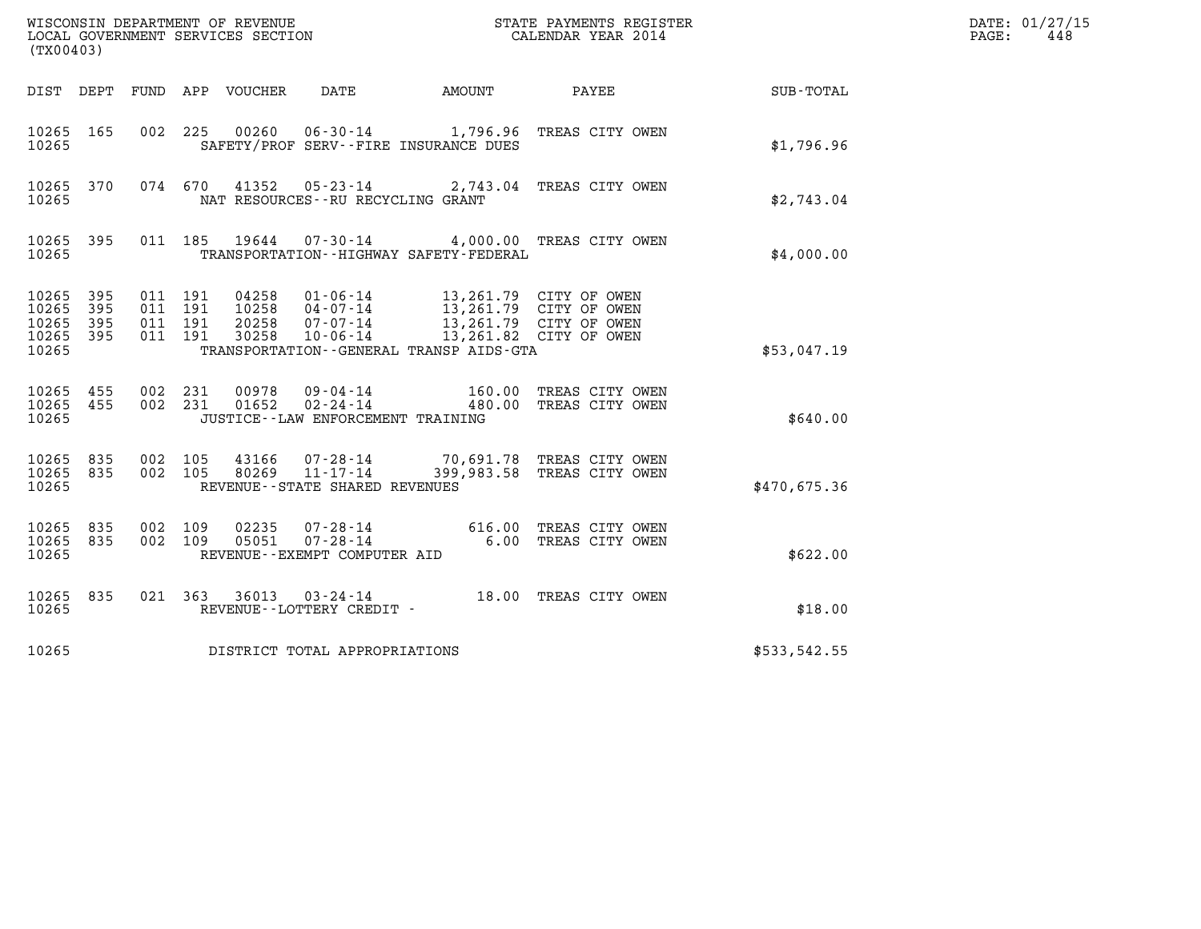WISCONSIN DEPARTMENT OF REVENUE
LOCAL GOVERNMENT SERVICES SECTION
(TX00403)

STATE PAYMENTS REGISTER
CALENDAR YEAR 2014

DATE: 01/27/15
PAGE: 448

| DIST | DEPT | FUND | APP | VOUCHER | DATE | AMOUNT | PAYEE | SUB-TOTAL |
|---|---|---|---|---|---|---|---|---|
| 10265 | 165 | 002 | 225 | 00260 | 06-30-14 | 1,796.96 | TREAS CITY OWEN | |
| 10265 | | | | | SAFETY/PROF SERV--FIRE INSURANCE DUES | | | $1,796.96 |
| 10265 | 370 | 074 | 670 | 41352 | 05-23-14 | 2,743.04 | TREAS CITY OWEN | |
| 10265 | | | | | NAT RESOURCES--RU RECYCLING GRANT | | | $2,743.04 |
| 10265 | 395 | 011 | 185 | 19644 | 07-30-14 | 4,000.00 | TREAS CITY OWEN | |
| 10265 | | | | | TRANSPORTATION--HIGHWAY SAFETY-FEDERAL | | | $4,000.00 |
| 10265 | 395 | 011 | 191 | 04258 | 01-06-14 | 13,261.79 | CITY OF OWEN | |
| 10265 | 395 | 011 | 191 | 10258 | 04-07-14 | 13,261.79 | CITY OF OWEN | |
| 10265 | 395 | 011 | 191 | 20258 | 07-07-14 | 13,261.79 | CITY OF OWEN | |
| 10265 | 395 | 011 | 191 | 30258 | 10-06-14 | 13,261.82 | CITY OF OWEN | |
| 10265 | | | | | TRANSPORTATION--GENERAL TRANSP AIDS-GTA | | | $53,047.19 |
| 10265 | 455 | 002 | 231 | 00978 | 09-04-14 | 160.00 | TREAS CITY OWEN | |
| 10265 | 455 | 002 | 231 | 01652 | 02-24-14 | 480.00 | TREAS CITY OWEN | |
| 10265 | | | | | JUSTICE--LAW ENFORCEMENT TRAINING | | | $640.00 |
| 10265 | 835 | 002 | 105 | 43166 | 07-28-14 | 70,691.78 | TREAS CITY OWEN | |
| 10265 | 835 | 002 | 105 | 80269 | 11-17-14 | 399,983.58 | TREAS CITY OWEN | |
| 10265 | | | | | REVENUE--STATE SHARED REVENUES | | | $470,675.36 |
| 10265 | 835 | 002 | 109 | 02235 | 07-28-14 | 616.00 | TREAS CITY OWEN | |
| 10265 | 835 | 002 | 109 | 05051 | 07-28-14 | 6.00 | TREAS CITY OWEN | |
| 10265 | | | | | REVENUE--EXEMPT COMPUTER AID | | | $622.00 |
| 10265 | 835 | 021 | 363 | 36013 | 03-24-14 | 18.00 | TREAS CITY OWEN | |
| 10265 | | | | | REVENUE--LOTTERY CREDIT - | | | $18.00 |
| 10265 | | | | | DISTRICT TOTAL APPROPRIATIONS | | | $533,542.55 |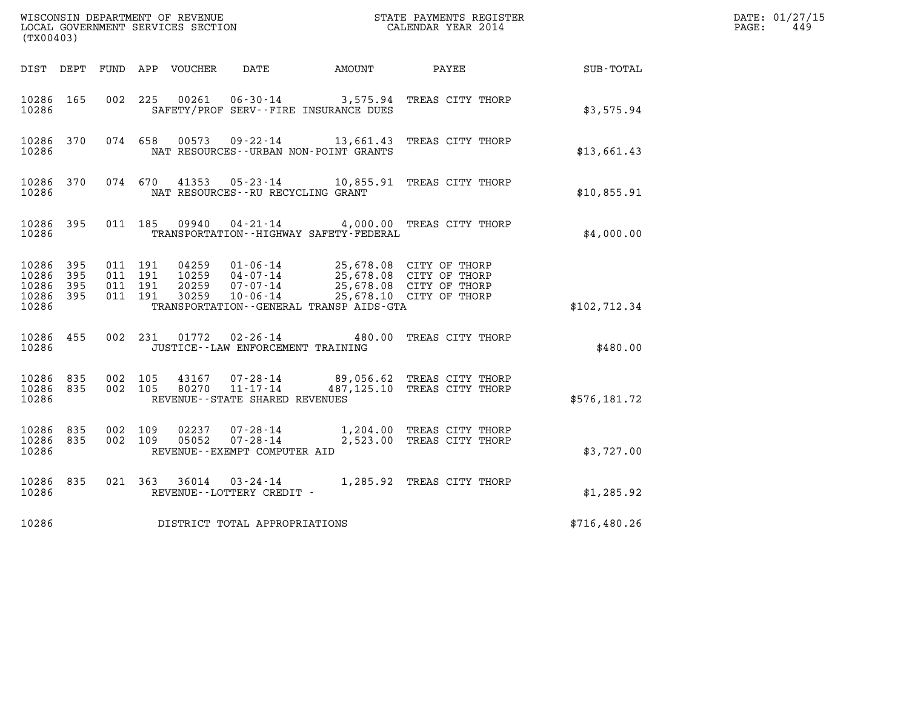WISCONSIN DEPARTMENT OF REVENUE
LOCAL GOVERNMENT SERVICES SECTION
(TX00403)

STATE PAYMENTS REGISTER
CALENDAR YEAR 2014

DATE: 01/27/15
PAGE: 449

| DIST | DEPT | FUND | APP | VOUCHER | DATE | AMOUNT | PAYEE | SUB-TOTAL |
|---|---|---|---|---|---|---|---|---|
| 10286 | 165 | 002 | 225 | 00261 | 06-30-14 | 3,575.94 | TREAS CITY THORP | |
| 10286 | | | | SAFETY/PROF SERV--FIRE INSURANCE DUES | | | | $3,575.94 |
| 10286 | 370 | 074 | 658 | 00573 | 09-22-14 | 13,661.43 | TREAS CITY THORP | |
| 10286 | | | | NAT RESOURCES--URBAN NON-POINT GRANTS | | | | $13,661.43 |
| 10286 | 370 | 074 | 670 | 41353 | 05-23-14 | 10,855.91 | TREAS CITY THORP | |
| 10286 | | | | NAT RESOURCES--RU RECYCLING GRANT | | | | $10,855.91 |
| 10286 | 395 | 011 | 185 | 09940 | 04-21-14 | 4,000.00 | TREAS CITY THORP | |
| 10286 | | | | TRANSPORTATION--HIGHWAY SAFETY-FEDERAL | | | | $4,000.00 |
| 10286 | 395 | 011 | 191 | 04259 | 01-06-14 | 25,678.08 | CITY OF THORP | |
| 10286 | 395 | 011 | 191 | 10259 | 04-07-14 | 25,678.08 | CITY OF THORP | |
| 10286 | 395 | 011 | 191 | 20259 | 07-07-14 | 25,678.08 | CITY OF THORP | |
| 10286 | 395 | 011 | 191 | 30259 | 10-06-14 | 25,678.10 | CITY OF THORP | |
| 10286 | | | | TRANSPORTATION--GENERAL TRANSP AIDS-GTA | | | | $102,712.34 |
| 10286 | 455 | 002 | 231 | 01772 | 02-26-14 | 480.00 | TREAS CITY THORP | |
| 10286 | | | | JUSTICE--LAW ENFORCEMENT TRAINING | | | | $480.00 |
| 10286 | 835 | 002 | 105 | 43167 | 07-28-14 | 89,056.62 | TREAS CITY THORP | |
| 10286 | 835 | 002 | 105 | 80270 | 11-17-14 | 487,125.10 | TREAS CITY THORP | |
| 10286 | | | | REVENUE--STATE SHARED REVENUES | | | | $576,181.72 |
| 10286 | 835 | 002 | 109 | 02237 | 07-28-14 | 1,204.00 | TREAS CITY THORP | |
| 10286 | 835 | 002 | 109 | 05052 | 07-28-14 | 2,523.00 | TREAS CITY THORP | |
| 10286 | | | | REVENUE--EXEMPT COMPUTER AID | | | | $3,727.00 |
| 10286 | 835 | 021 | 363 | 36014 | 03-24-14 | 1,285.92 | TREAS CITY THORP | |
| 10286 | | | | REVENUE--LOTTERY CREDIT - | | | | $1,285.92 |
| 10286 | | | | DISTRICT TOTAL APPROPRIATIONS | | | | $716,480.26 |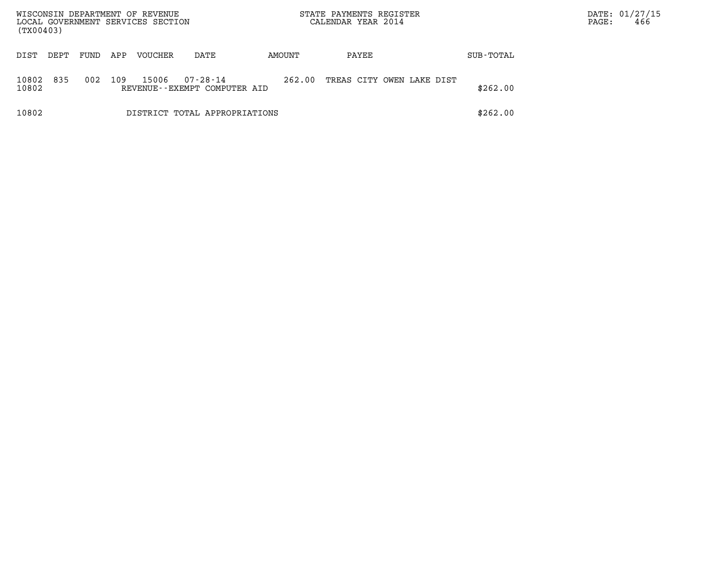WISCONSIN DEPARTMENT OF REVENUE
LOCAL GOVERNMENT SERVICES SECTION
(TX00403)

STATE PAYMENTS REGISTER
CALENDAR YEAR 2014

DATE: 01/27/15

| DIST | DEPT | FUND | APP | VOUCHER | DATE | AMOUNT | PAYEE | SUB-TOTAL |
|---|---|---|---|---|---|---|---|---|
| 10802 | 835 | 002 | 109 | 15006 | 07-28-14 | 262.00 | TREAS CITY OWEN LAKE DIST | |
| 10802 | | | | REVENUE--EXEMPT COMPUTER AID | | | | $262.00 |
| 10802 | | | | DISTRICT TOTAL APPROPRIATIONS | | | | $262.00 |